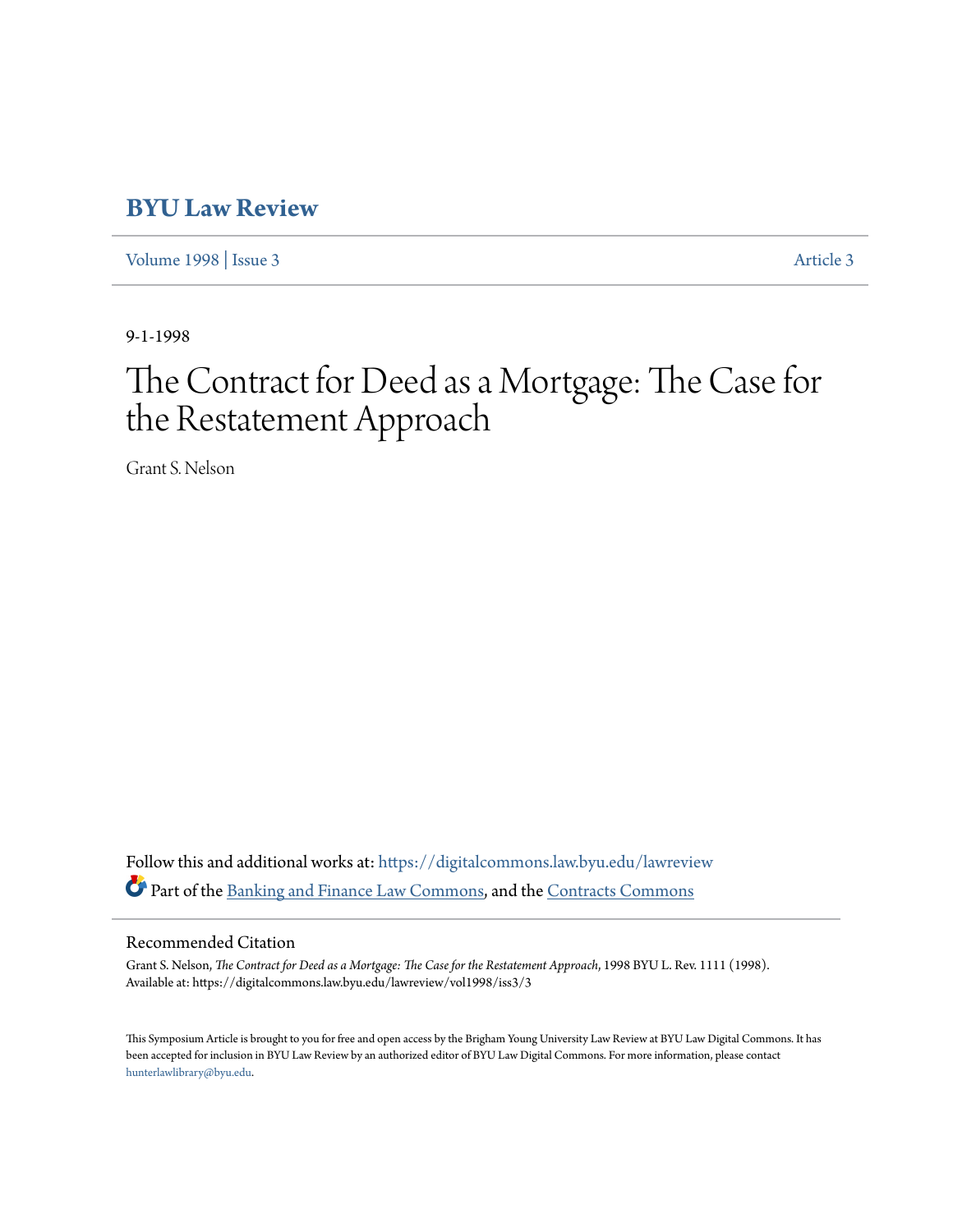# BYU Law Review

Volume 1998 | Issue 3 Article 3

9-1-1998

# The Contract for Deed as a Mortgage: The Case for the Restatement Approach

Grant S. Nelson

Follow this and additional works at: https://digitalcommons.law.byu.edu/lawreview

Part of the Banking and Finance Law Commons, and the Contracts Commons

## Recommended Citation

Grant S. Nelson, *The Contract for Deed as a Mortgage: The Case for the Restatement Approach*, 1998 BYU L. Rev. 1111 (1998). Available at: https://digitalcommons.law.byu.edu/lawreview/vol1998/iss3/3

This Symposium Article is brought to you for free and open access by the Brigham Young University Law Review at BYU Law Digital Commons. It has been accepted for inclusion in BYU Law Review by an authorized editor of BYU Law Digital Commons. For more information, please contact hunterlawlibrary@byu.edu.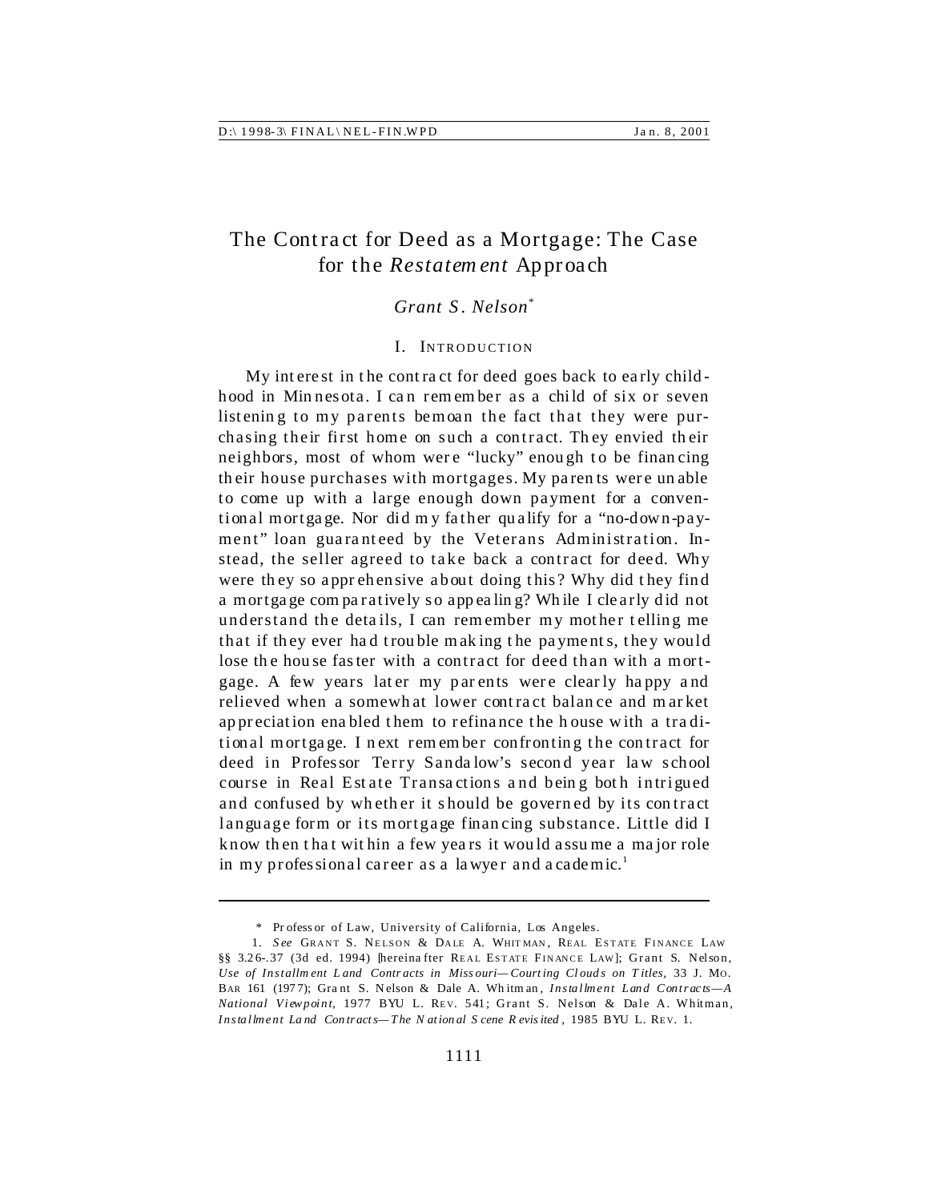# The Contract for Deed as a Mortgage: The Case for the *Restatement* Approach

*Grant S. Nelson*[*]

## I. Introduction

My interest in the contract for deed goes back to early childhood in Minnesota. I can remember as a child of six or seven listening to my parents bemoan the fact that they were purchasing their first home on such a contract. They envied their neighbors, most of whom were "lucky" enough to be financing their house purchases with mortgages. My parents were unable to come up with a large enough down payment for a conventional mortgage. Nor did my father qualify for a "no-down-payment" loan guaranteed by the Veterans Administration. Instead, the seller agreed to take back a contract for deed. Why were they so apprehensive about doing this? Why did they find a mortgage comparatively so appealing? While I clearly did not understand the details, I can remember my mother telling me that if they ever had trouble making the payments, they would lose the house faster with a contract for deed than with a mortgage. A few years later my parents were clearly happy and relieved when a somewhat lower contract balance and market appreciation enabled them to refinance the house with a traditional mortgage. I next remember confronting the contract for deed in Professor Terry Sandalow's second year law school course in Real Estate Transactions and being both intrigued and confused by whether it should be governed by its contract language form or its mortgage financing substance. Little did I know then that within a few years it would assume a major role in my professional career as a lawyer and academic.[1]

---

\* Professor of Law, University of California, Los Angeles.

1. *See* Grant S. Nelson & Dale A. Whitman, Real Estate Finance Law §§ 3.26-.37 (3d ed. 1994) [hereinafter Real Estate Finance Law]; Grant S. Nelson, *Use of Installment Land Contracts in Missouri—Courting Clouds on Titles*, 33 J. Mo. Bar 161 (1977); Grant S. Nelson & Dale A. Whitman, *Installment Land Contracts—A National Viewpoint*, 1977 BYU L. Rev. 541; Grant S. Nelson & Dale A. Whitman, *Installment Land Contracts—The National Scene Revisited*, 1985 BYU L. Rev. 1.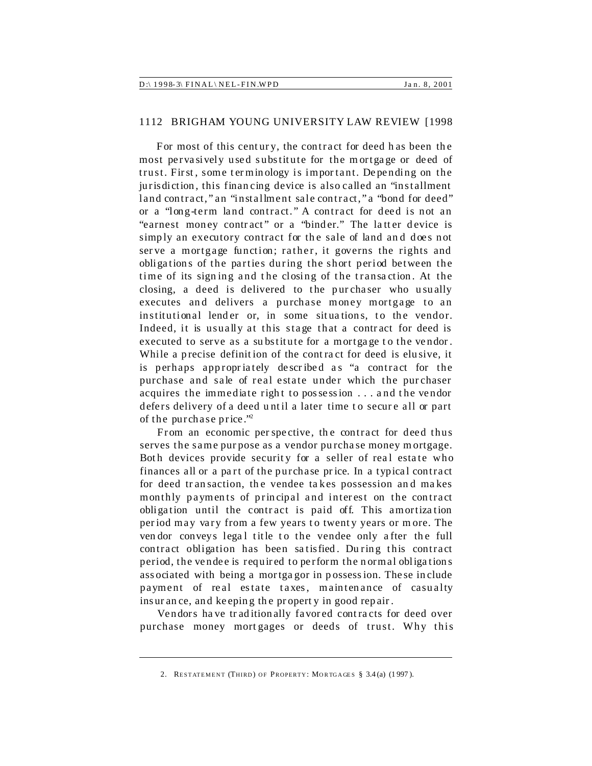For most of this century, the contract for deed has been the most pervasively used substitute for the mortgage or deed of trust. First, some terminology is important. Depending on the jurisdiction, this financing device is also called an "installment land contract," an "installment sale contract," a "bond for deed" or a "long-term land contract." A contract for deed is not an "earnest money contract" or a "binder." The latter device is simply an executory contract for the sale of land and does not serve a mortgage function; rather, it governs the rights and obligations of the parties during the short period between the time of its signing and the closing of the transaction. At the closing, a deed is delivered to the purchaser who usually executes and delivers a purchase money mortgage to an institutional lender or, in some situations, to the vendor. Indeed, it is usually at this stage that a contract for deed is executed to serve as a substitute for a mortgage to the vendor. While a precise definition of the contract for deed is elusive, it is perhaps appropriately described as "a contract for the purchase and sale of real estate under which the purchaser acquires the immediate right to possession . . . and the vendor defers delivery of a deed until a later time to secure all or part of the purchase price."[2]

From an economic perspective, the contract for deed thus serves the same purpose as a vendor purchase money mortgage. Both devices provide security for a seller of real estate who finances all or a part of the purchase price. In a typical contract for deed transaction, the vendee takes possession and makes monthly payments of principal and interest on the contract obligation until the contract is paid off. This amortization period may vary from a few years to twenty years or more. The vendor conveys legal title to the vendee only after the full contract obligation has been satisfied. During this contract period, the vendee is required to perform the normal obligations associated with being a mortgagor in possession. These include payment of real estate taxes, maintenance of casualty insurance, and keeping the property in good repair.

Vendors have traditionally favored contracts for deed over purchase money mortgages or deeds of trust. Why this

---

2. RESTATEMENT (THIRD) OF PROPERTY: MORTGAGES § 3.4(a) (1997).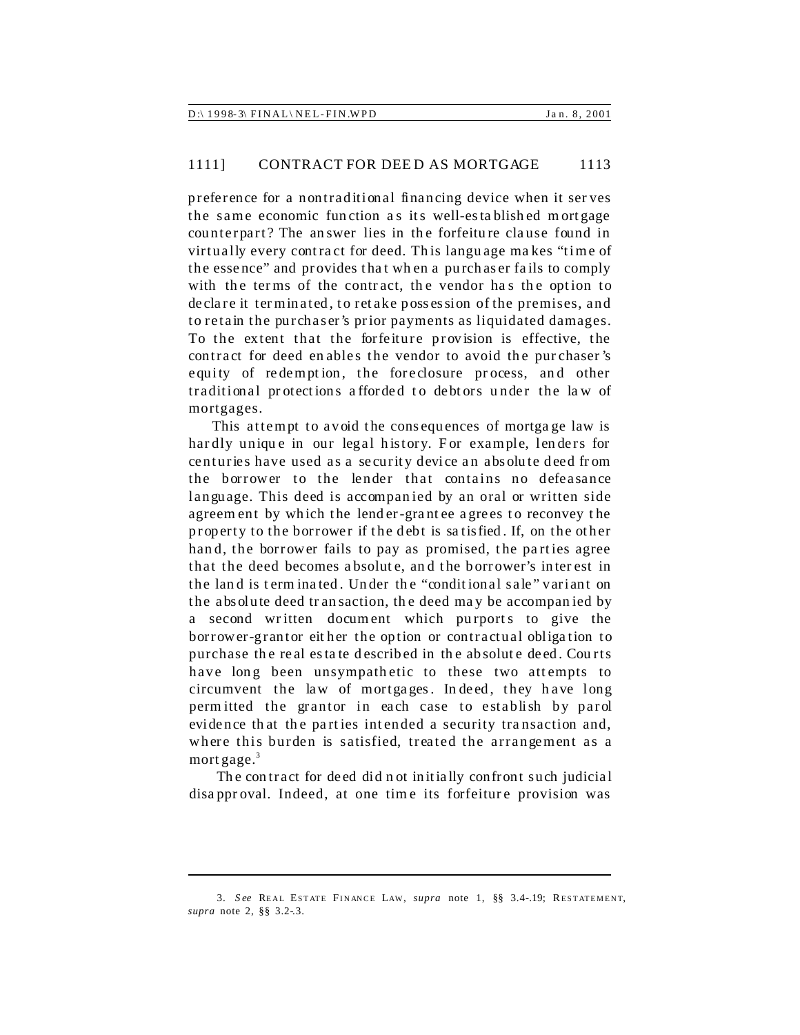preference for a nontraditional financing device when it serves the same economic function as its well-established mortgage counterpart? The answer lies in the forfeiture clause found in virtually every contract for deed. This language makes "time of the essence" and provides that when a purchaser fails to comply with the terms of the contract, the vendor has the option to declare it terminated, to retake possession of the premises, and to retain the purchaser's prior payments as liquidated damages. To the extent that the forfeiture provision is effective, the contract for deed enables the vendor to avoid the purchaser's equity of redemption, the foreclosure process, and other traditional protections afforded to debtors under the law of mortgages.

This attempt to avoid the consequences of mortgage law is hardly unique in our legal history. For example, lenders for centuries have used as a security device an absolute deed from the borrower to the lender that contains no defeasance language. This deed is accompanied by an oral or written side agreement by which the lender-grantee agrees to reconvey the property to the borrower if the debt is satisfied. If, on the other hand, the borrower fails to pay as promised, the parties agree that the deed becomes absolute, and the borrower's interest in the land is terminated. Under the "conditional sale" variant on the absolute deed transaction, the deed may be accompanied by a second written document which purports to give the borrower-grantor either the option or contractual obligation to purchase the real estate described in the absolute deed. Courts have long been unsympathetic to these two attempts to circumvent the law of mortgages. Indeed, they have long permitted the grantor in each case to establish by parol evidence that the parties intended a security transaction and, where this burden is satisfied, treated the arrangement as a mortgage.[3]

The contract for deed did not initially confront such judicial disapproval. Indeed, at one time its forfeiture provision was

---

3. *See* REAL ESTATE FINANCE LAW, *supra* note 1, §§ 3.4-.19; RESTATEMENT, *supra* note 2, §§ 3.2-.3.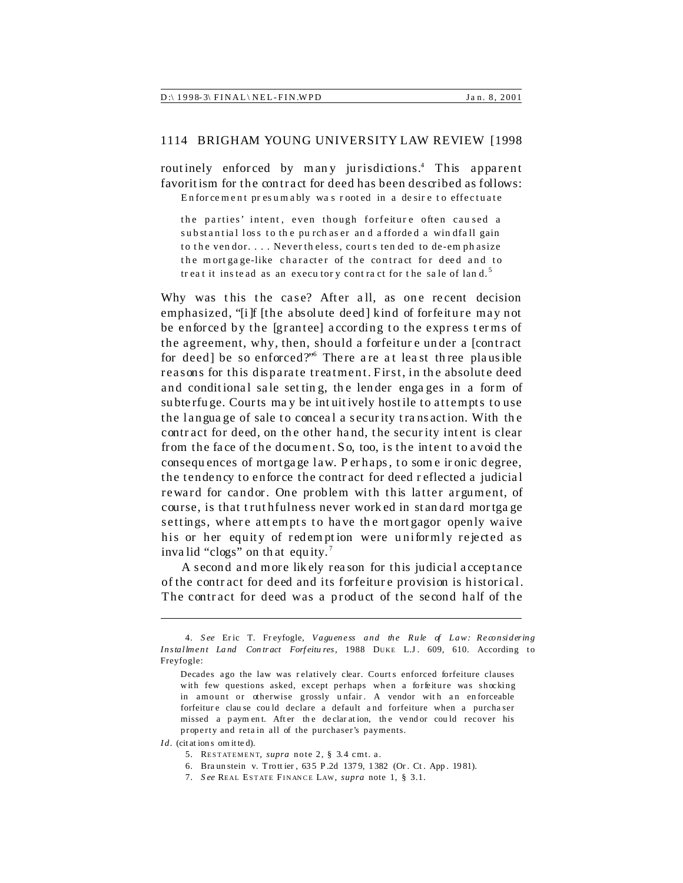routinely enforced by many jurisdictions.[4] This apparent favoritism for the contract for deed has been described as follows:

> Enforcement presumably was rooted in a desire to effectuate the parties' intent, even though forfeiture often caused a substantial loss to the purchaser and afforded a windfall gain to the vendor. . . . Nevertheless, courts tended to de-emphasize the mortgage-like character of the contract for deed and to treat it instead as an executory contract for the sale of land.[5]

Why was this the case? After all, as one recent decision emphasized, "[i]f [the absolute deed] kind of forfeiture may not be enforced by the [grantee] according to the express terms of the agreement, why, then, should a forfeiture under a [contract for deed] be so enforced?"[6] There are at least three plausible reasons for this disparate treatment. First, in the absolute deed and conditional sale setting, the lender engages in a form of subterfuge. Courts may be intuitively hostile to attempts to use the language of sale to conceal a security transaction. With the contract for deed, on the other hand, the security intent is clear from the face of the document. So, too, is the intent to avoid the consequences of mortgage law. Perhaps, to some ironic degree, the tendency to enforce the contract for deed reflected a judicial reward for candor. One problem with this latter argument, of course, is that truthfulness never worked in standard mortgage settings, where attempts to have the mortgagor openly waive his or her equity of redemption were uniformly rejected as invalid "clogs" on that equity.[7]

A second and more likely reason for this judicial acceptance of the contract for deed and its forfeiture provision is historical. The contract for deed was a product of the second half of the

---

4. *See* Eric T. Freyfogle, *Vagueness and the Rule of Law: Reconsidering Installment Land Contract Forfeitures*, 1988 DUKE L.J. 609, 610. According to Freyfogle:

> Decades ago the law was relatively clear. Courts enforced forfeiture clauses with few questions asked, except perhaps when a forfeiture was shocking in amount or otherwise grossly unfair. A vendor with an enforceable forfeiture clause could declare a default and forfeiture when a purchaser missed a payment. After the declaration, the vendor could recover his property and retain all of the purchaser's payments.

*Id.* (citations omitted).

5. RESTATEMENT, *supra* note 2, § 3.4 cmt. a.

6. Braunstein v. Trottier, 635 P.2d 1379, 1382 (Or. Ct. App. 1981).

7. *See* REAL ESTATE FINANCE LAW, *supra* note 1, § 3.1.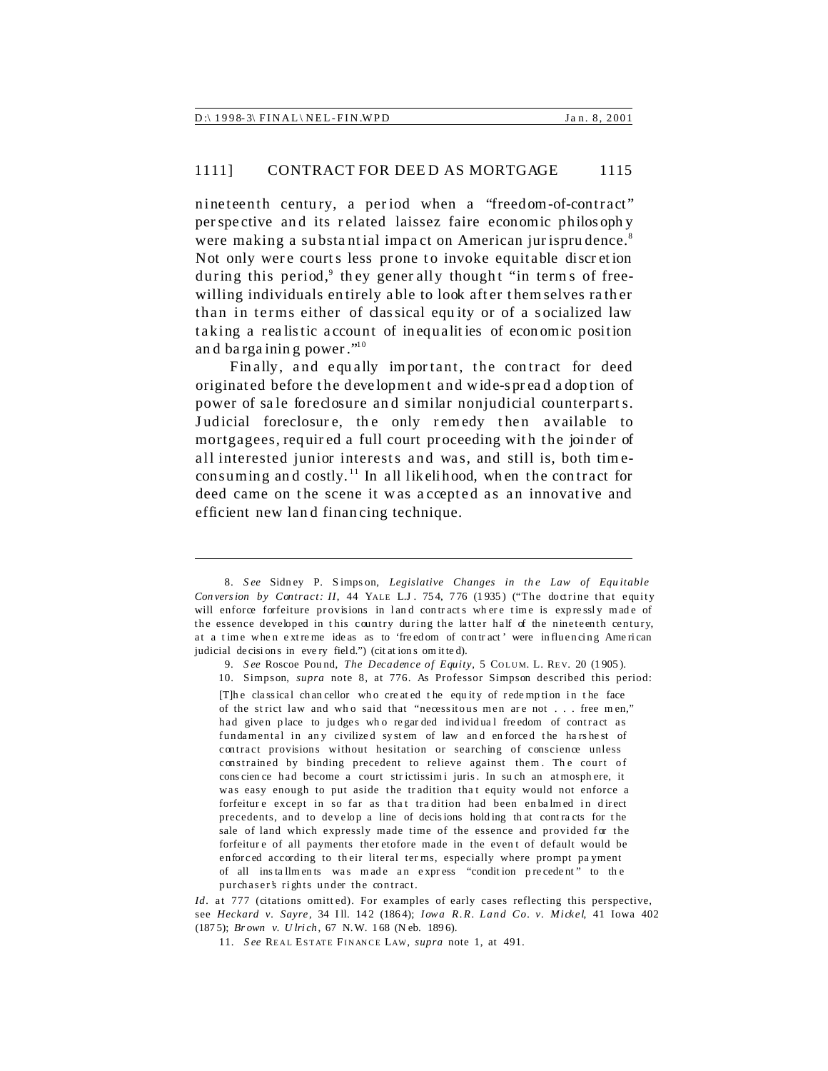nineteenth century, a period when a "freedom-of-contract" perspective and its related laissez faire economic philosophy were making a substantial impact on American jurisprudence.[8] Not only were courts less prone to invoke equitable discretion during this period,[9] they generally thought "in terms of free-willing individuals entirely able to look after themselves rather than in terms either of classical equity or of a socialized law taking a realistic account of inequalities of economic position and bargaining power."[10]

Finally, and equally important, the contract for deed originated before the development and wide-spread adoption of power of sale foreclosure and similar nonjudicial counterparts. Judicial foreclosure, the only remedy then available to mortgagees, required a full court proceeding with the joinder of all interested junior interests and was, and still is, both time-consuming and costly.[11] In all likelihood, when the contract for deed came on the scene it was accepted as an innovative and efficient new land financing technique.

---

8. *See* Sidney P. Simpson, *Legislative Changes in the Law of Equitable Conversion by Contract: II*, 44 YALE L.J. 754, 776 (1935) ("The doctrine that equity will enforce forfeiture provisions in land contracts where time is expressly made of the essence developed in this country during the latter half of the nineteenth century, at a time when extreme ideas as to 'freedom of contract' were influencing American judicial decisions in every field.") (citations omitted).

9. *See* Roscoe Pound, *The Decadence of Equity*, 5 COLUM. L. REV. 20 (1905).

10. Simpson, *supra* note 8, at 776. As Professor Simpson described this period:

> [T]he classical chancellor who created the equity of redemption in the face of the strict law and who said that "necessitous men are not . . . free men," had given place to judges who regarded individual freedom of contract as fundamental in any civilized system of law and enforced the harshest of contract provisions without hesitation or searching of conscience unless constrained by binding precedent to relieve against them. The court of conscience had become a court strictissimi juris. In such an atmosphere, it was easy enough to put aside the tradition that equity would not enforce a forfeiture except in so far as that tradition had been enbalmed in direct precedents, and to develop a line of decisions holding that contracts for the sale of land which expressly made time of the essence and provided for the forfeiture of all payments theretofore made in the event of default would be enforced according to their literal terms, especially where prompt payment of all installments was made an express "condition precedent" to the purchaser's rights under the contract.

*Id.* at 777 (citations omitted). For examples of early cases reflecting this perspective, see *Heckard v. Sayre*, 34 Ill. 142 (1864); *Iowa R.R. Land Co. v. Mickel*, 41 Iowa 402 (1875); *Brown v. Ulrich*, 67 N.W. 168 (Neb. 1896).

11. *See* REAL ESTATE FINANCE LAW, *supra* note 1, at 491.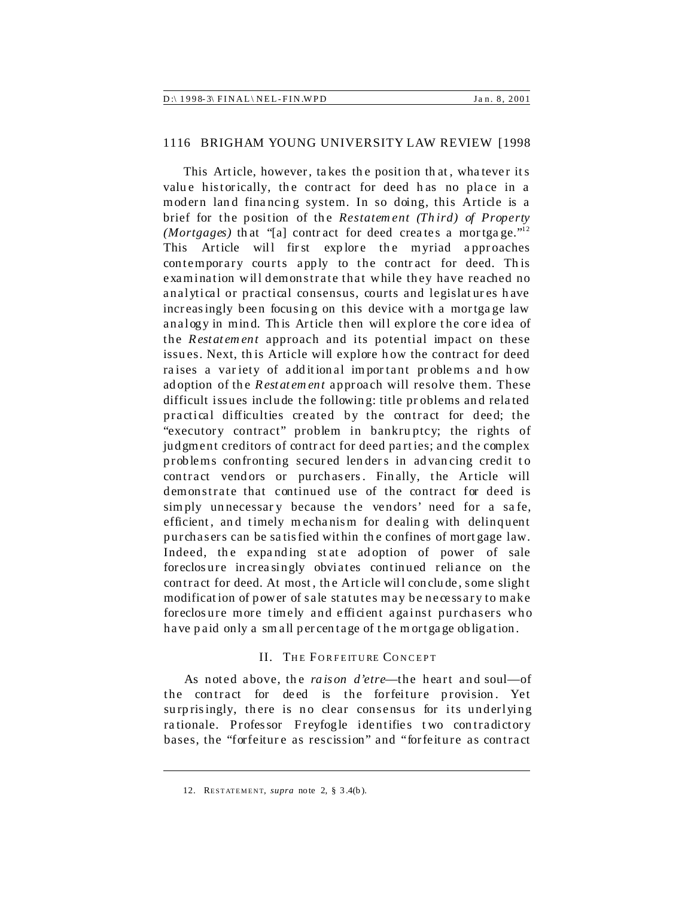This Article, however, takes the position that, whatever its value historically, the contract for deed has no place in a modern land financing system. In so doing, this Article is a brief for the position of the *Restatement (Third) of Property (Mortgages)* that "[a] contract for deed creates a mortgage."[12] This Article will first explore the myriad approaches contemporary courts apply to the contract for deed. This examination will demonstrate that while they have reached no analytical or practical consensus, courts and legislatures have increasingly been focusing on this device with a mortgage law analogy in mind. This Article then will explore the core idea of the *Restatement* approach and its potential impact on these issues. Next, this Article will explore how the contract for deed raises a variety of additional important problems and how adoption of the *Restatement* approach will resolve them. These difficult issues include the following: title problems and related practical difficulties created by the contract for deed; the "executory contract" problem in bankruptcy; the rights of judgment creditors of contract for deed parties; and the complex problems confronting secured lenders in advancing credit to contract vendors or purchasers. Finally, the Article will demonstrate that continued use of the contract for deed is simply unnecessary because the vendors' need for a safe, efficient, and timely mechanism for dealing with delinquent purchasers can be satisfied within the confines of mortgage law. Indeed, the expanding state adoption of power of sale foreclosure increasingly obviates continued reliance on the contract for deed. At most, the Article will conclude, some slight modification of power of sale statutes may be necessary to make foreclosure more timely and efficient against purchasers who have paid only a small percentage of the mortgage obligation.

## II. THE FORFEITURE CONCEPT

As noted above, the *raison d'etre*—the heart and soul—of the contract for deed is the forfeiture provision. Yet surprisingly, there is no clear consensus for its underlying rationale. Professor Freyfogle identifies two contradictory bases, the "forfeiture as rescission" and "forfeiture as contract

---

12. RESTATEMENT, *supra* note 2, § 3.4(b).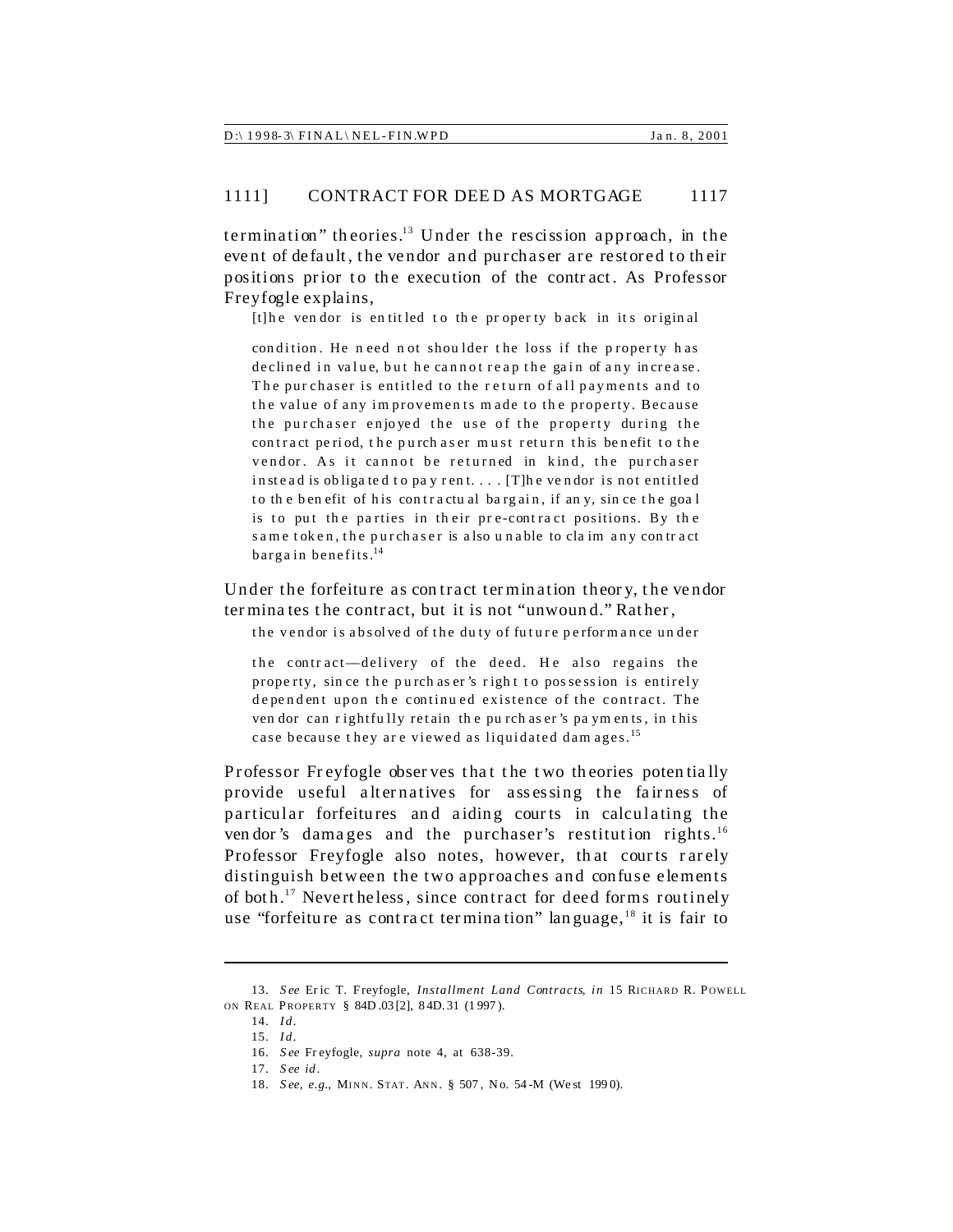termination" theories.[13] Under the rescission approach, in the event of default, the vendor and purchaser are restored to their positions prior to the execution of the contract. As Professor Freyfogle explains,

> [t]he vendor is entitled to the property back in its original condition. He need not shoulder the loss if the property has declined in value, but he cannot reap the gain of any increase. The purchaser is entitled to the return of all payments and to the value of any improvements made to the property. Because the purchaser enjoyed the use of the property during the contract period, the purchaser must return this benefit to the vendor. As it cannot be returned in kind, the purchaser instead is obligated to pay rent. . . . [T]he vendor is not entitled to the benefit of his contractual bargain, if any, since the goal is to put the parties in their pre-contract positions. By the same token, the purchaser is also unable to claim any contract bargain benefits.[14]

Under the forfeiture as contract termination theory, the vendor terminates the contract, but it is not "unwound." Rather,

> the vendor is absolved of the duty of future performance under the contract—delivery of the deed. He also regains the property, since the purchaser's right to possession is entirely dependent upon the continued existence of the contract. The vendor can rightfully retain the purchaser's payments, in this case because they are viewed as liquidated damages.[15]

Professor Freyfogle observes that the two theories potentially provide useful alternatives for assessing the fairness of particular forfeitures and aiding courts in calculating the vendor's damages and the purchaser's restitution rights.[16] Professor Freyfogle also notes, however, that courts rarely distinguish between the two approaches and confuse elements of both.[17] Nevertheless, since contract for deed forms routinely use "forfeiture as contract termination" language,[18] it is fair to

---

13. *See* Eric T. Freyfogle, *Installment Land Contracts*, *in* 15 RICHARD R. POWELL ON REAL PROPERTY § 84D.03[2], 84D.31 (1997).

14. *Id.*

15. *Id.*

16. *See* Freyfogle, *supra* note 4, at 638-39.

17. *See id.*

18. *See, e.g.*, MINN. STAT. ANN. § 507, No. 54-M (West 1990).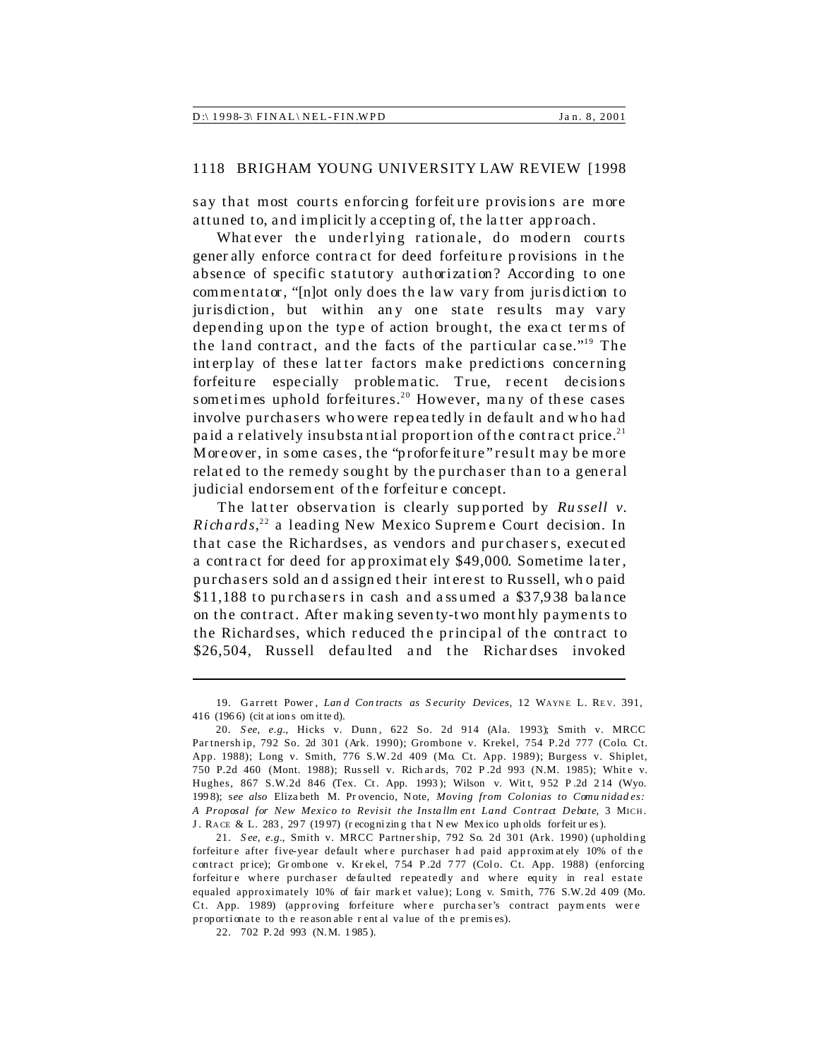say that most courts enforcing forfeiture provisions are more attuned to, and implicitly accepting of, the latter approach.

Whatever the underlying rationale, do modern courts generally enforce contract for deed forfeiture provisions in the absence of specific statutory authorization? According to one commentator, "[n]ot only does the law vary from jurisdiction to jurisdiction, but within any one state results may vary depending upon the type of action brought, the exact terms of the land contract, and the facts of the particular case."[19] The interplay of these latter factors make predictions concerning forfeiture especially problematic. True, recent decisions sometimes uphold forfeitures.[20] However, many of these cases involve purchasers who were repeatedly in default and who had paid a relatively insubstantial proportion of the contract price.[21] Moreover, in some cases, the "proforfeiture" result may be more related to the remedy sought by the purchaser than to a general judicial endorsement of the forfeiture concept.

The latter observation is clearly supported by *Russell v. Richards*,[22] a leading New Mexico Supreme Court decision. In that case the Richardses, as vendors and purchasers, executed a contract for deed for approximately $49,000. Sometime later, purchasers sold and assigned their interest to Russell, who paid $11,188 to purchasers in cash and assumed a $37,938 balance on the contract. After making seventy-two monthly payments to the Richardses, which reduced the principal of the contract to $26,504, Russell defaulted and the Richardses invoked

---

19. Garrett Power, *Land Contracts as Security Devices*, 12 WAYNE L. REV. 391, 416 (1966) (citations omitted).

20. *See, e.g.*, Hicks v. Dunn, 622 So. 2d 914 (Ala. 1993); Smith v. MRCC Partnership, 792 So. 2d 301 (Ark. 1990); Grombone v. Krekel, 754 P.2d 777 (Colo. Ct. App. 1988); Long v. Smith, 776 S.W.2d 409 (Mo. Ct. App. 1989); Burgess v. Shiplet, 750 P.2d 460 (Mont. 1988); Russell v. Richards, 702 P.2d 993 (N.M. 1985); White v. Hughes, 867 S.W.2d 846 (Tex. Ct. App. 1993); Wilson v. Witt, 952 P.2d 214 (Wyo. 1998); s*ee also* Elizabeth M. Provencio, Note, *Moving from Colonias to Comunidades: A Proposal for New Mexico to Revisit the Installment Land Contract Debate*, 3 MICH. J. RACE & L. 283, 297 (1997) (recognizing that New Mexico upholds forfeitures).

21. *See, e.g.*, Smith v. MRCC Partnership, 792 So. 2d 301 (Ark. 1990) (upholding forfeiture after five-year default where purchaser had paid approximately 10% of the contract price); Grombone v. Krekel, 754 P.2d 777 (Colo. Ct. App. 1988) (enforcing forfeiture where purchaser defaulted repeatedly and where equity in real estate equaled approximately 10% of fair market value); Long v. Smith, 776 S.W.2d 409 (Mo. Ct. App. 1989) (approving forfeiture where purchaser's contract payments were proportionate to the reasonable rental value of the premises).

22. 702 P.2d 993 (N.M. 1985).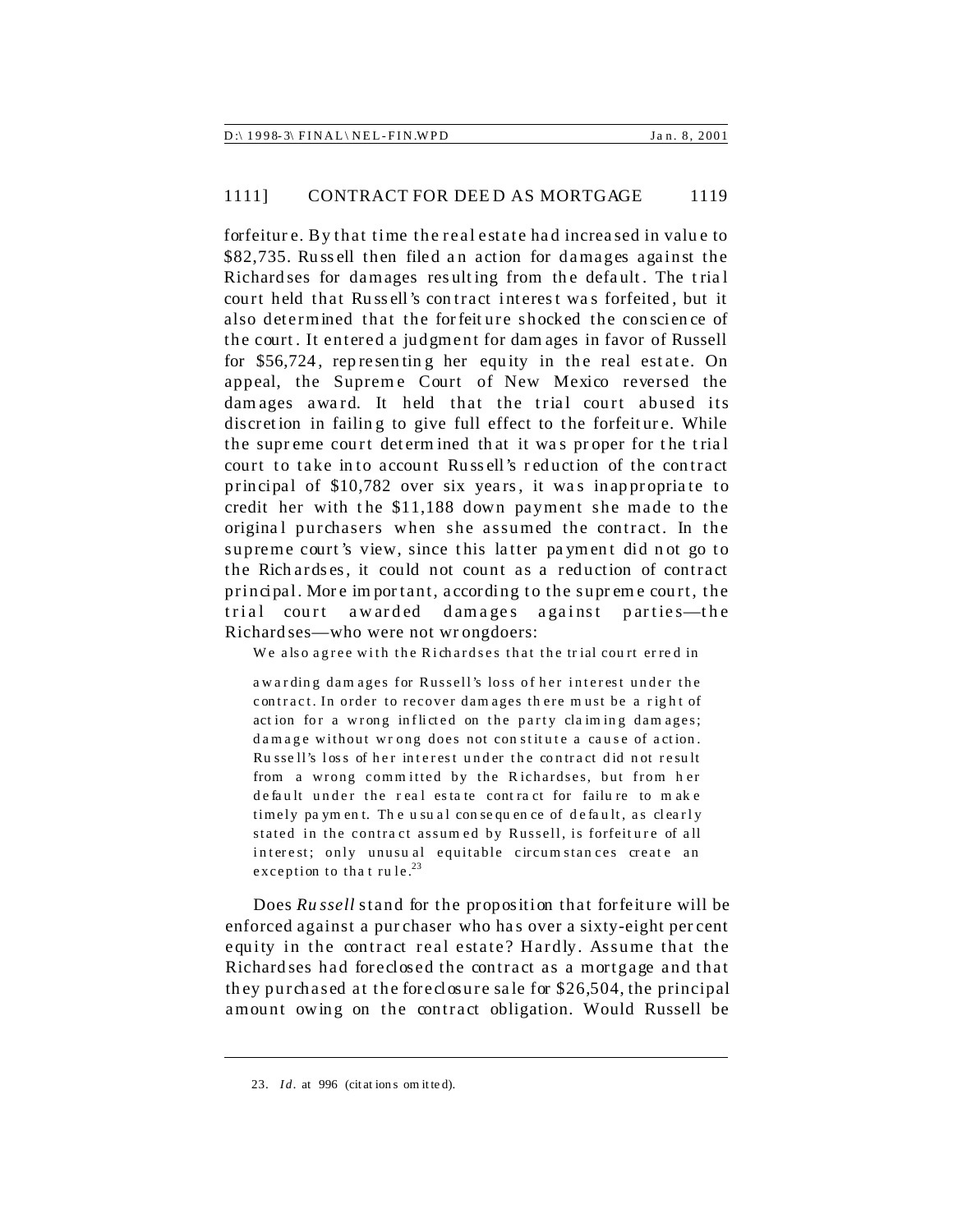forfeiture. By that time the real estate had increased in value to $82,735. Russell then filed an action for damages against the Richardses for damages resulting from the default. The trial court held that Russell's contract interest was forfeited, but it also determined that the forfeiture shocked the conscience of the court. It entered a judgment for damages in favor of Russell for $56,724, representing her equity in the real estate. On appeal, the Supreme Court of New Mexico reversed the damages award. It held that the trial court abused its discretion in failing to give full effect to the forfeiture. While the supreme court determined that it was proper for the trial court to take into account Russell's reduction of the contract principal of $10,782 over six years, it was inappropriate to credit her with the $11,188 down payment she made to the original purchasers when she assumed the contract. In the supreme court's view, since this latter payment did not go to the Richardses, it could not count as a reduction of contract principal. More important, according to the supreme court, the trial court awarded damages against parties—the Richardses—who were not wrongdoers:

> We also agree with the Richardses that the trial court erred in awarding damages for Russell's loss of her interest under the contract. In order to recover damages there must be a right of action for a wrong inflicted on the party claiming damages; damage without wrong does not constitute a cause of action. Russell's loss of her interest under the contract did not result from a wrong committed by the Richardses, but from her default under the real estate contract for failure to make timely payment. The usual consequence of default, as clearly stated in the contract assumed by Russell, is forfeiture of all interest; only unusual equitable circumstances create an exception to that rule.[23]

Does *Russell* stand for the proposition that forfeiture will be enforced against a purchaser who has over a sixty-eight percent equity in the contract real estate? Hardly. Assume that the Richardses had foreclosed the contract as a mortgage and that they purchased at the foreclosure sale for $26,504, the principal amount owing on the contract obligation. Would Russell be

---

23. *Id.* at 996 (citations omitted).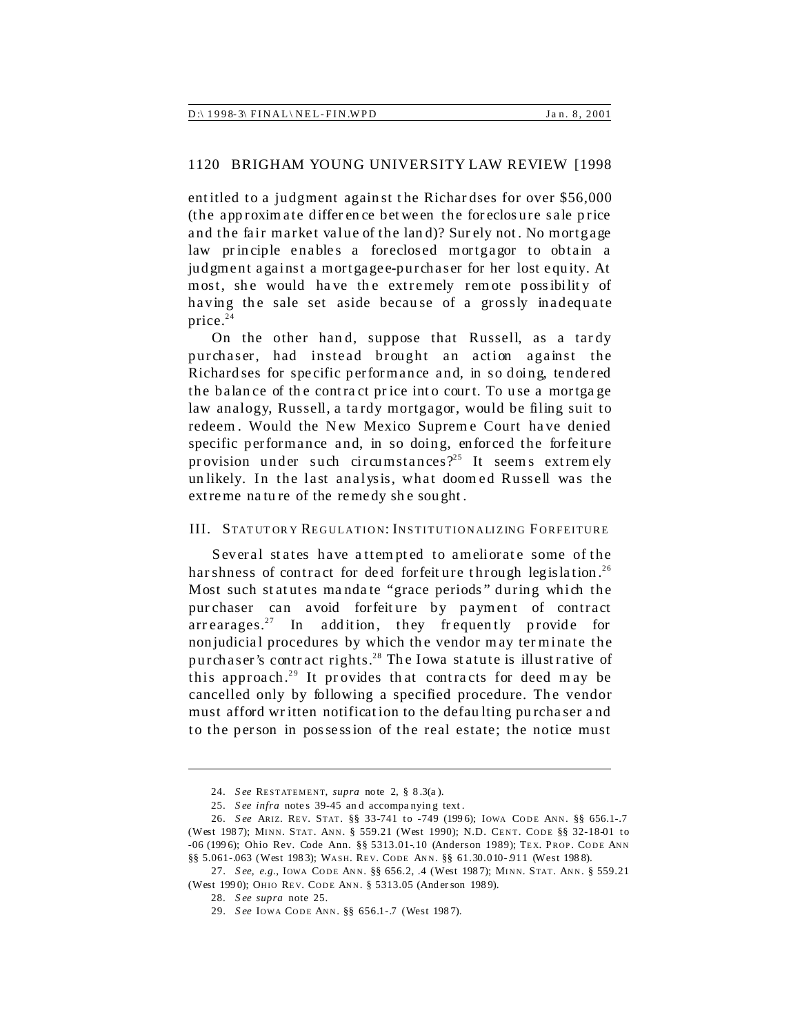entitled to a judgment against the Richardses for over $56,000 (the approximate difference between the foreclosure sale price and the fair market value of the land)? Surely not. No mortgage law principle enables a foreclosed mortgagor to obtain a judgment against a mortgagee-purchaser for her lost equity. At most, she would have the extremely remote possibility of having the sale set aside because of a grossly inadequate price.[24]

On the other hand, suppose that Russell, as a tardy purchaser, had instead brought an action against the Richardses for specific performance and, in so doing, tendered the balance of the contract price into court. To use a mortgage law analogy, Russell, a tardy mortgagor, would be filing suit to redeem. Would the New Mexico Supreme Court have denied specific performance and, in so doing, enforced the forfeiture provision under such circumstances?[25] It seems extremely unlikely. In the last analysis, what doomed Russell was the extreme nature of the remedy she sought.

## III. STATUTORY REGULATION: INSTITUTIONALIZING FORFEITURE

Several states have attempted to ameliorate some of the harshness of contract for deed forfeiture through legislation.[26] Most such statutes mandate "grace periods" during which the purchaser can avoid forfeiture by payment of contract arrearages.[27] In addition, they frequently provide for nonjudicial procedures by which the vendor may terminate the purchaser's contract rights.[28] The Iowa statute is illustrative of this approach.[29] It provides that contracts for deed may be cancelled only by following a specified procedure. The vendor must afford written notification to the defaulting purchaser and to the person in possession of the real estate; the notice must

---

24. *See* RESTATEMENT, *supra* note 2, § 8.3(a).

25. *See infra* notes 39-45 and accompanying text.

26. *See* ARIZ. REV. STAT. §§ 33-741 to -749 (1996); IOWA CODE ANN. §§ 656.1-.7 (West 1987); MINN. STAT. ANN. § 559.21 (West 1990); N.D. CENT. CODE §§ 32-18-01 to -06 (1996); Ohio Rev. Code Ann. §§ 5313.01-.10 (Anderson 1989); TEX. PROP. CODE ANN §§ 5.061-.063 (West 1983); WASH. REV. CODE ANN. §§ 61.30.010-.911 (West 1988).

27. *See, e.g.*, IOWA CODE ANN. §§ 656.2, .4 (West 1987); MINN. STAT. ANN. § 559.21 (West 1990); OHIO REV. CODE ANN. § 5313.05 (Anderson 1989).

28. *See supra* note 25.

29. *See* IOWA CODE ANN. §§ 656.1-.7 (West 1987).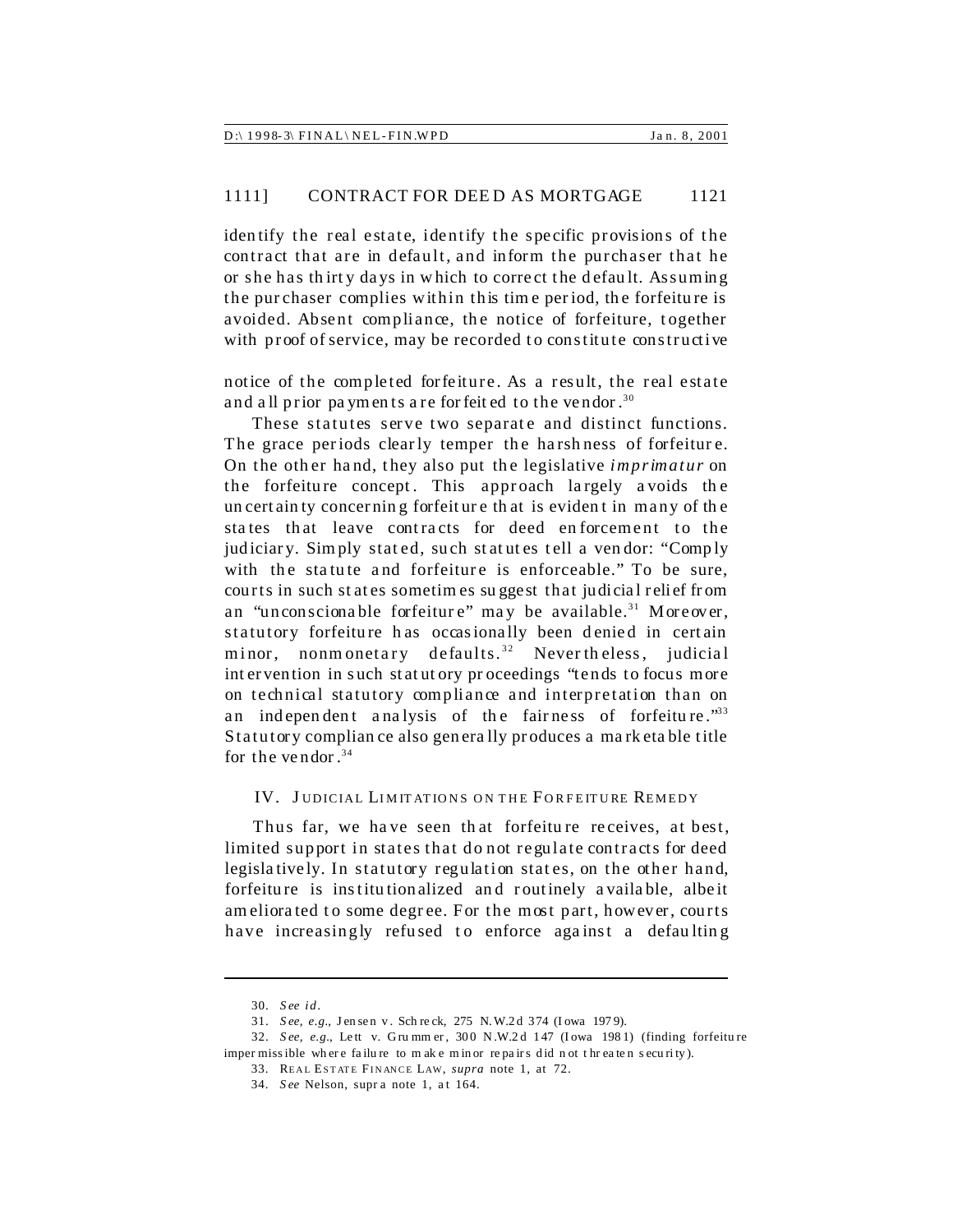identify the real estate, identify the specific provisions of the contract that are in default, and inform the purchaser that he or she has thirty days in which to correct the default. Assuming the purchaser complies within this time period, the forfeiture is avoided. Absent compliance, the notice of forfeiture, together with proof of service, may be recorded to constitute constructive notice of the completed forfeiture. As a result, the real estate and all prior payments are forfeited to the vendor.[30]

These statutes serve two separate and distinct functions. The grace periods clearly temper the harshness of forfeiture. On the other hand, they also put the legislative *imprimatur* on the forfeiture concept. This approach largely avoids the uncertainty concerning forfeiture that is evident in many of the states that leave contracts for deed enforcement to the judiciary. Simply stated, such statutes tell a vendor: "Comply with the statute and forfeiture is enforceable." To be sure, courts in such states sometimes suggest that judicial relief from an "unconscionable forfeiture" may be available.[31] Moreover, statutory forfeiture has occasionally been denied in certain minor, nonmonetary defaults.[32] Nevertheless, judicial intervention in such statutory proceedings "tends to focus more on technical statutory compliance and interpretation than on an independent analysis of the fairness of forfeiture."[33] Statutory compliance also generally produces a marketable title for the vendor.[34]

## IV. JUDICIAL LIMITATIONS ON THE FORFEITURE REMEDY

Thus far, we have seen that forfeiture receives, at best, limited support in states that do not regulate contracts for deed legislatively. In statutory regulation states, on the other hand, forfeiture is institutionalized and routinely available, albeit ameliorated to some degree. For the most part, however, courts have increasingly refused to enforce against a defaulting

---

30. *See id.*

31. *See, e.g.*, Jensen v. Schreck, 275 N.W.2d 374 (Iowa 1979).

32. *See, e.g.*, Lett v. Grummer, 300 N.W.2d 147 (Iowa 1981) (finding forfeiture impermissible where failure to make minor repairs did not threaten security).

33. REAL ESTATE FINANCE LAW, *supra* note 1, at 72.

34. *See* Nelson, supra note 1, at 164.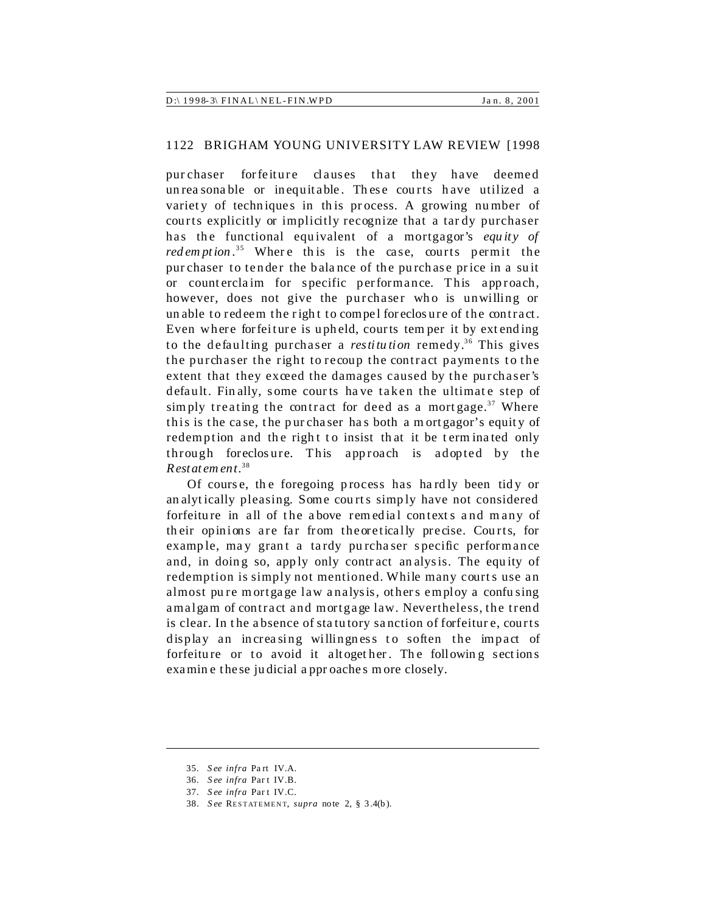purchaser forfeiture clauses that they have deemed unreasonable or inequitable. These courts have utilized a variety of techniques in this process. A growing number of courts explicitly or implicitly recognize that a tardy purchaser has the functional equivalent of a mortgagor's *equity of redemption*.[35] Where this is the case, courts permit the purchaser to tender the balance of the purchase price in a suit or counterclaim for specific performance. This approach, however, does not give the purchaser who is unwilling or unable to redeem the right to compel foreclosure of the contract. Even where forfeiture is upheld, courts temper it by extending to the defaulting purchaser a *restitution* remedy.[36] This gives the purchaser the right to recoup the contract payments to the extent that they exceed the damages caused by the purchaser's default. Finally, some courts have taken the ultimate step of simply treating the contract for deed as a mortgage.[37] Where this is the case, the purchaser has both a mortgagor's equity of redemption and the right to insist that it be terminated only through foreclosure. This approach is adopted by the *Restatement*.[38]

Of course, the foregoing process has hardly been tidy or analytically pleasing. Some courts simply have not considered forfeiture in all of the above remedial contexts and many of their opinions are far from theoretically precise. Courts, for example, may grant a tardy purchaser specific performance and, in doing so, apply only contract analysis. The equity of redemption is simply not mentioned. While many courts use an almost pure mortgage law analysis, others employ a confusing amalgam of contract and mortgage law. Nevertheless, the trend is clear. In the absence of statutory sanction of forfeiture, courts display an increasing willingness to soften the impact of forfeiture or to avoid it altogether. The following sections examine these judicial approaches more closely.

---

35. *See infra* Part IV.A.

36. *See infra* Part IV.B.

37. *See infra* Part IV.C.

38. *See* RESTATEMENT, *supra* note 2, § 3.4(b).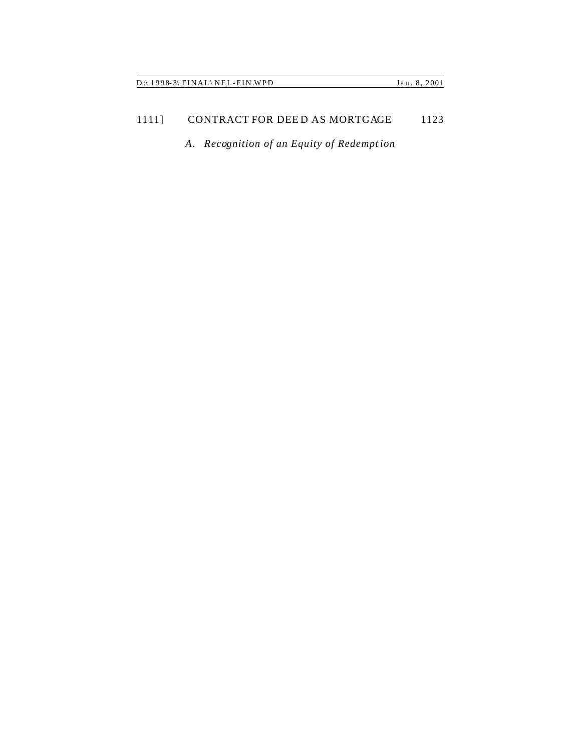### *A. Recognition of an Equity of Redemption*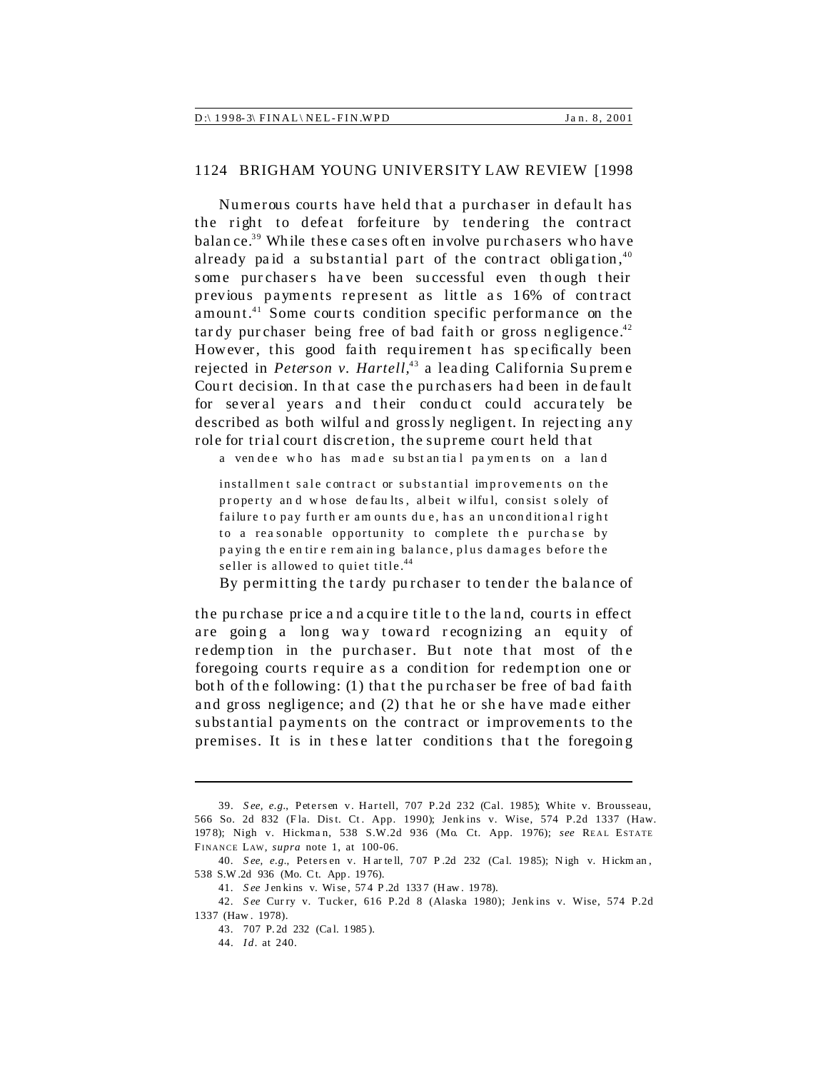Numerous courts have held that a purchaser in default has the right to defeat forfeiture by tendering the contract balance.[39] While these cases often involve purchasers who have already paid a substantial part of the contract obligation,[40] some purchasers have been successful even though their previous payments represent as little as 16% of contract amount.[41] Some courts condition specific performance on the tardy purchaser being free of bad faith or gross negligence.[42] However, this good faith requirement has specifically been rejected in *Peterson v. Hartell*,[43] a leading California Supreme Court decision. In that case the purchasers had been in default for several years and their conduct could accurately be described as both wilful and grossly negligent. In rejecting any role for trial court discretion, the supreme court held that

> a vendee who has made substantial payments on a land installment sale contract or substantial improvements on the property and whose defaults, albeit wilful, consist solely of failure to pay further amounts due, has an unconditional right to a reasonable opportunity to complete the purchase by paying the entire remaining balance, plus damages before the seller is allowed to quiet title.[44]

By permitting the tardy purchaser to tender the balance of the purchase price and acquire title to the land, courts in effect are going a long way toward recognizing an equity of redemption in the purchaser. But note that most of the foregoing courts require as a condition for redemption one or both of the following: (1) that the purchaser be free of bad faith and gross negligence; and (2) that he or she have made either substantial payments on the contract or improvements to the premises. It is in these latter conditions that the foregoing

---

39. *See, e.g.*, Petersen v. Hartell, 707 P.2d 232 (Cal. 1985); White v. Brousseau, 566 So. 2d 832 (Fla. Dist. Ct. App. 1990); Jenkins v. Wise, 574 P.2d 1337 (Haw. 1978); Nigh v. Hickman, 538 S.W.2d 936 (Mo. Ct. App. 1976); *see* REAL ESTATE FINANCE LAW, *supra* note 1, at 100-06.

40. *See, e.g.*, Petersen v. Hartell, 707 P.2d 232 (Cal. 1985); Nigh v. Hickman, 538 S.W.2d 936 (Mo. Ct. App. 1976).

41. *See* Jenkins v. Wise, 574 P.2d 1337 (Haw. 1978).

42. *See* Curry v. Tucker, 616 P.2d 8 (Alaska 1980); Jenkins v. Wise, 574 P.2d 1337 (Haw. 1978).

43. 707 P.2d 232 (Cal. 1985).

44. *Id.* at 240.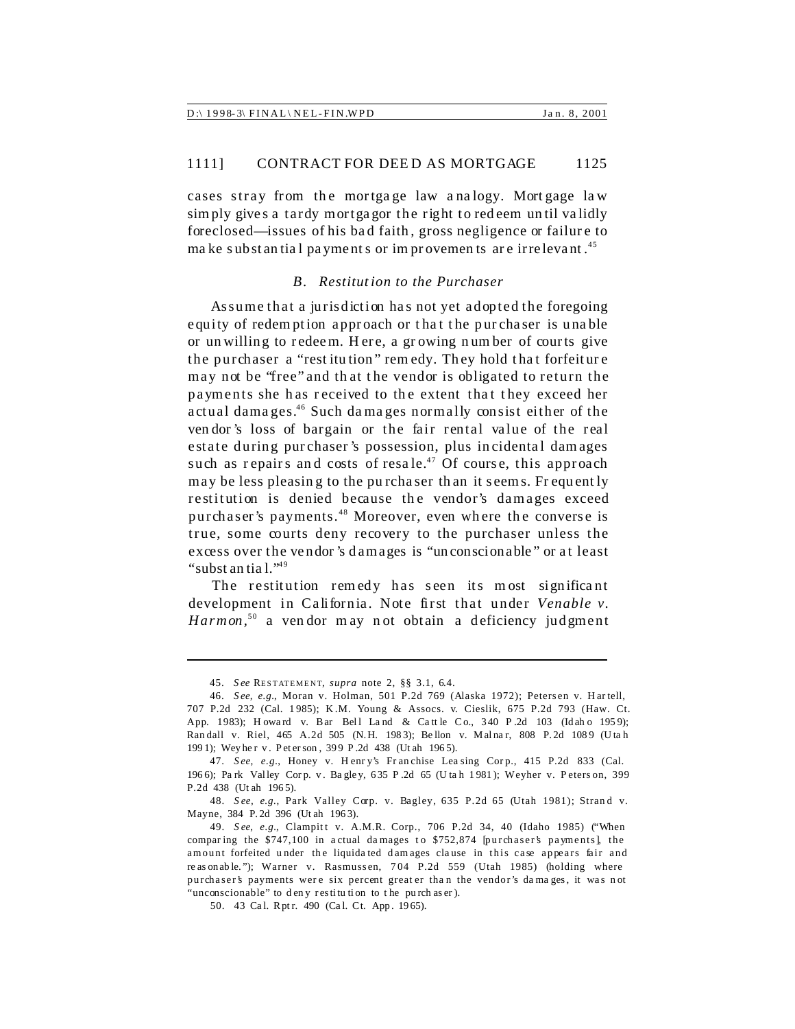cases stray from the mortgage law analogy. Mortgage law simply gives a tardy mortgagor the right to redeem until validly foreclosed—issues of his bad faith, gross negligence or failure to make substantial payments or improvements are irrelevant.[45]

### *B. Restitution to the Purchaser*

Assume that a jurisdiction has not yet adopted the foregoing equity of redemption approach or that the purchaser is unable or unwilling to redeem. Here, a growing number of courts give the purchaser a "restitution" remedy. They hold that forfeiture may not be "free" and that the vendor is obligated to return the payments she has received to the extent that they exceed her actual damages.[46] Such damages normally consist either of the vendor's loss of bargain or the fair rental value of the real estate during purchaser's possession, plus incidental damages such as repairs and costs of resale.[47] Of course, this approach may be less pleasing to the purchaser than it seems. Frequently restitution is denied because the vendor's damages exceed purchaser's payments.[48] Moreover, even where the converse is true, some courts deny recovery to the purchaser unless the excess over the vendor's damages is "unconscionable" or at least "substantial."[49]

The restitution remedy has seen its most significant development in California. Note first that under *Venable v. Harmon*,[50] a vendor may not obtain a deficiency judgment

---

45. *See* RESTATEMENT, *supra* note 2, §§ 3.1, 6.4.

46. *See, e.g.*, Moran v. Holman, 501 P.2d 769 (Alaska 1972); Petersen v. Hartell, 707 P.2d 232 (Cal. 1985); K.M. Young & Assocs. v. Cieslik, 675 P.2d 793 (Haw. Ct. App. 1983); Howard v. Bar Bell Land & Cattle Co., 340 P.2d 103 (Idaho 1959); Randall v. Riel, 465 A.2d 505 (N.H. 1983); Bellon v. Malnar, 808 P.2d 1089 (Utah 1991); Weyher v. Peterson, 399 P.2d 438 (Utah 1965).

47. *See, e.g.*, Honey v. Henry's Franchise Leasing Corp., 415 P.2d 833 (Cal. 1966); Park Valley Corp. v. Bagley, 635 P.2d 65 (Utah 1981); Weyher v. Peterson, 399 P.2d 438 (Utah 1965).

48. *See, e.g.*, Park Valley Corp. v. Bagley, 635 P.2d 65 (Utah 1981); Strand v. Mayne, 384 P.2d 396 (Utah 1963).

49. *See, e.g.*, Clampitt v. A.M.R. Corp., 706 P.2d 34, 40 (Idaho 1985) ("When comparing the $747,100 in actual damages to $752,874 [purchaser's payments], the amount forfeited under the liquidated damages clause in this case appears fair and reasonable."); Warner v. Rasmussen, 704 P.2d 559 (Utah 1985) (holding where purchaser's payments were six percent greater than the vendor's damages, it was not "unconscionable" to deny restitution to the purchaser).

50. 43 Cal. Rptr. 490 (Cal. Ct. App. 1965).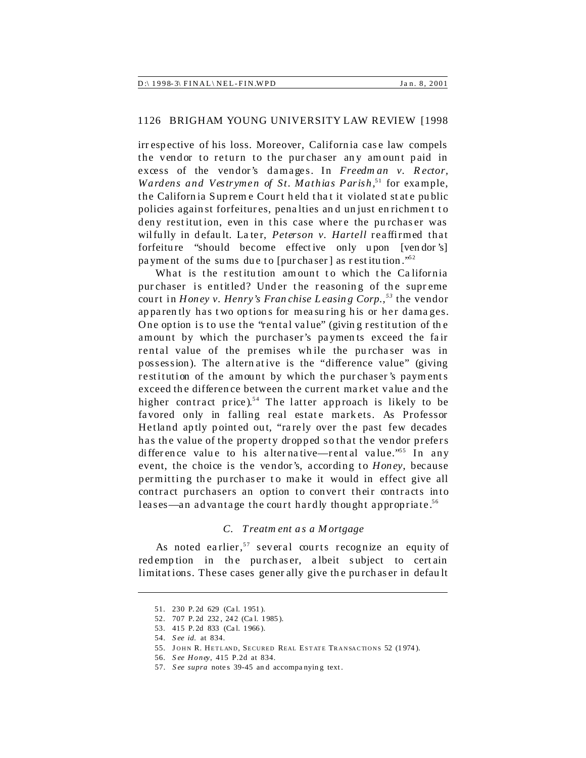irrespective of his loss. Moreover, California case law compels the vendor to return to the purchaser any amount paid in excess of the vendor's damages. In *Freedman v. Rector, Wardens and Vestrymen of St. Mathias Parish*,[51] for example, the California Supreme Court held that it violated state public policies against forfeitures, penalties and unjust enrichment to deny restitution, even in this case where the purchaser was wilfully in default. Later, *Peterson v. Hartell* reaffirmed that forfeiture "should become effective only upon [vendor's] payment of the sums due to [purchaser] as restitution."[52]

What is the restitution amount to which the California purchaser is entitled? Under the reasoning of the supreme court in *Honey v. Henry's Franchise Leasing Corp.*,[53] the vendor apparently has two options for measuring his or her damages. One option is to use the "rental value" (giving restitution of the amount by which the purchaser's payments exceed the fair rental value of the premises while the purchaser was in possession). The alternative is the "difference value" (giving restitution of the amount by which the purchaser's payments exceed the difference between the current market value and the higher contract price).[54] The latter approach is likely to be favored only in falling real estate markets. As Professor Hetland aptly pointed out, "rarely over the past few decades has the value of the property dropped so that the vendor prefers difference value to his alternative—rental value."[55] In any event, the choice is the vendor's, according to *Honey*, because permitting the purchaser to make it would in effect give all contract purchasers an option to convert their contracts into leases—an advantage the court hardly thought appropriate.[56]

### *C. Treatment as a Mortgage*

As noted earlier,[57] several courts recognize an equity of redemption in the purchaser, albeit subject to certain limitations. These cases generally give the purchaser in default

---

51. 230 P.2d 629 (Cal. 1951).

52. 707 P.2d 232, 242 (Cal. 1985).

53. 415 P.2d 833 (Cal. 1966).

54. *See id.* at 834.

55. JOHN R. HETLAND, SECURED REAL ESTATE TRANSACTIONS 52 (1974).

56. *See Honey*, 415 P.2d at 834.

57. *See supra* notes 39-45 and accompanying text.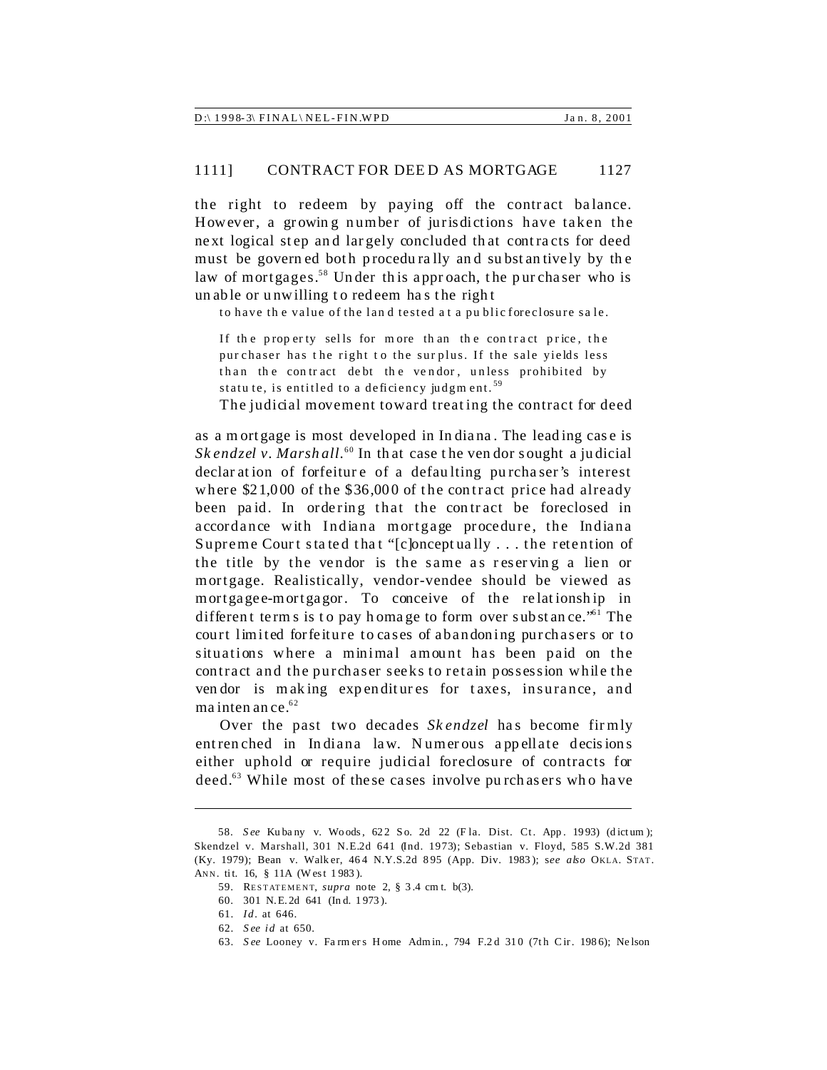the right to redeem by paying off the contract balance. However, a growing number of jurisdictions have taken the next logical step and largely concluded that contracts for deed must be governed both procedurally and substantively by the law of mortgages.[58] Under this approach, the purchaser who is unable or unwilling to redeem has the right

> to have the value of the land tested at a public foreclosure sale.
>
> If the property sells for more than the contract price, the purchaser has the right to the surplus. If the sale yields less than the contract debt the vendor, unless prohibited by statute, is entitled to a deficiency judgment.[59]

The judicial movement toward treating the contract for deed as a mortgage is most developed in Indiana. The leading case is *Skendzel v. Marshall*.[60] In that case the vendor sought a judicial declaration of forfeiture of a defaulting purchaser's interest where $21,000 of the $36,000 of the contract price had already been paid. In ordering that the contract be foreclosed in accordance with Indiana mortgage procedure, the Indiana Supreme Court stated that "[c]onceptually . . . the retention of the title by the vendor is the same as reserving a lien or mortgage. Realistically, vendor-vendee should be viewed as mortgagee-mortgagor. To conceive of the relationship in different terms is to pay homage to form over substance."[61] The court limited forfeiture to cases of abandoning purchasers or to situations where a minimal amount has been paid on the contract and the purchaser seeks to retain possession while the vendor is making expenditures for taxes, insurance, and maintenance.[62]

Over the past two decades *Skendzel* has become firmly entrenched in Indiana law. Numerous appellate decisions either uphold or require judicial foreclosure of contracts for deed.[63] While most of these cases involve purchasers who have

---

58. *See* Kubany v. Woods, 622 So. 2d 22 (Fla. Dist. Ct. App. 1993) (dictum); Skendzel v. Marshall, 301 N.E.2d 641 (Ind. 1973); Sebastian v. Floyd, 585 S.W.2d 381 (Ky. 1979); Bean v. Walker, 464 N.Y.S.2d 895 (App. Div. 1983); *see also* OKLA. STAT. ANN. tit. 16, § 11A (West 1983).

59. RESTATEMENT, *supra* note 2, § 3.4 cmt. b(3).

60. 301 N.E.2d 641 (Ind. 1973).

61. *Id.* at 646.

62. *See id* at 650.

63. *See* Looney v. Farmers Home Admin., 794 F.2d 310 (7th Cir. 1986); Nelson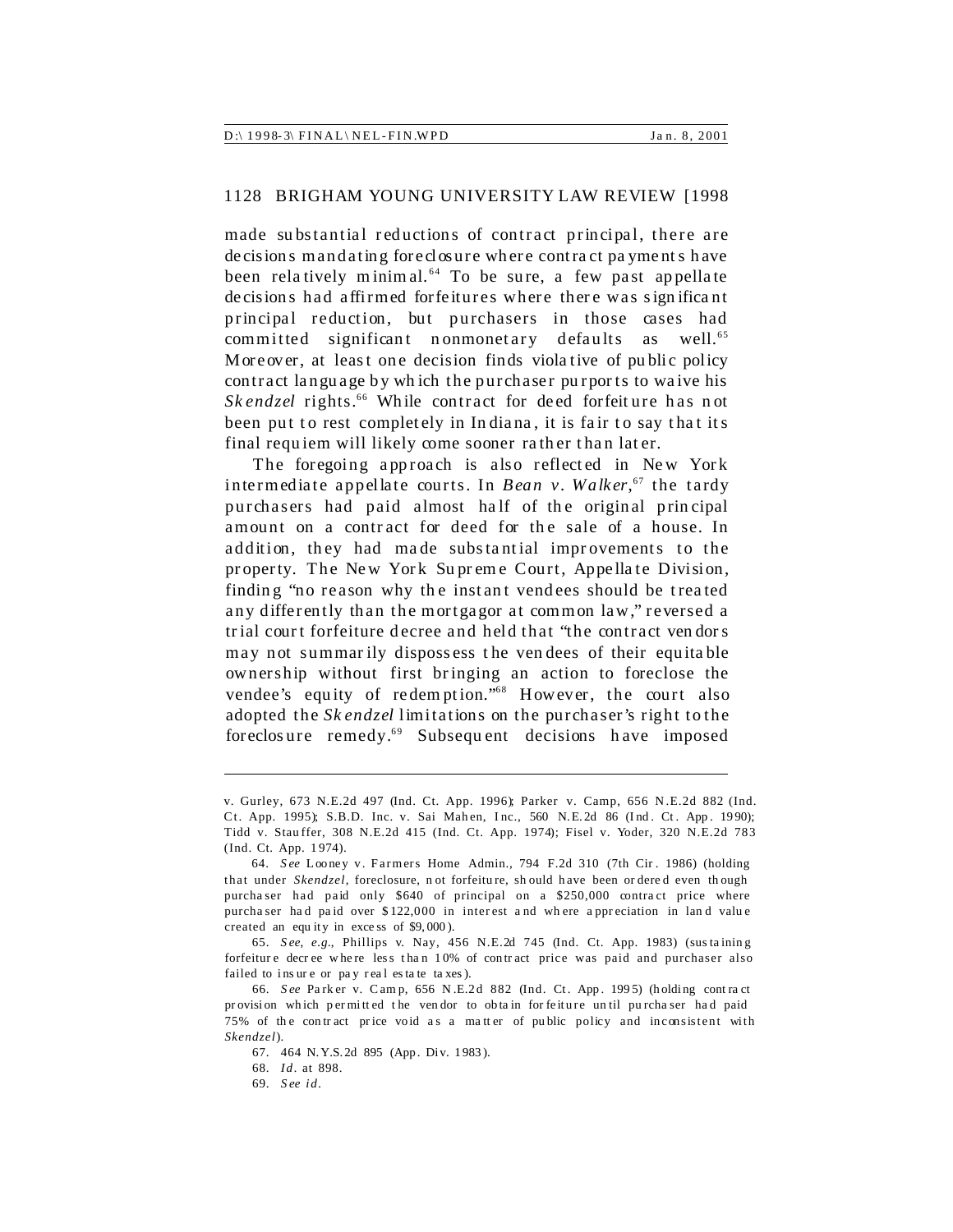made substantial reductions of contract principal, there are decisions mandating foreclosure where contract payments have been relatively minimal.[64] To be sure, a few past appellate decisions had affirmed forfeitures where there was significant principal reduction, but purchasers in those cases had committed significant nonmonetary defaults as well.[65] Moreover, at least one decision finds violative of public policy contract language by which the purchaser purports to waive his *Skendzel* rights.[66] While contract for deed forfeiture has not been put to rest completely in Indiana, it is fair to say that its final requiem will likely come sooner rather than later.

The foregoing approach is also reflected in New York intermediate appellate courts. In *Bean v. Walker*,[67] the tardy purchasers had paid almost half of the original principal amount on a contract for deed for the sale of a house. In addition, they had made substantial improvements to the property. The New York Supreme Court, Appellate Division, finding "no reason why the instant vendees should be treated any differently than the mortgagor at common law," reversed a trial court forfeiture decree and held that "the contract vendors may not summarily dispossess the vendees of their equitable ownership without first bringing an action to foreclose the vendee's equity of redemption."[68] However, the court also adopted the *Skendzel* limitations on the purchaser's right to the foreclosure remedy.[69] Subsequent decisions have imposed

---

v. Gurley, 673 N.E.2d 497 (Ind. Ct. App. 1996); Parker v. Camp, 656 N.E.2d 882 (Ind. Ct. App. 1995); S.B.D. Inc. v. Sai Mahen, Inc., 560 N.E.2d 86 (Ind. Ct. App. 1990); Tidd v. Stauffer, 308 N.E.2d 415 (Ind. Ct. App. 1974); Fisel v. Yoder, 320 N.E.2d 783 (Ind. Ct. App. 1974).

64. *See* Looney v. Farmers Home Admin., 794 F.2d 310 (7th Cir. 1986) (holding that under *Skendzel*, foreclosure, not forfeiture, should have been ordered even though purchaser had paid only $640 of principal on a $250,000 contract price where purchaser had paid over $122,000 in interest and where appreciation in land value created an equity in excess of $9,000).

65. *See, e.g.*, Phillips v. Nay, 456 N.E.2d 745 (Ind. Ct. App. 1983) (sustaining forfeiture decree where less than 10% of contract price was paid and purchaser also failed to insure or pay real estate taxes).

66. *See* Parker v. Camp, 656 N.E.2d 882 (Ind. Ct. App. 1995) (holding contract provision which permitted the vendor to obtain forfeiture until purchaser had paid 75% of the contract price void as a matter of public policy and inconsistent with *Skendzel*).

67. 464 N.Y.S.2d 895 (App. Div. 1983).

68. *Id.* at 898.

69. *See id.*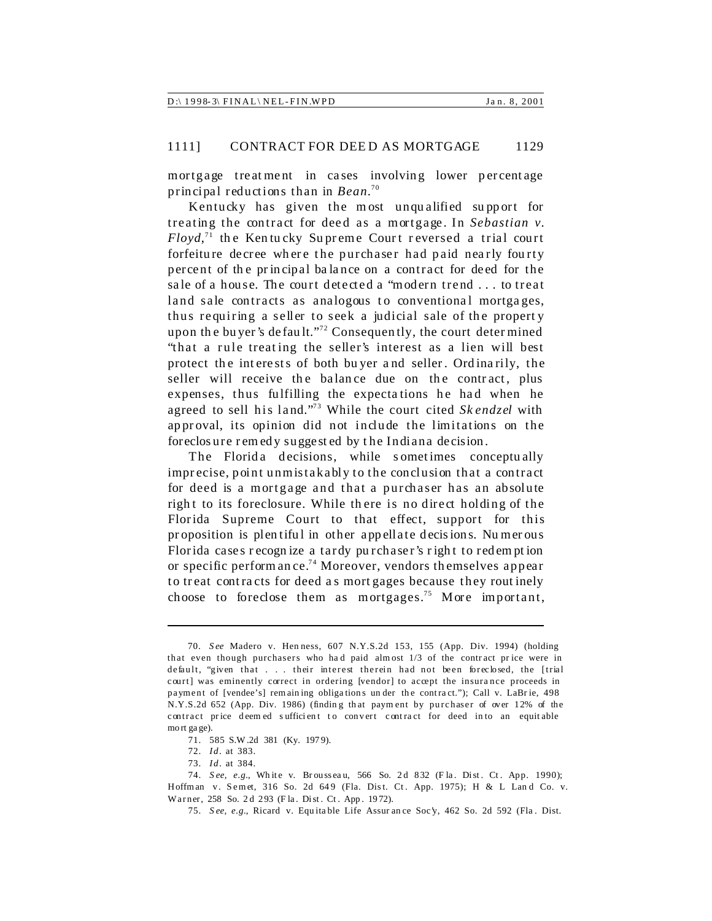mortgage treatment in cases involving lower percentage principal reductions than in *Bean*.[70]

Kentucky has given the most unqualified support for treating the contract for deed as a mortgage. In *Sebastian v. Floyd*,[71] the Kentucky Supreme Court reversed a trial court forfeiture decree where the purchaser had paid nearly fourty percent of the principal balance on a contract for deed for the sale of a house. The court detected a "modern trend . . . to treat land sale contracts as analogous to conventional mortgages, thus requiring a seller to seek a judicial sale of the property upon the buyer's default."[72] Consequently, the court determined "that a rule treating the seller's interest as a lien will best protect the interests of both buyer and seller. Ordinarily, the seller will receive the balance due on the contract, plus expenses, thus fulfilling the expectations he had when he agreed to sell his land."[73] While the court cited *Skendzel* with approval, its opinion did not include the limitations on the foreclosure remedy suggested by the Indiana decision.

The Florida decisions, while sometimes conceptually imprecise, point unmistakably to the conclusion that a contract for deed is a mortgage and that a purchaser has an absolute right to its foreclosure. While there is no direct holding of the Florida Supreme Court to that effect, support for this proposition is plentiful in other appellate decisions. Numerous Florida cases recognize a tardy purchaser's right to redemption or specific performance.[74] Moreover, vendors themselves appear to treat contracts for deed as mortgages because they routinely choose to foreclose them as mortgages.[75] More important,

---

70. *See* Madero v. Henness, 607 N.Y.S.2d 153, 155 (App. Div. 1994) (holding that even though purchasers who had paid almost 1/3 of the contract price were in default, "given that . . . their interest therein had not been foreclosed, the [trial court] was eminently correct in ordering [vendor] to accept the insurance proceeds in payment of [vendee's] remaining obligations under the contract."); Call v. LaBrie, 498 N.Y.S.2d 652 (App. Div. 1986) (finding that payment by purchaser of over 12% of the contract price deemed sufficient to convert contract for deed into an equitable mortgage).

71. 585 S.W.2d 381 (Ky. 1979).

72. *Id.* at 383.

73. *Id.* at 384.

74. *See, e.g.*, White v. Brousseau, 566 So. 2d 832 (Fla. Dist. Ct. App. 1990); Hoffman v. Semet, 316 So. 2d 649 (Fla. Dist. Ct. App. 1975); H & L Land Co. v. Warner, 258 So. 2d 293 (Fla. Dist. Ct. App. 1972).

75. *See, e.g.*, Ricard v. Equitable Life Assurance Soc'y, 462 So. 2d 592 (Fla. Dist.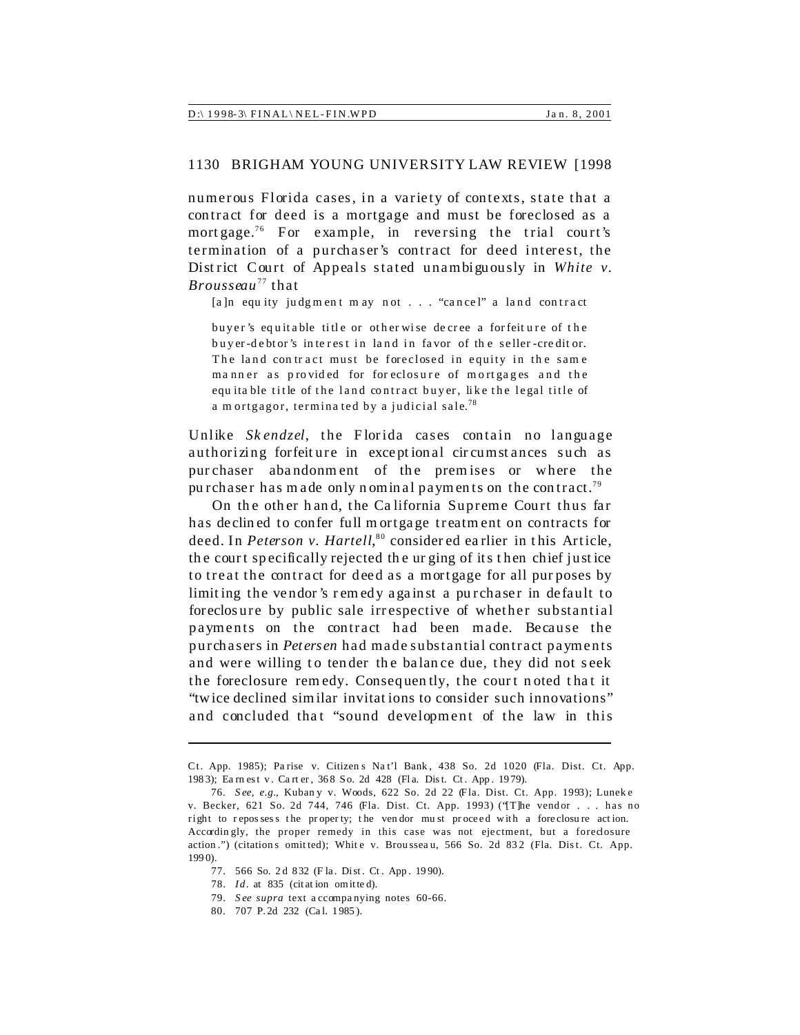numerous Florida cases, in a variety of contexts, state that a contract for deed is a mortgage and must be foreclosed as a mortgage.[76] For example, in reversing the trial court's termination of a purchaser's contract for deed interest, the District Court of Appeals stated unambiguously in *White v. Brousseau*[77] that

> [a]n equity judgment may not . . . "cancel" a land contract buyer's equitable title or otherwise decree a forfeiture of the buyer-debtor's interest in land in favor of the seller-creditor. The land contract must be foreclosed in equity in the same manner as provided for foreclosure of mortgages and the equitable title of the land contract buyer, like the legal title of a mortgagor, terminated by a judicial sale.[78]

Unlike *Skendzel*, the Florida cases contain no language authorizing forfeiture in exceptional circumstances such as purchaser abandonment of the premises or where the purchaser has made only nominal payments on the contract.[79]

On the other hand, the California Supreme Court thus far has declined to confer full mortgage treatment on contracts for deed. In *Peterson v. Hartell,*[80] considered earlier in this Article, the court specifically rejected the urging of its then chief justice to treat the contract for deed as a mortgage for all purposes by limiting the vendor's remedy against a purchaser in default to foreclosure by public sale irrespective of whether substantial payments on the contract had been made. Because the purchasers in *Petersen* had made substantial contract payments and were willing to tender the balance due, they did not seek the foreclosure remedy. Consequently, the court noted that it "twice declined similar invitations to consider such innovations" and concluded that "sound development of the law in this

---

Ct. App. 1985); Parise v. Citizens Nat'l Bank, 438 So. 2d 1020 (Fla. Dist. Ct. App. 1983); Earnest v. Carter, 368 So. 2d 428 (Fla. Dist. Ct. App. 1979).

76. *See, e.g.*, Kubany v. Woods, 622 So. 2d 22 (Fla. Dist. Ct. App. 1993); Luneke v. Becker, 621 So. 2d 744, 746 (Fla. Dist. Ct. App. 1993) ("[T]he vendor . . . has no right to repossess the property; the vendor must proceed with a foreclosure action. Accordingly, the proper remedy in this case was not ejectment, but a foreclosure action.") (citations omitted); White v. Brousseau, 566 So. 2d 832 (Fla. Dist. Ct. App. 1990).

77. 566 So. 2d 832 (Fla. Dist. Ct. App. 1990).

78. *Id.* at 835 (citation omitted).

79. *See supra* text accompanying notes 60-66.

80. 707 P.2d 232 (Cal. 1985).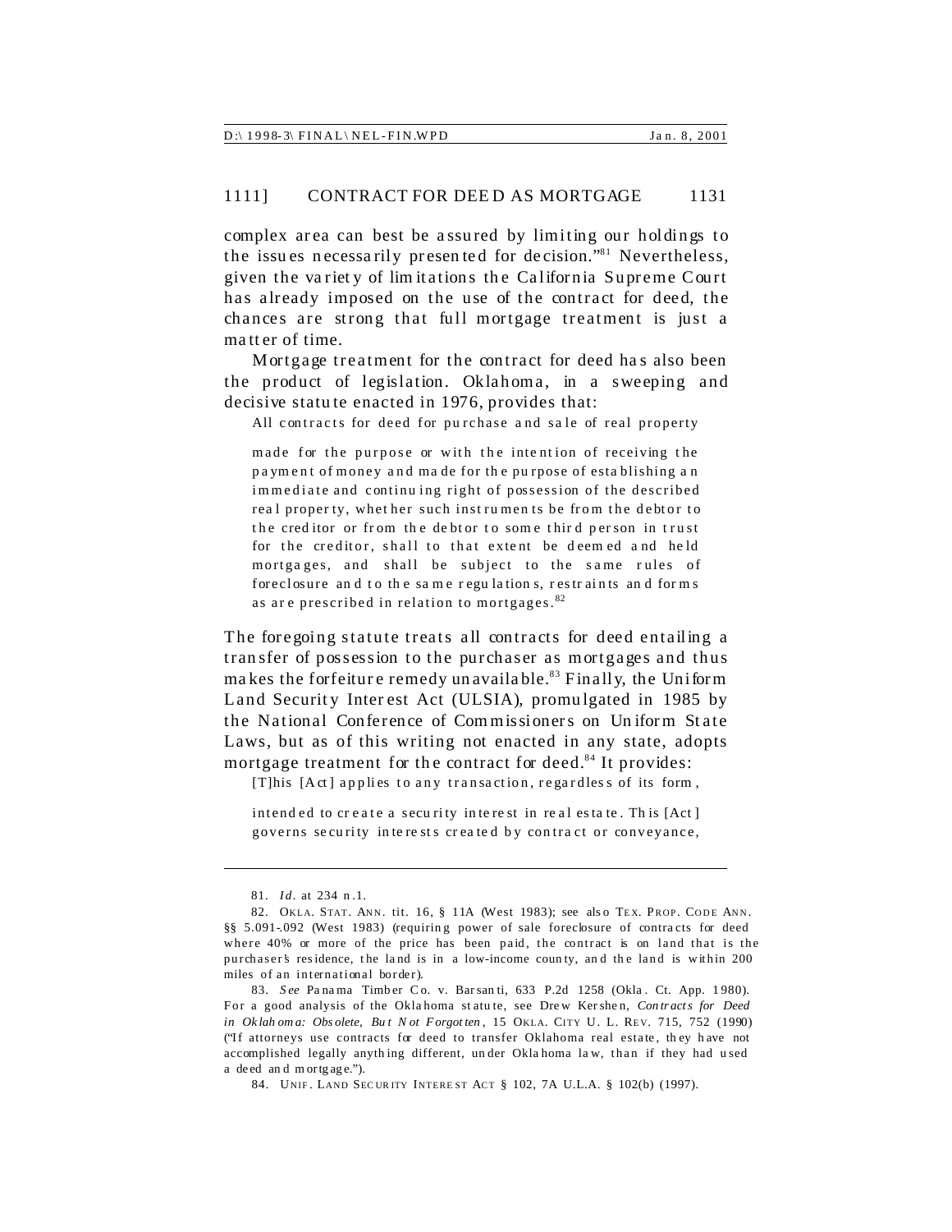complex area can best be assured by limiting our holdings to the issues necessarily presented for decision."[81] Nevertheless, given the variety of limitations the California Supreme Court has already imposed on the use of the contract for deed, the chances are strong that full mortgage treatment is just a matter of time.

Mortgage treatment for the contract for deed has also been the product of legislation. Oklahoma, in a sweeping and decisive statute enacted in 1976, provides that:

> All contracts for deed for purchase and sale of real property made for the purpose or with the intention of receiving the payment of money and made for the purpose of establishing an immediate and continuing right of possession of the described real property, whether such instruments be from the debtor to the creditor or from the debtor to some third person in trust for the creditor, shall to that extent be deemed and held mortgages, and shall be subject to the same rules of foreclosure and to the same regulations, restraints and forms as are prescribed in relation to mortgages.[82]

The foregoing statute treats all contracts for deed entailing a transfer of possession to the purchaser as mortgages and thus makes the forfeiture remedy unavailable.[83] Finally, the Uniform Land Security Interest Act (ULSIA), promulgated in 1985 by the National Conference of Commissioners on Uniform State Laws, but as of this writing not enacted in any state, adopts mortgage treatment for the contract for deed.[84] It provides:

> [T]his [Act] applies to any transaction, regardless of its form, intended to create a security interest in real estate. This [Act] governs security interests created by contract or conveyance,

---

81. *Id.* at 234 n.1.

82. OKLA. STAT. ANN. tit. 16, § 11A (West 1983); see also TEX. PROP. CODE ANN. §§ 5.091-.092 (West 1983) (requiring power of sale foreclosure of contracts for deed where 40% or more of the price has been paid, the contract is on land that is the purchaser's residence, the land is in a low-income county, and the land is within 200 miles of an international border).

83. *See* Panama Timber Co. v. Barsanti, 633 P.2d 1258 (Okla. Ct. App. 1980). For a good analysis of the Oklahoma statute, see Drew Kershen, *Contracts for Deed in Oklahoma: Obsolete, But Not Forgotten*, 15 OKLA. CITY U. L. REV. 715, 752 (1990) ("If attorneys use contracts for deed to transfer Oklahoma real estate, they have not accomplished legally anything different, under Oklahoma law, than if they had used a deed and mortgage.").

84. UNIF. LAND SECURITY INTEREST ACT § 102, 7A U.L.A. § 102(b) (1997).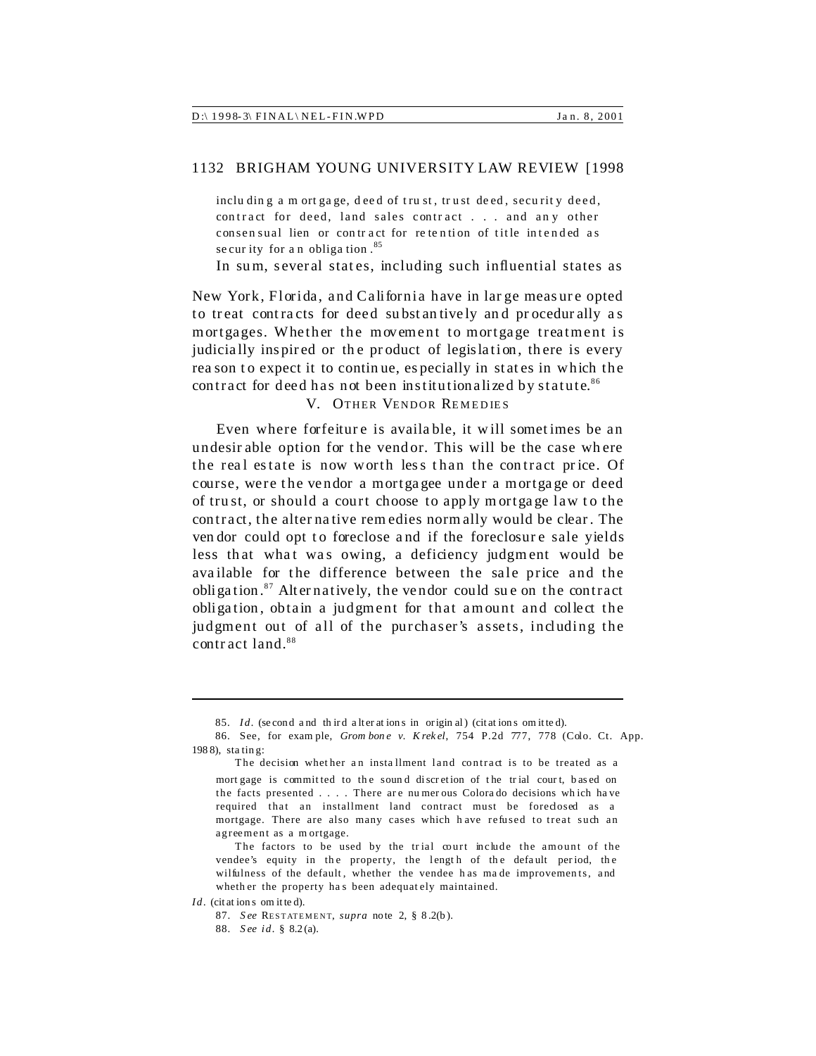including a mortgage, deed of trust, trust deed, security deed, contract for deed, land sales contract . . . and any other consensual lien or contract for retention of title intended as security for an obligation.[85]

In sum, several states, including such influential states as New York, Florida, and California have in large measure opted to treat contracts for deed substantively and procedurally as mortgages. Whether the movement to mortgage treatment is judicially inspired or the product of legislation, there is every reason to expect it to continue, especially in states in which the contract for deed has not been institutionalized by statute.[86]

## V. OTHER VENDOR REMEDIES

Even where forfeiture is available, it will sometimes be an undesirable option for the vendor. This will be the case where the real estate is now worth less than the contract price. Of course, were the vendor a mortgagee under a mortgage or deed of trust, or should a court choose to apply mortgage law to the contract, the alternative remedies normally would be clear. The vendor could opt to foreclose and if the foreclosure sale yields less that what was owing, a deficiency judgment would be available for the difference between the sale price and the obligation.[87] Alternatively, the vendor could sue on the contract obligation, obtain a judgment for that amount and collect the judgment out of all of the purchaser's assets, including the contract land.[88]

---

85. *Id.* (second and third alterations in original) (citations omitted).

86. See, for example, *Grombone v. Krekel*, 754 P.2d 777, 778 (Colo. Ct. App. 1988), stating:

> The decision whether an installment land contract is to be treated as a mortgage is committed to the sound discretion of the trial court, based on the facts presented . . . . There are numerous Colorado decisions which have required that an installment land contract must be foreclosed as a mortgage. There are also many cases which have refused to treat such an agreement as a mortgage.
>
> The factors to be used by the trial court include the amount of the vendee's equity in the property, the length of the default period, the wilfulness of the default, whether the vendee has made improvements, and whether the property has been adequately maintained.

*Id.* (citations omitted).

87. *See* RESTATEMENT, *supra* note 2, § 8.2(b).

88. *See id.* § 8.2(a).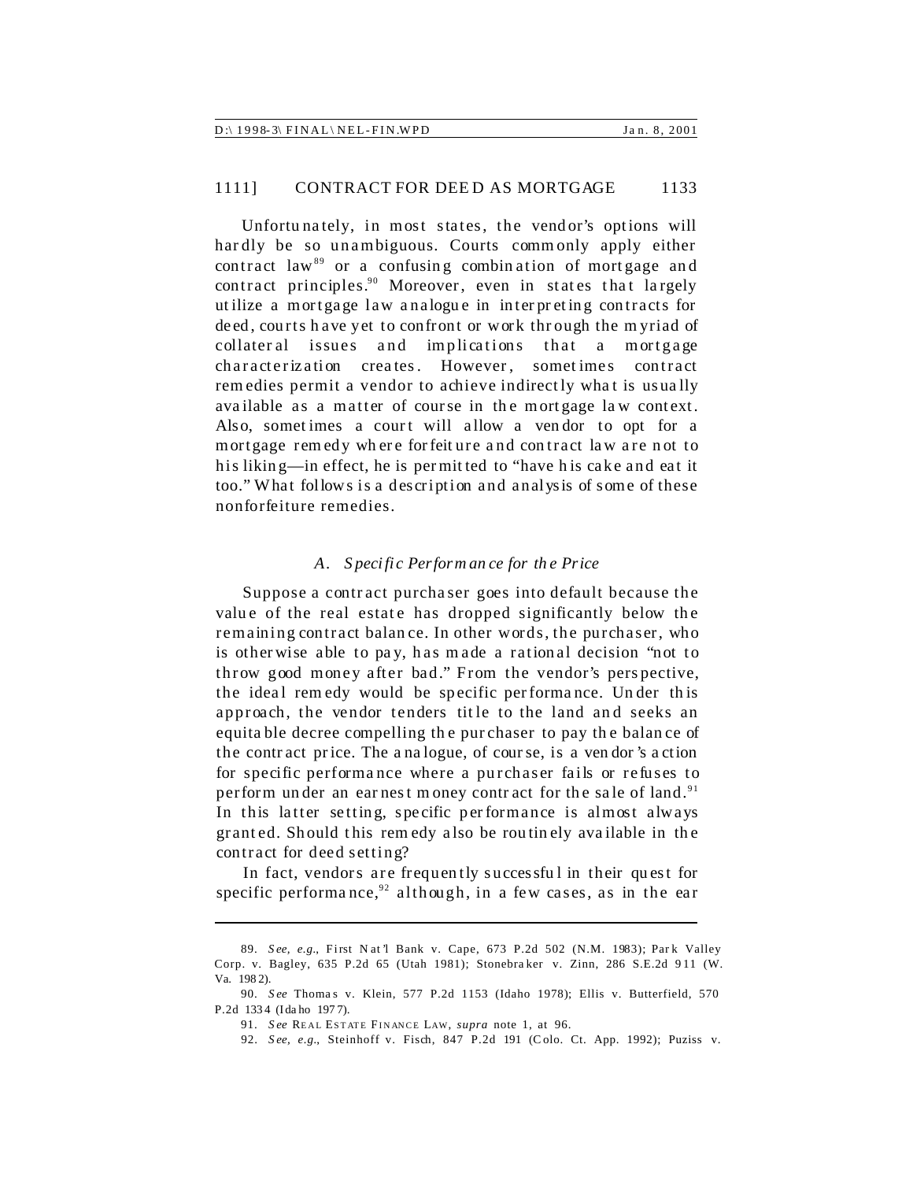Unfortunately, in most states, the vendor's options will hardly be so unambiguous. Courts commonly apply either contract law[89] or a confusing combination of mortgage and contract principles.[90] Moreover, even in states that largely utilize a mortgage law analogue in interpreting contracts for deed, courts have yet to confront or work through the myriad of collateral issues and implications that a mortgage characterization creates. However, sometimes contract remedies permit a vendor to achieve indirectly what is usually available as a matter of course in the mortgage law context. Also, sometimes a court will allow a vendor to opt for a mortgage remedy where forfeiture and contract law are not to his liking—in effect, he is permitted to "have his cake and eat it too." What follows is a description and analysis of some of these nonforfeiture remedies.

### *A. Specific Performance for the Price*

Suppose a contract purchaser goes into default because the value of the real estate has dropped significantly below the remaining contract balance. In other words, the purchaser, who is otherwise able to pay, has made a rational decision "not to throw good money after bad." From the vendor's perspective, the ideal remedy would be specific performance. Under this approach, the vendor tenders title to the land and seeks an equitable decree compelling the purchaser to pay the balance of the contract price. The analogue, of course, is a vendor's action for specific performance where a purchaser fails or refuses to perform under an earnest money contract for the sale of land.[91] In this latter setting, specific performance is almost always granted. Should this remedy also be routinely available in the contract for deed setting?

In fact, vendors are frequently successful in their quest for specific performance,[92] although, in a few cases, as in the ear

---

89. *See, e.g.*, First Nat'l Bank v. Cape, 673 P.2d 502 (N.M. 1983); Park Valley Corp. v. Bagley, 635 P.2d 65 (Utah 1981); Stonebraker v. Zinn, 286 S.E.2d 911 (W. Va. 1982).

90. *See* Thomas v. Klein, 577 P.2d 1153 (Idaho 1978); Ellis v. Butterfield, 570 P.2d 1334 (Idaho 1977).

91. *See* REAL ESTATE FINANCE LAW, *supra* note 1, at 96.

92. *See, e.g.*, Steinhoff v. Fisch, 847 P.2d 191 (Colo. Ct. App. 1992); Puziss v.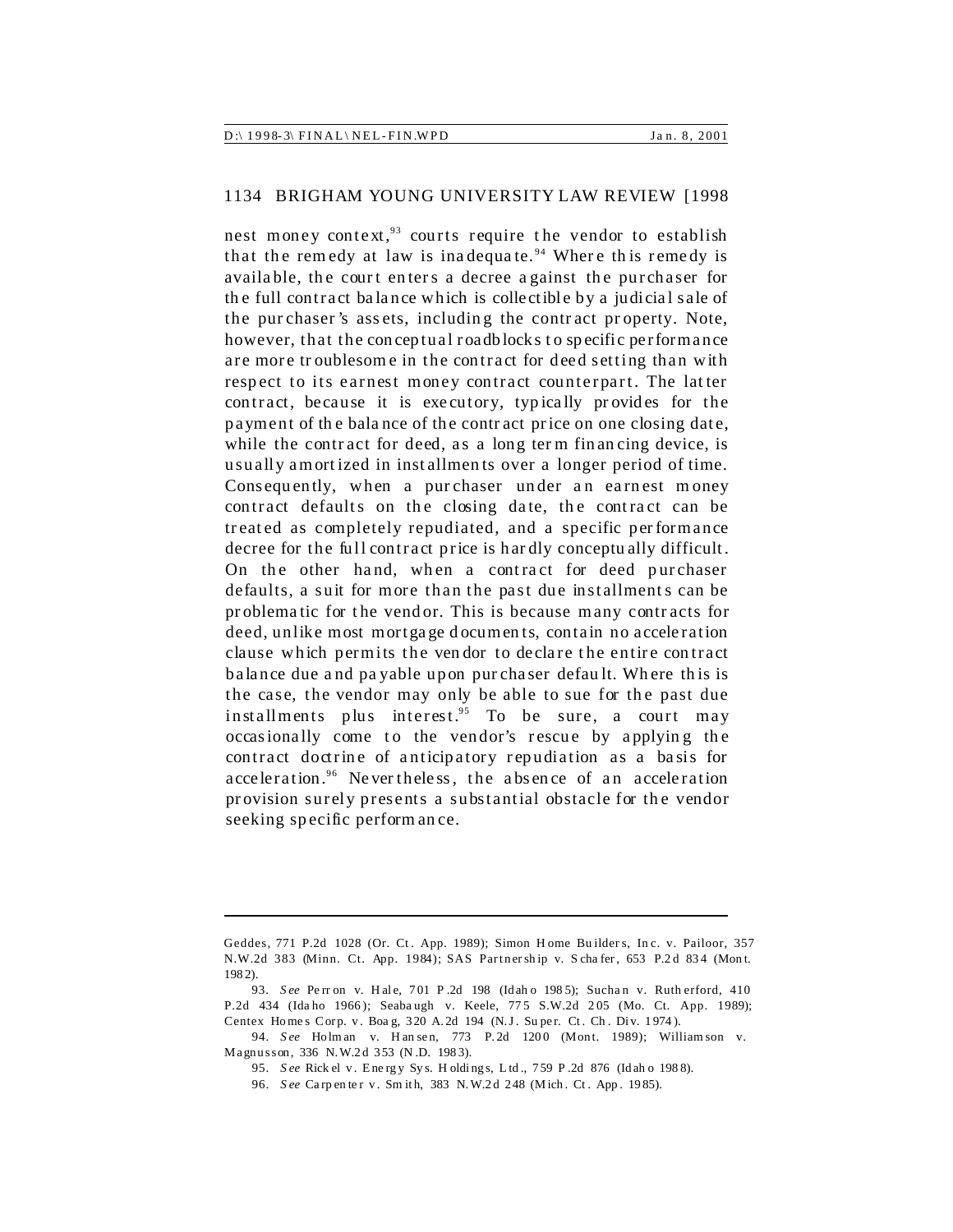nest money context,[93] courts require the vendor to establish that the remedy at law is inadequate.[94] Where this remedy is available, the court enters a decree against the purchaser for the full contract balance which is collectible by a judicial sale of the purchaser's assets, including the contract property. Note, however, that the conceptual roadblocks to specific performance are more troublesome in the contract for deed setting than with respect to its earnest money contract counterpart. The latter contract, because it is executory, typically provides for the payment of the balance of the contract price on one closing date, while the contract for deed, as a long term financing device, is usually amortized in installments over a longer period of time. Consequently, when a purchaser under an earnest money contract defaults on the closing date, the contract can be treated as completely repudiated, and a specific performance decree for the full contract price is hardly conceptually difficult. On the other hand, when a contract for deed purchaser defaults, a suit for more than the past due installments can be problematic for the vendor. This is because many contracts for deed, unlike most mortgage documents, contain no acceleration clause which permits the vendor to declare the entire contract balance due and payable upon purchaser default. Where this is the case, the vendor may only be able to sue for the past due installments plus interest.[95] To be sure, a court may occasionally come to the vendor's rescue by applying the contract doctrine of anticipatory repudiation as a basis for acceleration.[96] Nevertheless, the absence of an acceleration provision surely presents a substantial obstacle for the vendor seeking specific performance.

---

Geddes, 771 P.2d 1028 (Or. Ct. App. 1989); Simon Home Builders, Inc. v. Pailoor, 357 N.W.2d 383 (Minn. Ct. App. 1984); SAS Partnership v. Schafer, 653 P.2d 834 (Mont. 1982).

93. *See* Perron v. Hale, 701 P.2d 198 (Idaho 1985); Suchan v. Rutherford, 410 P.2d 434 (Idaho 1966); Seabaugh v. Keele, 775 S.W.2d 205 (Mo. Ct. App. 1989); Centex Homes Corp. v. Boag, 320 A.2d 194 (N.J. Super. Ct. Ch. Div. 1974).

94. *See* Holman v. Hansen, 773 P.2d 1200 (Mont. 1989); Williamson v. Magnusson, 336 N.W.2d 353 (N.D. 1983).

95. *See* Rickel v. Energy Sys. Holdings, Ltd., 759 P.2d 876 (Idaho 1988).

96. *See* Carpenter v. Smith, 383 N.W.2d 248 (Mich. Ct. App. 1985).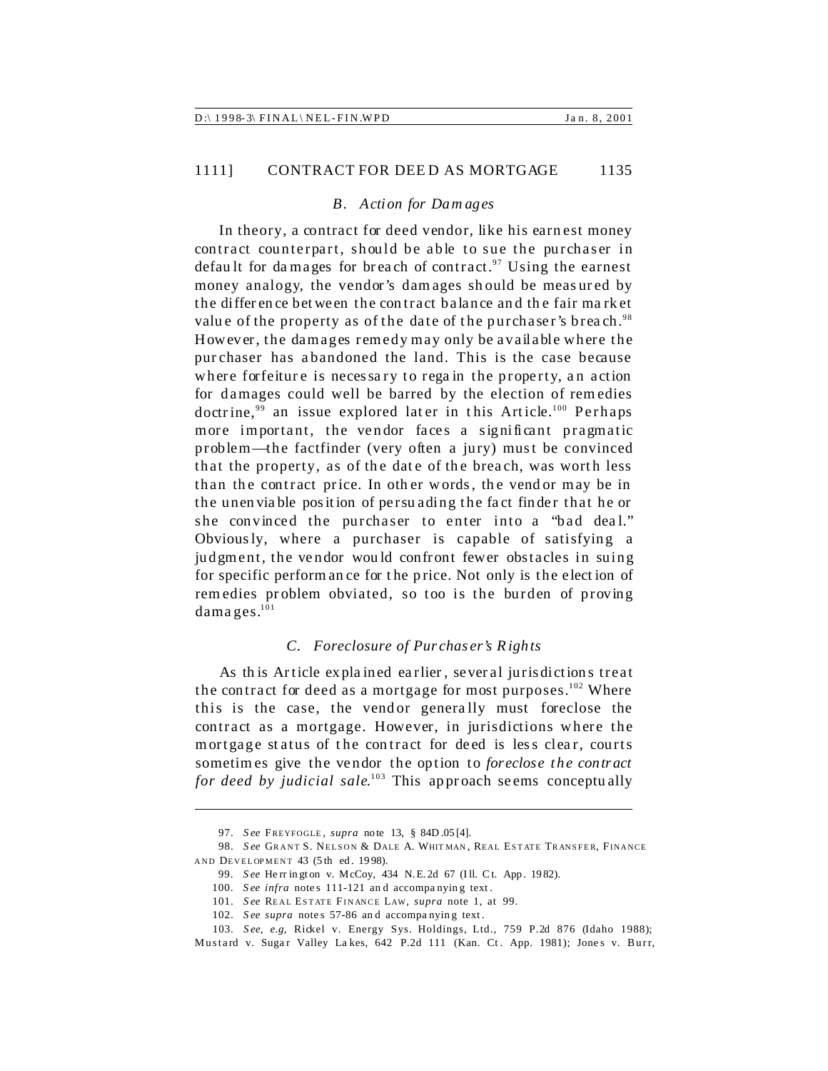### *B. Action for Damages*

In theory, a contract for deed vendor, like his earnest money contract counterpart, should be able to sue the purchaser in default for damages for breach of contract.[97] Using the earnest money analogy, the vendor's damages should be measured by the difference between the contract balance and the fair market value of the property as of the date of the purchaser's breach.[98] However, the damages remedy may only be available where the purchaser has abandoned the land. This is the case because where forfeiture is necessary to regain the property, an action for damages could well be barred by the election of remedies doctrine,[99] an issue explored later in this Article.[100] Perhaps more important, the vendor faces a significant pragmatic problem—the factfinder (very often a jury) must be convinced that the property, as of the date of the breach, was worth less than the contract price. In other words, the vendor may be in the unenviable position of persuading the fact finder that he or she convinced the purchaser to enter into a "bad deal." Obviously, where a purchaser is capable of satisfying a judgment, the vendor would confront fewer obstacles in suing for specific performance for the price. Not only is the election of remedies problem obviated, so too is the burden of proving damages.[101]

### *C. Foreclosure of Purchaser's Rights*

As this Article explained earlier, several jurisdictions treat the contract for deed as a mortgage for most purposes.[102] Where this is the case, the vendor generally must foreclose the contract as a mortgage. However, in jurisdictions where the mortgage status of the contract for deed is less clear, courts sometimes give the vendor the option to *foreclose the contract for deed by judicial sale*.[103] This approach seems conceptually

---

97. *See* FREYFOGLE, *supra* note 13, § 84D.05[4].

98. *See* GRANT S. NELSON & DALE A. WHITMAN, REAL ESTATE TRANSFER, FINANCE AND DEVELOPMENT 43 (5th ed. 1998).

99. *See* Herrington v. McCoy, 434 N.E.2d 67 (Ill. Ct. App. 1982).

100. *See infra* notes 111-121 and accompanying text.

101. *See* REAL ESTATE FINANCE LAW, *supra* note 1, at 99.

102. *See supra* notes 57-86 and accompanying text.

103. *See, e.g,* Rickel v. Energy Sys. Holdings, Ltd., 759 P.2d 876 (Idaho 1988); Mustard v. Sugar Valley Lakes, 642 P.2d 111 (Kan. Ct. App. 1981); Jones v. Burr,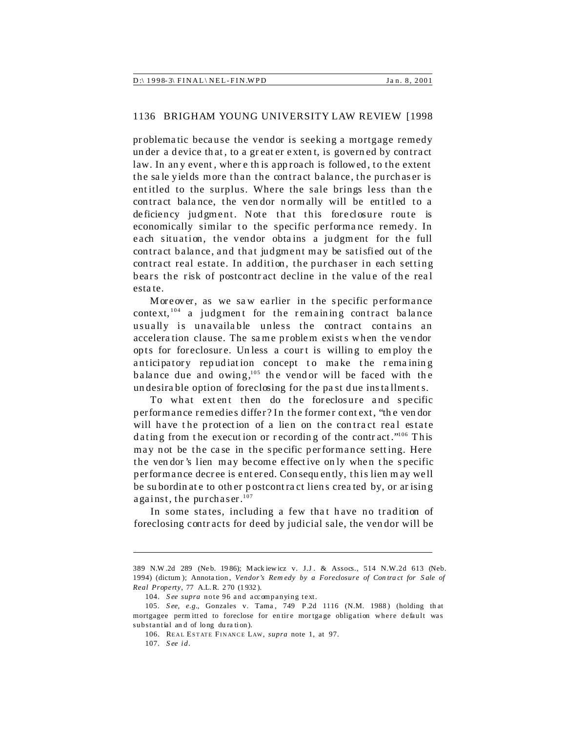problematic because the vendor is seeking a mortgage remedy under a device that, to a greater extent, is governed by contract law. In any event, where this approach is followed, to the extent the sale yields more than the contract balance, the purchaser is entitled to the surplus. Where the sale brings less than the contract balance, the vendor normally will be entitled to a deficiency judgment. Note that this foreclosure route is economically similar to the specific performance remedy. In each situation, the vendor obtains a judgment for the full contract balance, and that judgment may be satisfied out of the contract real estate. In addition, the purchaser in each setting bears the risk of postcontract decline in the value of the real estate.

Moreover, as we saw earlier in the specific performance context,[104] a judgment for the remaining contract balance usually is unavailable unless the contract contains an acceleration clause. The same problem exists when the vendor opts for foreclosure. Unless a court is willing to employ the anticipatory repudiation concept to make the remaining balance due and owing,[105] the vendor will be faced with the undesirable option of foreclosing for the past due installments.

To what extent then do the foreclosure and specific performance remedies differ? In the former context, "the vendor will have the protection of a lien on the contract real estate dating from the execution or recording of the contract."[106] This may not be the case in the specific performance setting. Here the vendor's lien may become effective only when the specific performance decree is entered. Consequently, this lien may well be subordinate to other postcontract liens created by, or arising against, the purchaser.[107]

In some states, including a few that have no tradition of foreclosing contracts for deed by judicial sale, the vendor will be

---

389 N.W.2d 289 (Neb. 1986); Mackiewicz v. J.J. & Assocs., 514 N.W.2d 613 (Neb. 1994) (dictum); Annotation, *Vendor's Remedy by a Foreclosure of Contract for Sale of Real Property*, 77 A.L.R. 270 (1932).

104. *See supra* note 96 and accompanying text.

105. *See, e.g.*, Gonzales v. Tama, 749 P.2d 1116 (N.M. 1988) (holding that mortgagee permitted to foreclose for entire mortgage obligation where default was substantial and of long duration).

106. REAL ESTATE FINANCE LAW, *supra* note 1, at 97.

107. *See id.*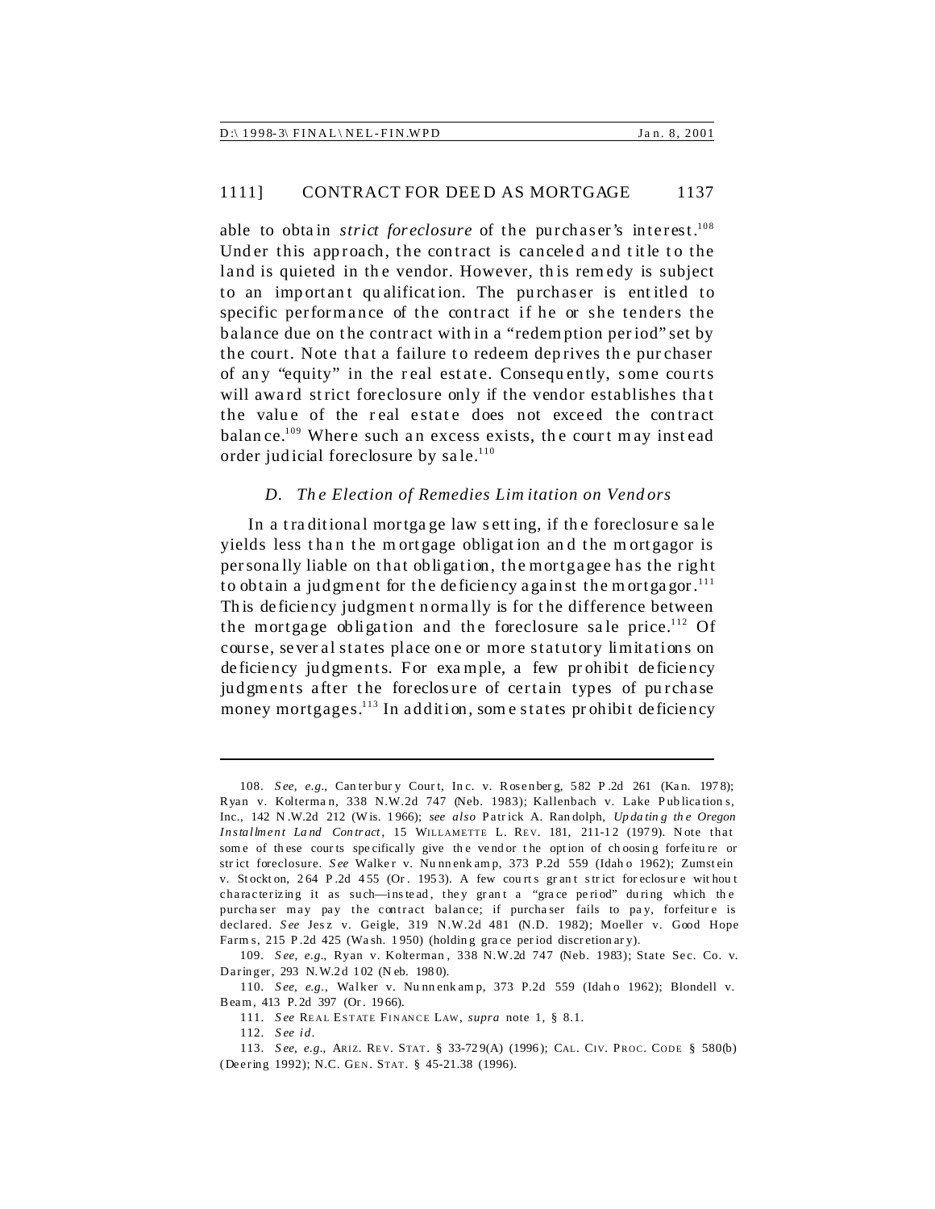able to obtain *strict foreclosure* of the purchaser's interest.[108] Under this approach, the contract is canceled and title to the land is quieted in the vendor. However, this remedy is subject to an important qualification. The purchaser is entitled to specific performance of the contract if he or she tenders the balance due on the contract within a "redemption period" set by the court. Note that a failure to redeem deprives the purchaser of any "equity" in the real estate. Consequently, some courts will award strict foreclosure only if the vendor establishes that the value of the real estate does not exceed the contract balance.[109] Where such an excess exists, the court may instead order judicial foreclosure by sale.[110]

### *D. The Election of Remedies Limitation on Vendors*

In a traditional mortgage law setting, if the foreclosure sale yields less than the mortgage obligation and the mortgagor is personally liable on that obligation, the mortgagee has the right to obtain a judgment for the deficiency against the mortgagor.[111] This deficiency judgment normally is for the difference between the mortgage obligation and the foreclosure sale price.[112] Of course, several states place one or more statutory limitations on deficiency judgments. For example, a few prohibit deficiency judgments after the foreclosure of certain types of purchase money mortgages.[113] In addition, some states prohibit deficiency

---

108. *See, e.g.*, Canterbury Court, Inc. v. Rosenberg, 582 P.2d 261 (Kan. 1978); Ryan v. Kolterman, 338 N.W.2d 747 (Neb. 1983); Kallenbach v. Lake Publications, Inc., 142 N.W.2d 212 (Wis. 1966); *see also* Patrick A. Randolph, *Updating the Oregon Installment Land Contract*, 15 WILLAMETTE L. REV. 181, 211-12 (1979). Note that some of these courts specifically give the vendor the option of choosing forfeiture or strict foreclosure. *See* Walker v. Nunnenkamp, 373 P.2d 559 (Idaho 1962); Zumstein v. Stockton, 264 P.2d 455 (Or. 1953). A few courts grant strict foreclosure without characterizing it as such—instead, they grant a "grace period" during which the purchaser may pay the contract balance; if purchaser fails to pay, forfeiture is declared. *See* Jesz v. Geigle, 319 N.W.2d 481 (N.D. 1982); Moeller v. Good Hope Farms, 215 P.2d 425 (Wash. 1950) (holding grace period discretionary).

109. *See, e.g.*, Ryan v. Kolterman, 338 N.W.2d 747 (Neb. 1983); State Sec. Co. v. Daringer, 293 N.W.2d 102 (Neb. 1980).

110. *See, e.g.*, Walker v. Nunnenkamp, 373 P.2d 559 (Idaho 1962); Blondell v. Beam, 413 P.2d 397 (Or. 1966).

111. *See* REAL ESTATE FINANCE LAW, *supra* note 1, § 8.1.

112. *See id.*

113. *See, e.g.*, ARIZ. REV. STAT. § 33-729(A) (1996); CAL. CIV. PROC. CODE § 580(b) (Deering 1992); N.C. GEN. STAT. § 45-21.38 (1996).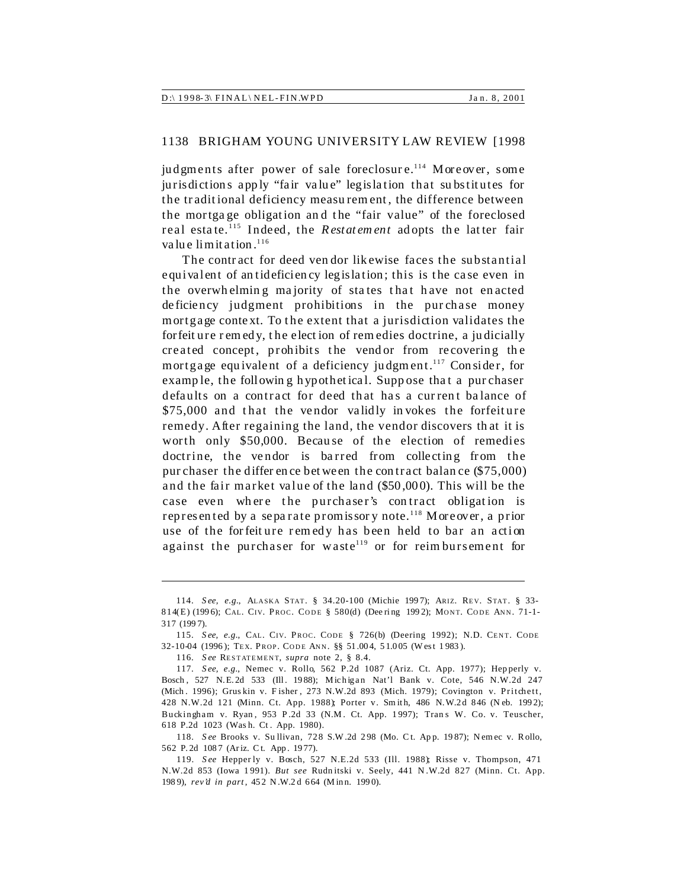judgments after power of sale foreclosure.[114] Moreover, some jurisdictions apply "fair value" legislation that substitutes for the traditional deficiency measurement, the difference between the mortgage obligation and the "fair value" of the foreclosed real estate.[115] Indeed, the *Restatement* adopts the latter fair value limitation.[116]

The contract for deed vendor likewise faces the substantial equivalent of antideficiency legislation; this is the case even in the overwhelming majority of states that have not enacted deficiency judgment prohibitions in the purchase money mortgage context. To the extent that a jurisdiction validates the forfeiture remedy, the election of remedies doctrine, a judicially created concept, prohibits the vendor from recovering the mortgage equivalent of a deficiency judgment.[117] Consider, for example, the following hypothetical. Suppose that a purchaser defaults on a contract for deed that has a current balance of $75,000 and that the vendor validly invokes the forfeiture remedy. After regaining the land, the vendor discovers that it is worth only $50,000. Because of the election of remedies doctrine, the vendor is barred from collecting from the purchaser the difference between the contract balance ($75,000) and the fair market value of the land ($50,000). This will be the case even where the purchaser's contract obligation is represented by a separate promissory note.[118] Moreover, a prior use of the forfeiture remedy has been held to bar an action against the purchaser for waste[119] or for reimbursement for

---

114. *See, e.g.*, ALASKA STAT. § 34.20-100 (Michie 1997); ARIZ. REV. STAT. § 33-814(E) (1996); CAL. CIV. PROC. CODE § 580(d) (Deering 1992); MONT. CODE ANN. 71-1-317 (1997).

115. *See, e.g.*, CAL. CIV. PROC. CODE § 726(b) (Deering 1992); N.D. CENT. CODE 32-10-04 (1996); TEX. PROP. CODE ANN. §§ 51.004, 51.005 (West 1983).

116. *See* RESTATEMENT, *supra* note 2, § 8.4.

117. *See, e.g.*, Nemec v. Rollo, 562 P.2d 1087 (Ariz. Ct. App. 1977); Hepperly v. Bosch, 527 N.E.2d 533 (Ill. 1988); Michigan Nat'l Bank v. Cote, 546 N.W.2d 247 (Mich. 1996); Gruskin v. Fisher, 273 N.W.2d 893 (Mich. 1979); Covington v. Pritchett, 428 N.W.2d 121 (Minn. Ct. App. 1988); Porter v. Smith, 486 N.W.2d 846 (Neb. 1992); Buckingham v. Ryan, 953 P.2d 33 (N.M. Ct. App. 1997); Trans W. Co. v. Teuscher, 618 P.2d 1023 (Wash. Ct. App. 1980).

118. *See* Brooks v. Sullivan, 728 S.W.2d 298 (Mo. Ct. App. 1987); Nemec v. Rollo, 562 P.2d 1087 (Ariz. Ct. App. 1977).

119. *See* Hepperly v. Bosch, 527 N.E.2d 533 (Ill. 1988); Risse v. Thompson, 471 N.W.2d 853 (Iowa 1991). *But see* Rudnitski v. Seely, 441 N.W.2d 827 (Minn. Ct. App. 1989), *rev'd in part*, 452 N.W.2d 664 (Minn. 1990).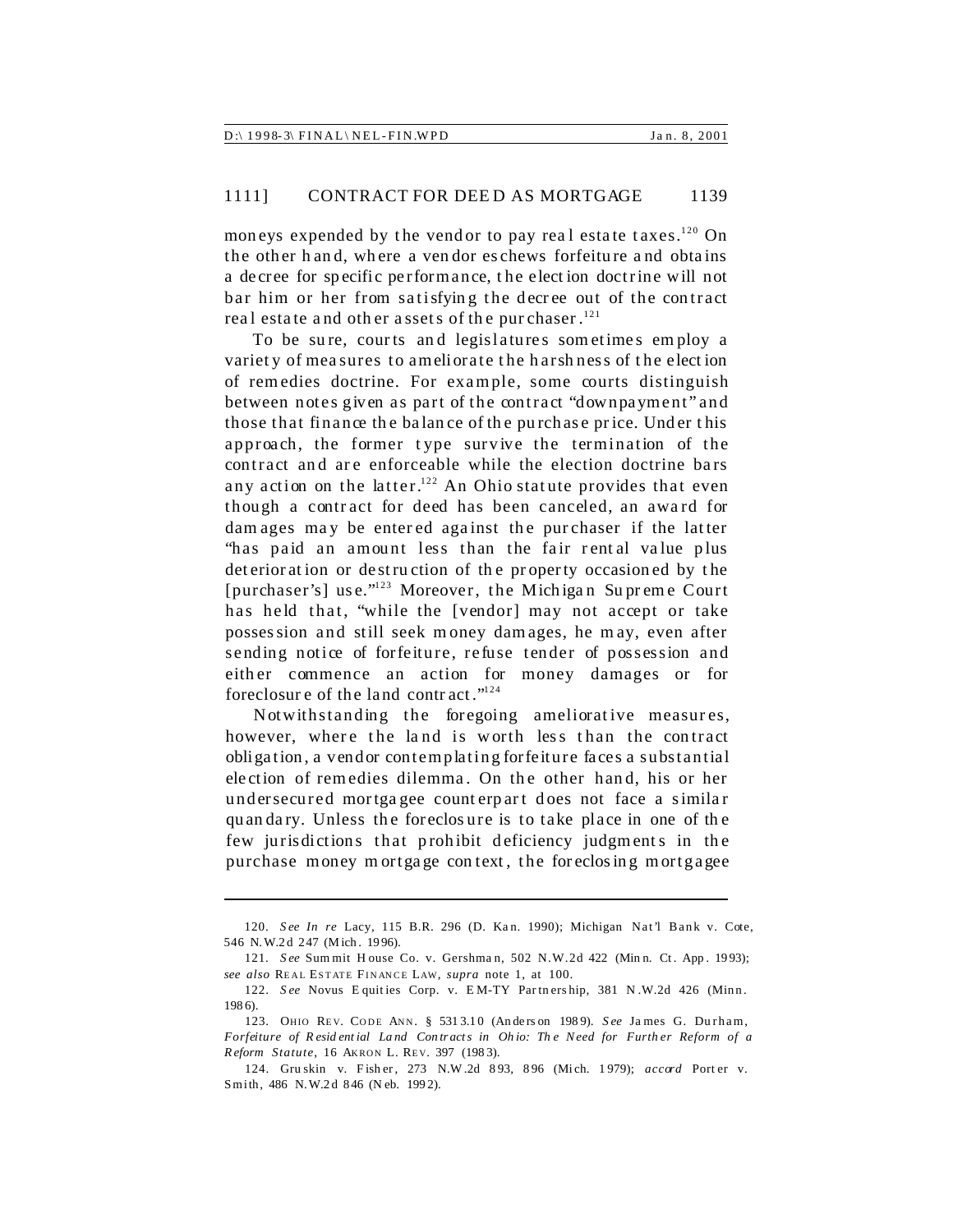moneys expended by the vendor to pay real estate taxes.[120] On the other hand, where a vendor eschews forfeiture and obtains a decree for specific performance, the election doctrine will not bar him or her from satisfying the decree out of the contract real estate and other assets of the purchaser.[121]

To be sure, courts and legislatures sometimes employ a variety of measures to ameliorate the harshness of the election of remedies doctrine. For example, some courts distinguish between notes given as part of the contract "downpayment" and those that finance the balance of the purchase price. Under this approach, the former type survive the termination of the contract and are enforceable while the election doctrine bars any action on the latter.[122] An Ohio statute provides that even though a contract for deed has been canceled, an award for damages may be entered against the purchaser if the latter "has paid an amount less than the fair rental value plus deterioration or destruction of the property occasioned by the [purchaser's] use."[123] Moreover, the Michigan Supreme Court has held that, "while the [vendor] may not accept or take possession and still seek money damages, he may, even after sending notice of forfeiture, refuse tender of possession and either commence an action for money damages or for foreclosure of the land contract."[124]

Notwithstanding the foregoing ameliorative measures, however, where the land is worth less than the contract obligation, a vendor contemplating forfeiture faces a substantial election of remedies dilemma. On the other hand, his or her undersecured mortgagee counterpart does not face a similar quandary. Unless the foreclosure is to take place in one of the few jurisdictions that prohibit deficiency judgments in the purchase money mortgage context, the foreclosing mortgagee

---

120. *See In re* Lacy, 115 B.R. 296 (D. Kan. 1990); Michigan Nat'l Bank v. Cote, 546 N.W.2d 247 (Mich. 1996).

121. *See* Summit House Co. v. Gershman, 502 N.W.2d 422 (Minn. Ct. App. 1993); *see also* REAL ESTATE FINANCE LAW, *supra* note 1, at 100.

122. *See* Novus Equities Corp. v. EM-TY Partnership, 381 N.W.2d 426 (Minn. 1986).

123. OHIO REV. CODE ANN. § 5313.10 (Anderson 1989). *See* James G. Durham, *Forfeiture of Residential Land Contracts in Ohio: The Need for Further Reform of a Reform Statute*, 16 AKRON L. REV. 397 (1983).

124. Gruskin v. Fisher, 273 N.W.2d 893, 896 (Mich. 1979); *accord* Porter v. Smith, 486 N.W.2d 846 (Neb. 1992).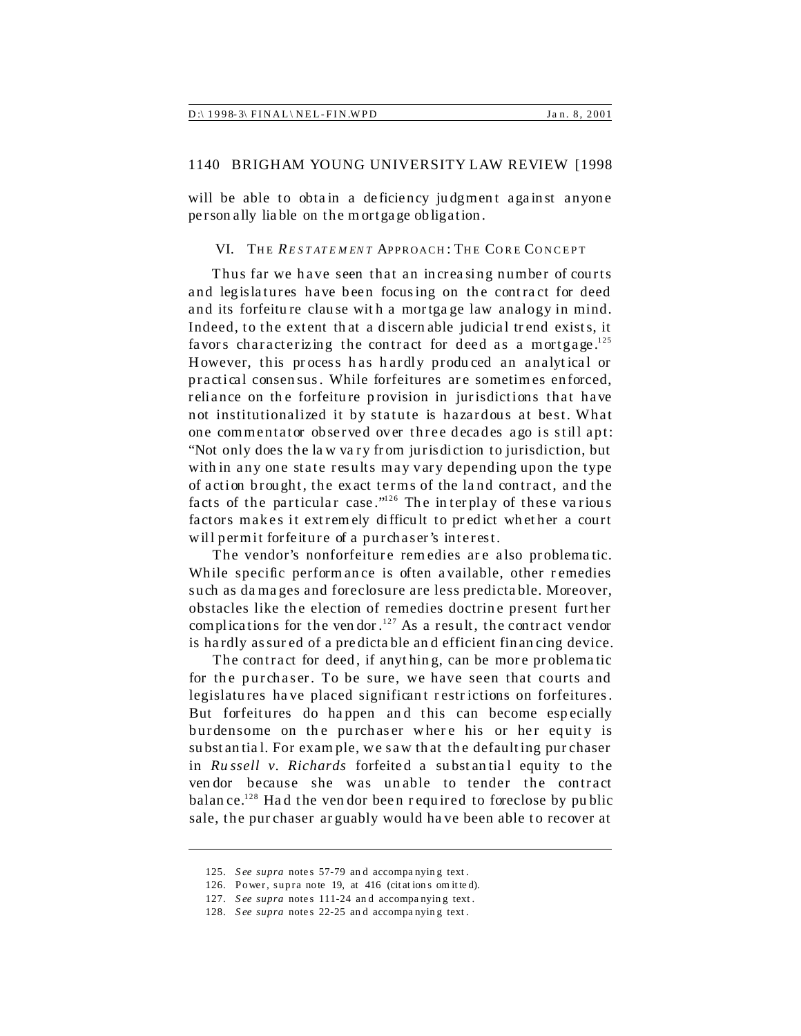will be able to obtain a deficiency judgment against anyone personally liable on the mortgage obligation.

## VI. THE *RESTATEMENT* APPROACH: THE CORE CONCEPT

Thus far we have seen that an increasing number of courts and legislatures have been focusing on the contract for deed and its forfeiture clause with a mortgage law analogy in mind. Indeed, to the extent that a discernable judicial trend exists, it favors characterizing the contract for deed as a mortgage.[125] However, this process has hardly produced an analytical or practical consensus. While forfeitures are sometimes enforced, reliance on the forfeiture provision in jurisdictions that have not institutionalized it by statute is hazardous at best. What one commentator observed over three decades ago is still apt: "Not only does the law vary from jurisdiction to jurisdiction, but within any one state results may vary depending upon the type of action brought, the exact terms of the land contract, and the facts of the particular case."[126] The interplay of these various factors makes it extremely difficult to predict whether a court will permit forfeiture of a purchaser's interest.

The vendor's nonforfeiture remedies are also problematic. While specific performance is often available, other remedies such as damages and foreclosure are less predictable. Moreover, obstacles like the election of remedies doctrine present further complications for the vendor.[127] As a result, the contract vendor is hardly assured of a predictable and efficient financing device.

The contract for deed, if anything, can be more problematic for the purchaser. To be sure, we have seen that courts and legislatures have placed significant restrictions on forfeitures. But forfeitures do happen and this can become especially burdensome on the purchaser where his or her equity is substantial. For example, we saw that the defaulting purchaser in *Russell v. Richards* forfeited a substantial equity to the vendor because she was unable to tender the contract balance.[128] Had the vendor been required to foreclose by public sale, the purchaser arguably would have been able to recover at

---

125. *See supra* notes 57-79 and accompanying text.

126. Power, supra note 19, at 416 (citations omitted).

127. *See supra* notes 111-24 and accompanying text.

128. *See supra* notes 22-25 and accompanying text.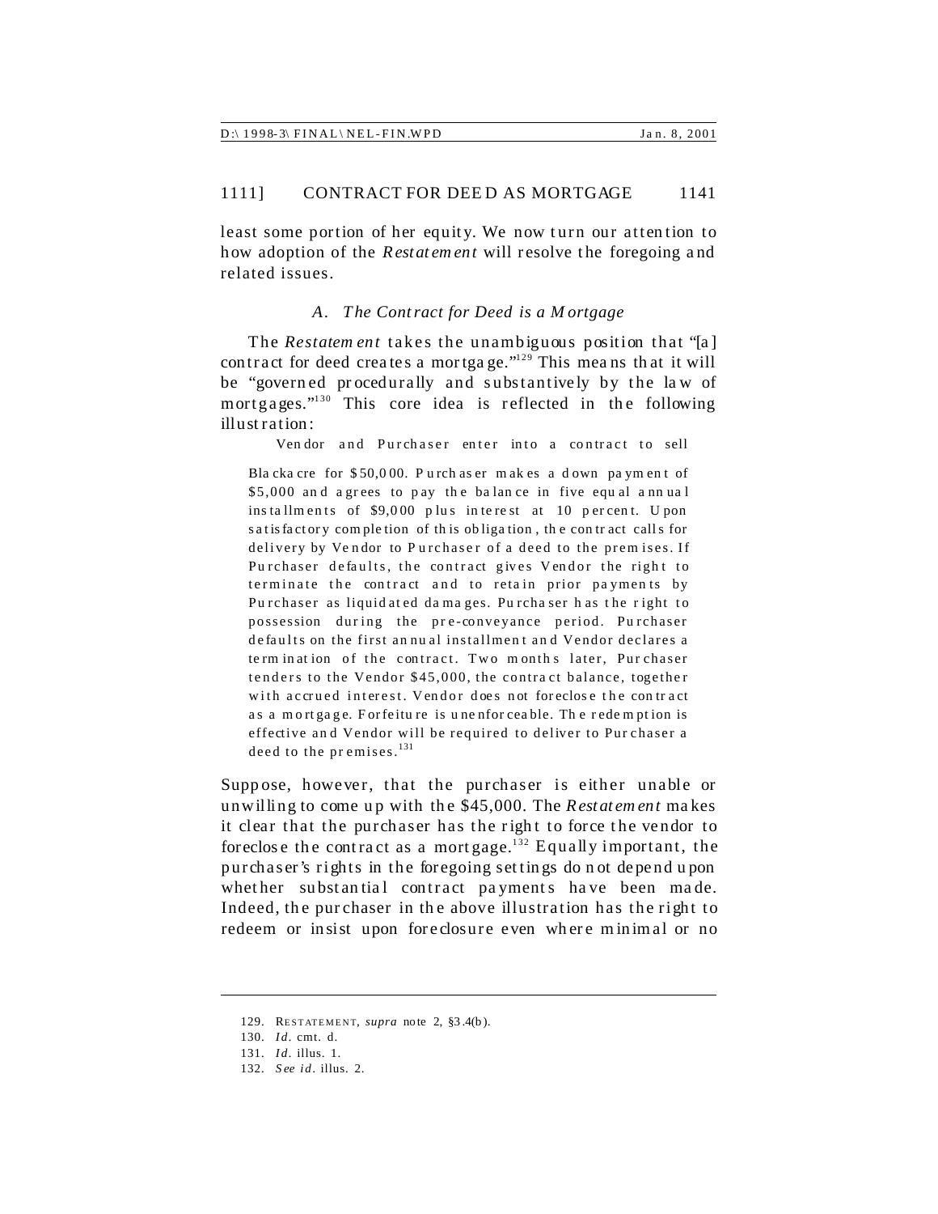least some portion of her equity. We now turn our attention to how adoption of the *Restatement* will resolve the foregoing and related issues.

### *A. The Contract for Deed is a Mortgage*

The *Restatement* takes the unambiguous position that "[a] contract for deed creates a mortgage."[129] This means that it will be "governed procedurally and substantively by the law of mortgages."[130] This core idea is reflected in the following illustration:

> Vendor and Purchaser enter into a contract to sell Blackacre for $50,000. Purchaser makes a down payment of $5,000 and agrees to pay the balance in five equal annual installments of $9,000 plus interest at 10 percent. Upon satisfactory completion of this obligation, the contract calls for delivery by Vendor to Purchaser of a deed to the premises. If Purchaser defaults, the contract gives Vendor the right to terminate the contract and to retain prior payments by Purchaser as liquidated damages. Purchaser has the right to possession during the pre-conveyance period. Purchaser defaults on the first annual installment and Vendor declares a termination of the contract. Two months later, Purchaser tenders to the Vendor $45,000, the contract balance, together with accrued interest. Vendor does not foreclose the contract as a mortgage. Forfeiture is unenforceable. The redemption is effective and Vendor will be required to deliver to Purchaser a deed to the premises.[131]

Suppose, however, that the purchaser is either unable or unwilling to come up with the $45,000. The *Restatement* makes it clear that the purchaser has the right to force the vendor to foreclose the contract as a mortgage.[132] Equally important, the purchaser's rights in the foregoing settings do not depend upon whether substantial contract payments have been made. Indeed, the purchaser in the above illustration has the right to redeem or insist upon foreclosure even where minimal or no

---

129. RESTATEMENT, *supra* note 2, §3.4(b).

130. *Id.* cmt. d.

131. *Id.* illus. 1.

132. *See id.* illus. 2.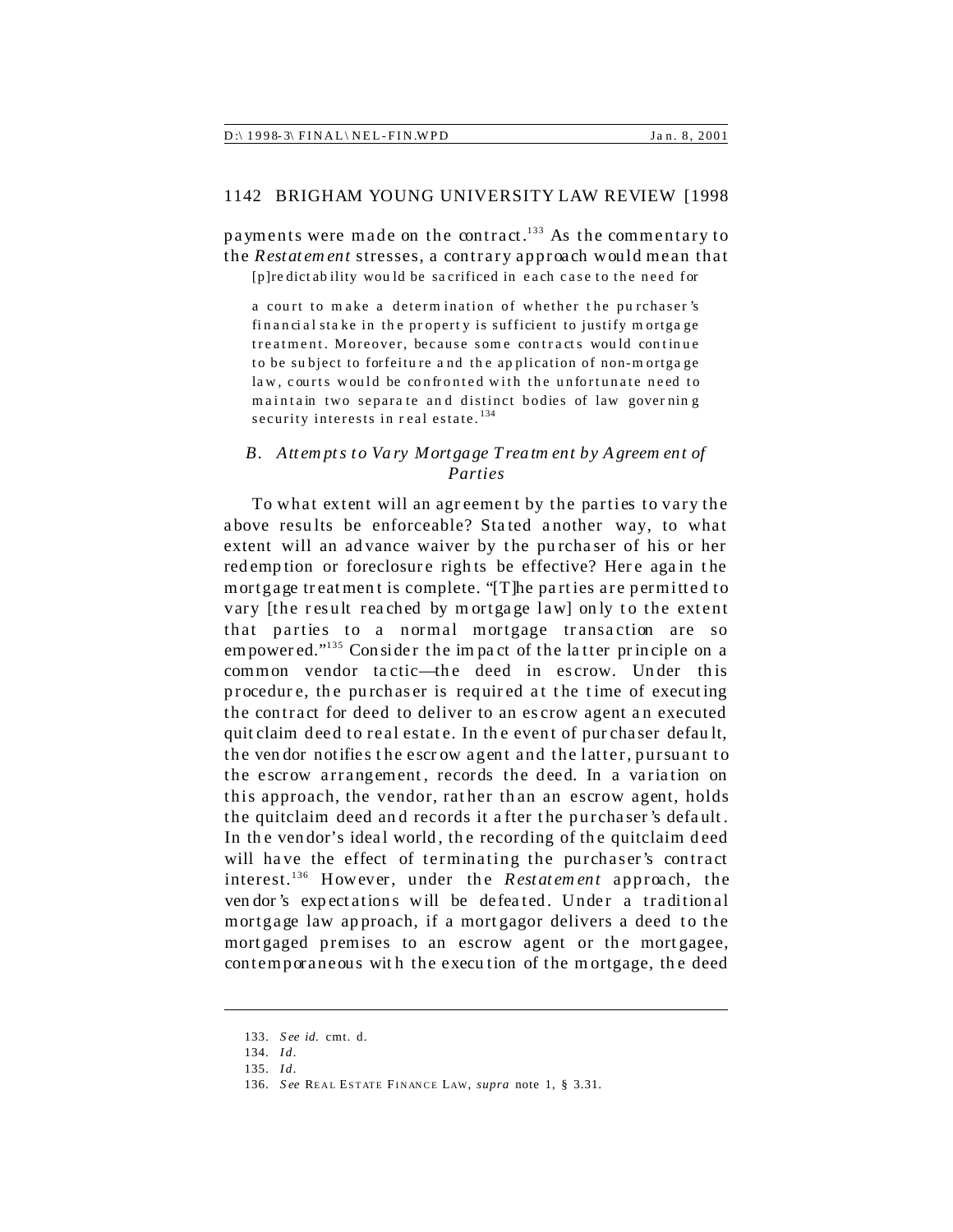payments were made on the contract.[133] As the commentary to the *Restatement* stresses, a contrary approach would mean that

> [p]redictability would be sacrificed in each case to the need for a court to make a determination of whether the purchaser's financial stake in the property is sufficient to justify mortgage treatment. Moreover, because some contracts would continue to be subject to forfeiture and the application of non-mortgage law, courts would be confronted with the unfortunate need to maintain two separate and distinct bodies of law governing security interests in real estate.[134]

### *B. Attempts to Vary Mortgage Treatment by Agreement of Parties*

To what extent will an agreement by the parties to vary the above results be enforceable? Stated another way, to what extent will an advance waiver by the purchaser of his or her redemption or foreclosure rights be effective? Here again the mortgage treatment is complete. "[T]he parties are permitted to vary [the result reached by mortgage law] only to the extent that parties to a normal mortgage transaction are so empowered."[135] Consider the impact of the latter principle on a common vendor tactic—the deed in escrow. Under this procedure, the purchaser is required at the time of executing the contract for deed to deliver to an escrow agent an executed quitclaim deed to real estate. In the event of purchaser default, the vendor notifies the escrow agent and the latter, pursuant to the escrow arrangement, records the deed. In a variation on this approach, the vendor, rather than an escrow agent, holds the quitclaim deed and records it after the purchaser's default. In the vendor's ideal world, the recording of the quitclaim deed will have the effect of terminating the purchaser's contract interest.[136] However, under the *Restatement* approach, the vendor's expectations will be defeated. Under a traditional mortgage law approach, if a mortgagor delivers a deed to the mortgaged premises to an escrow agent or the mortgagee, contemporaneous with the execution of the mortgage, the deed

---

133. *See id.* cmt. d.

134. *Id.*

135. *Id.*

136. *See* REAL ESTATE FINANCE LAW, *supra* note 1, § 3.31.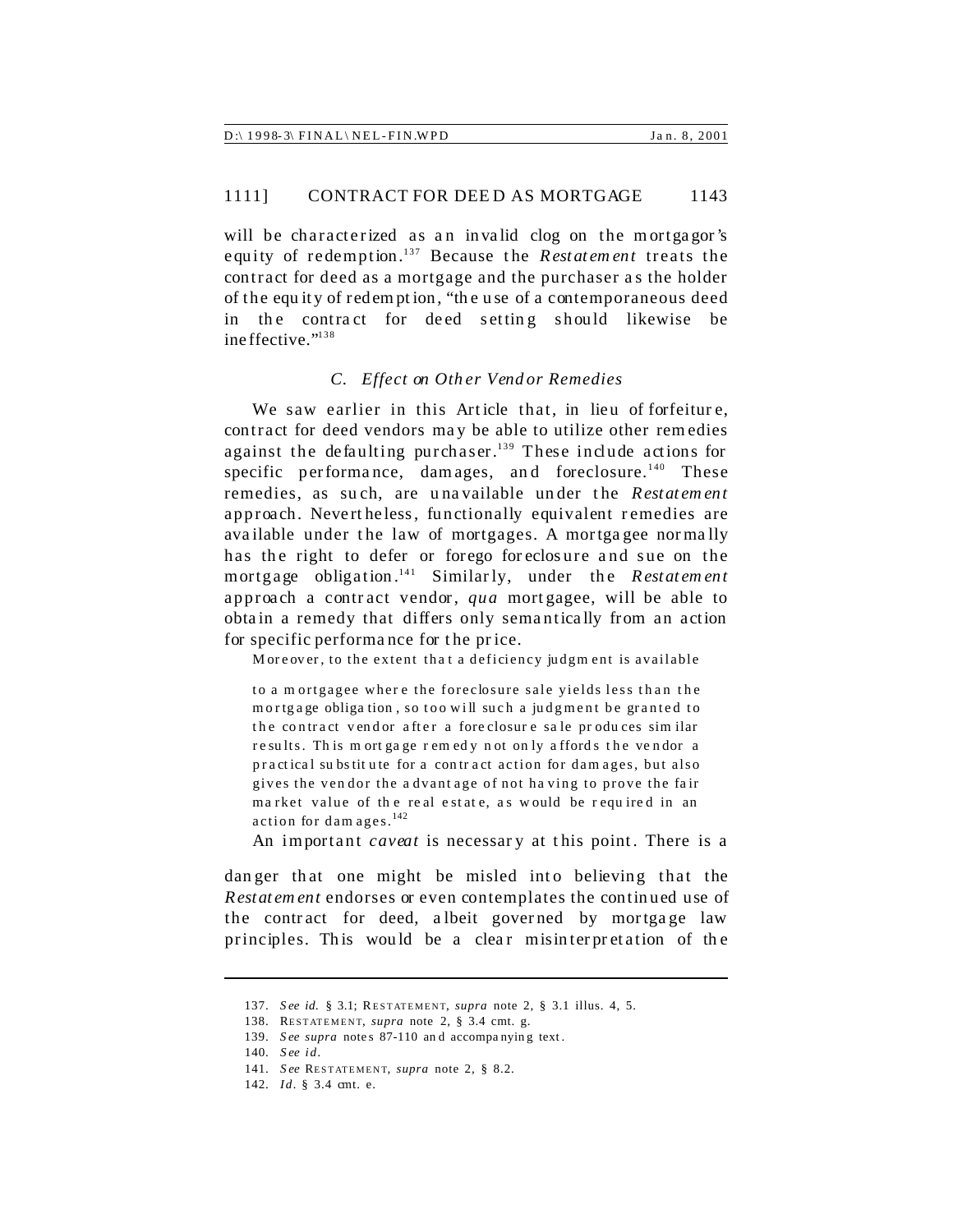will be characterized as an invalid clog on the mortgagor's equity of redemption.[137] Because the *Restatement* treats the contract for deed as a mortgage and the purchaser as the holder of the equity of redemption, "the use of a contemporaneous deed in the contract for deed setting should likewise be ineffective."[138]

### *C. Effect on Other Vendor Remedies*

We saw earlier in this Article that, in lieu of forfeiture, contract for deed vendors may be able to utilize other remedies against the defaulting purchaser.[139] These include actions for specific performance, damages, and foreclosure.[140] These remedies, as such, are unavailable under the *Restatement* approach. Nevertheless, functionally equivalent remedies are available under the law of mortgages. A mortgagee normally has the right to defer or forego foreclosure and sue on the mortgage obligation.[141] Similarly, under the *Restatement* approach a contract vendor, *qua* mortgagee, will be able to obtain a remedy that differs only semantically from an action for specific performance for the price.

> Moreover, to the extent that a deficiency judgment is available to a mortgagee where the foreclosure sale yields less than the mortgage obligation, so too will such a judgment be granted to the contract vendor after a foreclosure sale produces similar results. This mortgage remedy not only affords the vendor a practical substitute for a contract action for damages, but also gives the vendor the advantage of not having to prove the fair market value of the real estate, as would be required in an action for damages.[142]

An important *caveat* is necessary at this point. There is a danger that one might be misled into believing that the *Restatement* endorses or even contemplates the continued use of the contract for deed, albeit governed by mortgage law principles. This would be a clear misinterpretation of the

---

137. *See id.* § 3.1; RESTATEMENT, *supra* note 2, § 3.1 illus. 4, 5.

138. RESTATEMENT, *supra* note 2, § 3.4 cmt. g.

139. *See supra* notes 87-110 and accompanying text.

140. *See id.*

141. *See* RESTATEMENT, *supra* note 2, § 8.2.

142. *Id.* § 3.4 cmt. e.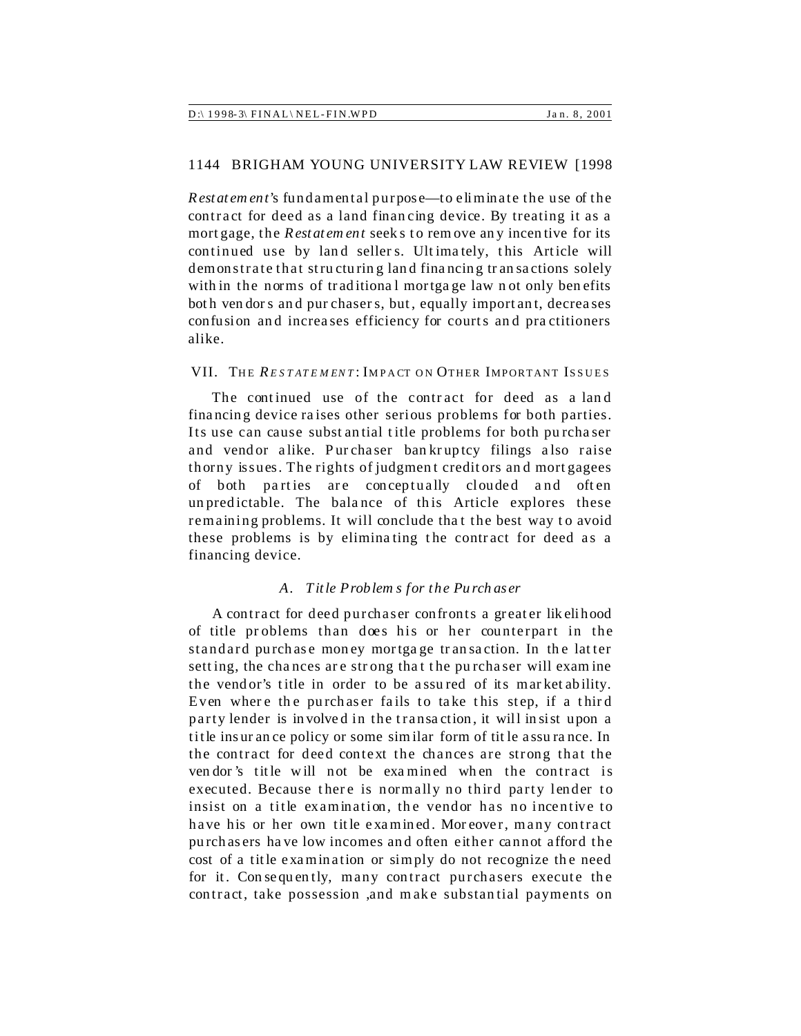*Restatement*'s fundamental purpose—to eliminate the use of the contract for deed as a land financing device. By treating it as a mortgage, the *Restatement* seeks to remove any incentive for its continued use by land sellers. Ultimately, this Article will demonstrate that structuring land financing transactions solely within the norms of traditional mortgage law not only benefits both vendors and purchasers, but, equally important, decreases confusion and increases efficiency for courts and practitioners alike.

## VII. THE *RESTATEMENT*: IMPACT ON OTHER IMPORTANT ISSUES

The continued use of the contract for deed as a land financing device raises other serious problems for both parties. Its use can cause substantial title problems for both purchaser and vendor alike. Purchaser bankruptcy filings also raise thorny issues. The rights of judgment creditors and mortgagees of both parties are conceptually clouded and often unpredictable. The balance of this Article explores these remaining problems. It will conclude that the best way to avoid these problems is by eliminating the contract for deed as a financing device.

### *A. Title Problems for the Purchaser*

A contract for deed purchaser confronts a greater likelihood of title problems than does his or her counterpart in the standard purchase money mortgage transaction. In the latter setting, the chances are strong that the purchaser will examine the vendor's title in order to be assured of its marketability. Even where the purchaser fails to take this step, if a third party lender is involved in the transaction, it will insist upon a title insurance policy or some similar form of title assurance. In the contract for deed context the chances are strong that the vendor's title will not be examined when the contract is executed. Because there is normally no third party lender to insist on a title examination, the vendor has no incentive to have his or her own title examined. Moreover, many contract purchasers have low incomes and often either cannot afford the cost of a title examination or simply do not recognize the need for it. Consequently, many contract purchasers execute the contract, take possession ,and make substantial payments on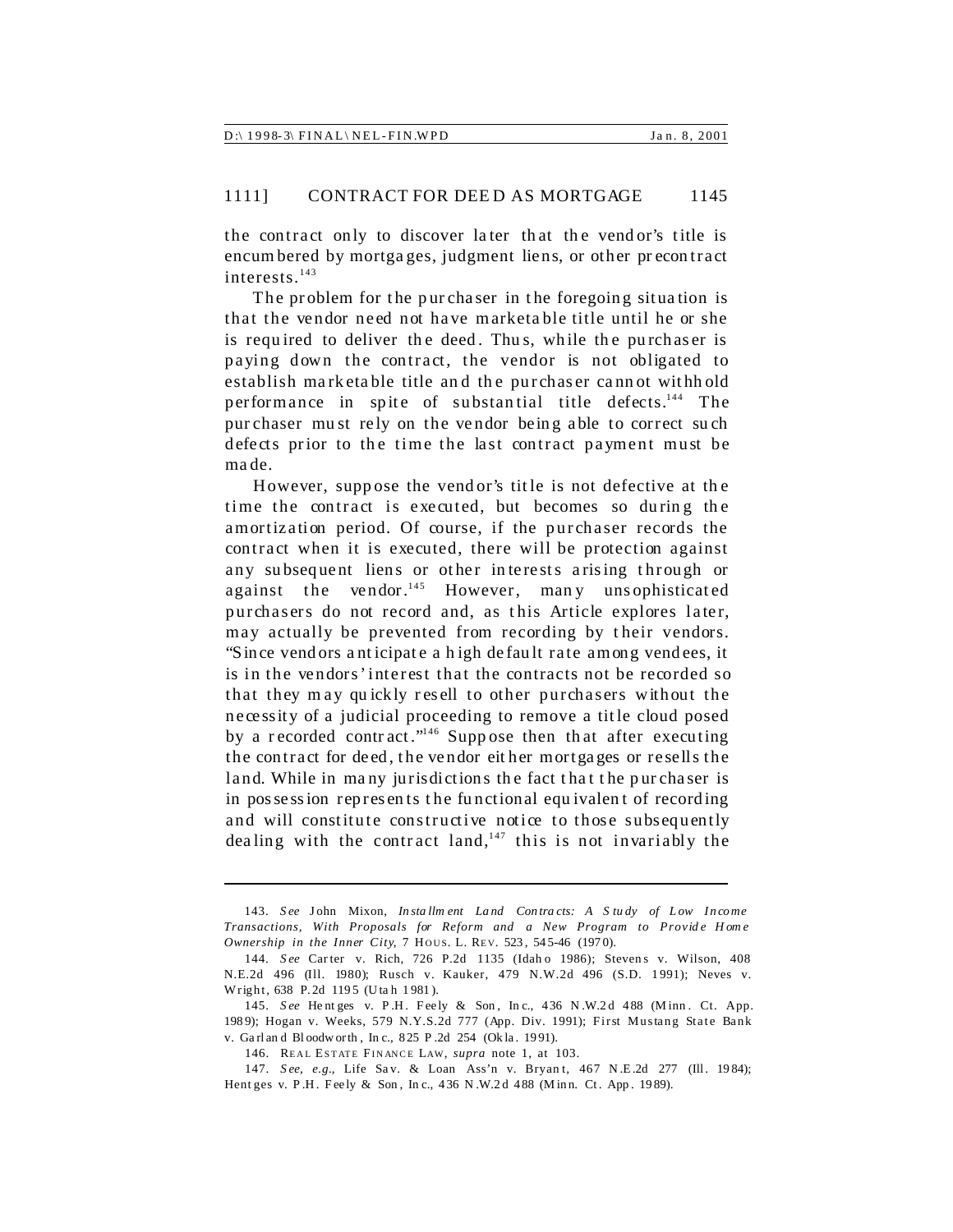the contract only to discover later that the vendor's title is encumbered by mortgages, judgment liens, or other precontract interests.[143]

The problem for the purchaser in the foregoing situation is that the vendor need not have marketable title until he or she is required to deliver the deed. Thus, while the purchaser is paying down the contract, the vendor is not obligated to establish marketable title and the purchaser cannot withhold performance in spite of substantial title defects.[144] The purchaser must rely on the vendor being able to correct such defects prior to the time the last contract payment must be made.

However, suppose the vendor's title is not defective at the time the contract is executed, but becomes so during the amortization period. Of course, if the purchaser records the contract when it is executed, there will be protection against any subsequent liens or other interests arising through or against the vendor.[145] However, many unsophisticated purchasers do not record and, as this Article explores later, may actually be prevented from recording by their vendors. "Since vendors anticipate a high default rate among vendees, it is in the vendors' interest that the contracts not be recorded so that they may quickly resell to other purchasers without the necessity of a judicial proceeding to remove a title cloud posed by a recorded contract."[146] Suppose then that after executing the contract for deed, the vendor either mortgages or resells the land. While in many jurisdictions the fact that the purchaser is in possession represents the functional equivalent of recording and will constitute constructive notice to those subsequently dealing with the contract land,[147] this is not invariably the

---

143. *See* John Mixon, *Installment Land Contracts: A Study of Low Income Transactions, With Proposals for Reform and a New Program to Provide Home Ownership in the Inner City,* 7 HOUS. L. REV. 523, 545-46 (1970).

144. *See* Carter v. Rich, 726 P.2d 1135 (Idaho 1986); Stevens v. Wilson, 408 N.E.2d 496 (Ill. 1980); Rusch v. Kauker, 479 N.W.2d 496 (S.D. 1991); Neves v. Wright, 638 P.2d 1195 (Utah 1981).

145. *See* Hentges v. P.H. Feely & Son, Inc., 436 N.W.2d 488 (Minn. Ct. App. 1989); Hogan v. Weeks, 579 N.Y.S.2d 777 (App. Div. 1991); First Mustang State Bank v. Garland Bloodworth, Inc., 825 P.2d 254 (Okla. 1991).

146. REAL ESTATE FINANCE LAW, *supra* note 1, at 103.

147. *See, e.g.*, Life Sav. & Loan Ass'n v. Bryant, 467 N.E.2d 277 (Ill. 1984); Hentges v. P.H. Feely & Son, Inc., 436 N.W.2d 488 (Minn. Ct. App. 1989).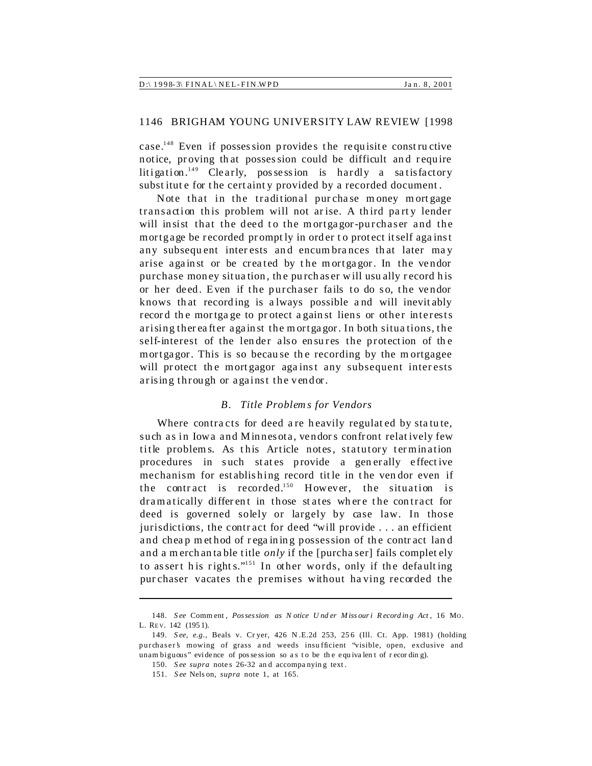case.[148] Even if possession provides the requisite constructive notice, proving that possession could be difficult and require litigation.[149] Clearly, possession is hardly a satisfactory substitute for the certainty provided by a recorded document.

Note that in the traditional purchase money mortgage transaction this problem will not arise. A third party lender will insist that the deed to the mortgagor-purchaser and the mortgage be recorded promptly in order to protect itself against any subsequent interests and encumbrances that later may arise against or be created by the mortgagor. In the vendor purchase money situation, the purchaser will usually record his or her deed. Even if the purchaser fails to do so, the vendor knows that recording is always possible and will inevitably record the mortgage to protect against liens or other interests arising thereafter against the mortgagor. In both situations, the self-interest of the lender also ensures the protection of the mortgagor. This is so because the recording by the mortgagee will protect the mortgagor against any subsequent interests arising through or against the vendor.

### *B. Title Problems for Vendors*

Where contracts for deed are heavily regulated by statute, such as in Iowa and Minnesota, vendors confront relatively few title problems. As this Article notes, statutory termination procedures in such states provide a generally effective mechanism for establishing record title in the vendor even if the contract is recorded.[150] However, the situation is dramatically different in those states where the contract for deed is governed solely or largely by case law. In those jurisdictions, the contract for deed "will provide . . . an efficient and cheap method of regaining possession of the contract land and a merchantable title *only* if the [purchaser] fails completely to assert his rights."[151] In other words, only if the defaulting purchaser vacates the premises without having recorded the

---

148. *See* Comment, *Possession as Notice Under Missouri Recording Act*, 16 MO. L. REV. 142 (1951).

149. *See, e.g.*, Beals v. Cryer, 426 N.E.2d 253, 256 (Ill. Ct. App. 1981) (holding purchaser's mowing of grass and weeds insufficient "visible, open, exclusive and unambiguous" evidence of possession so as to be the equivalent of recording).

150. *See supra* notes 26-32 and accompanying text.

151. *See* Nelson, *supra* note 1, at 165.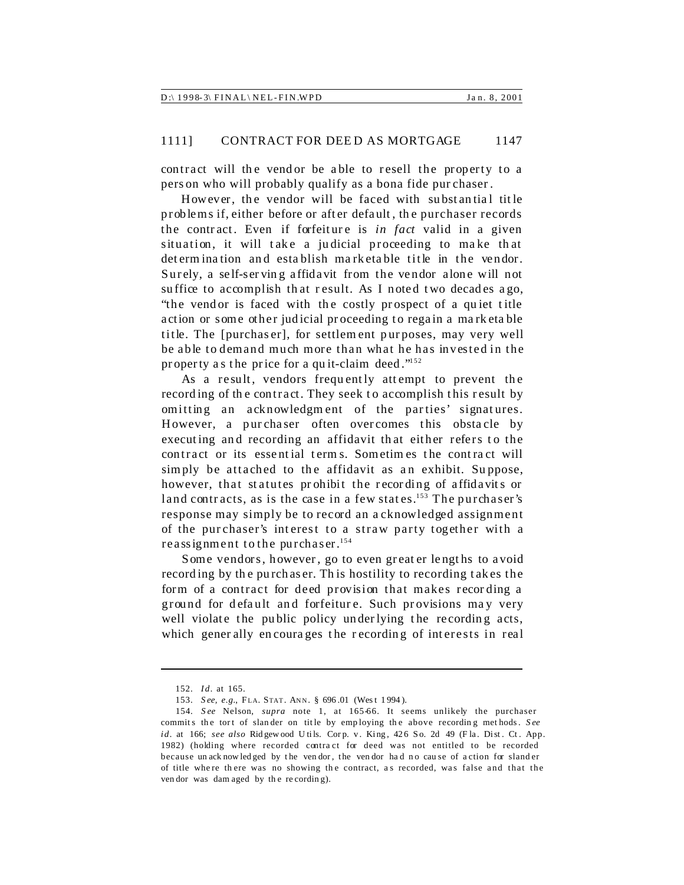contract will the vendor be able to resell the property to a person who will probably qualify as a bona fide purchaser.

However, the vendor will be faced with substantial title problems if, either before or after default, the purchaser records the contract. Even if forfeiture is *in fact* valid in a given situation, it will take a judicial proceeding to make that determination and establish marketable title in the vendor. Surely, a self-serving affidavit from the vendor alone will not suffice to accomplish that result. As I noted two decades ago, "the vendor is faced with the costly prospect of a quiet title action or some other judicial proceeding to regain a marketable title. The [purchaser], for settlement purposes, may very well be able to demand much more than what he has invested in the property as the price for a quit-claim deed."[152]

As a result, vendors frequently attempt to prevent the recording of the contract. They seek to accomplish this result by omitting an acknowledgment of the parties' signatures. However, a purchaser often overcomes this obstacle by executing and recording an affidavit that either refers to the contract or its essential terms. Sometimes the contract will simply be attached to the affidavit as an exhibit. Suppose, however, that statutes prohibit the recording of affidavits or land contracts, as is the case in a few states.[153] The purchaser's response may simply be to record an acknowledged assignment of the purchaser's interest to a straw party together with a reassignment to the purchaser.[154]

Some vendors, however, go to even greater lengths to avoid recording by the purchaser. This hostility to recording takes the form of a contract for deed provision that makes recording a ground for default and forfeiture. Such provisions may very well violate the public policy underlying the recording acts, which generally encourages the recording of interests in real

---

152. *Id.* at 165.

153. *See, e.g.*, FLA. STAT. ANN. § 696.01 (West 1994).

154. *See* Nelson, *supra* note 1, at 165-66. It seems unlikely the purchaser commits the tort of slander on title by employing the above recording methods. *See id.* at 166; *see also* Ridgewood Utils. Corp. v. King, 426 So. 2d 49 (Fla. Dist. Ct. App. 1982) (holding where recorded contract for deed was not entitled to be recorded because unacknowledged by the vendor, the vendor had no cause of action for slander of title where there was no showing the contract, as recorded, was false and that the vendor was damaged by the recording).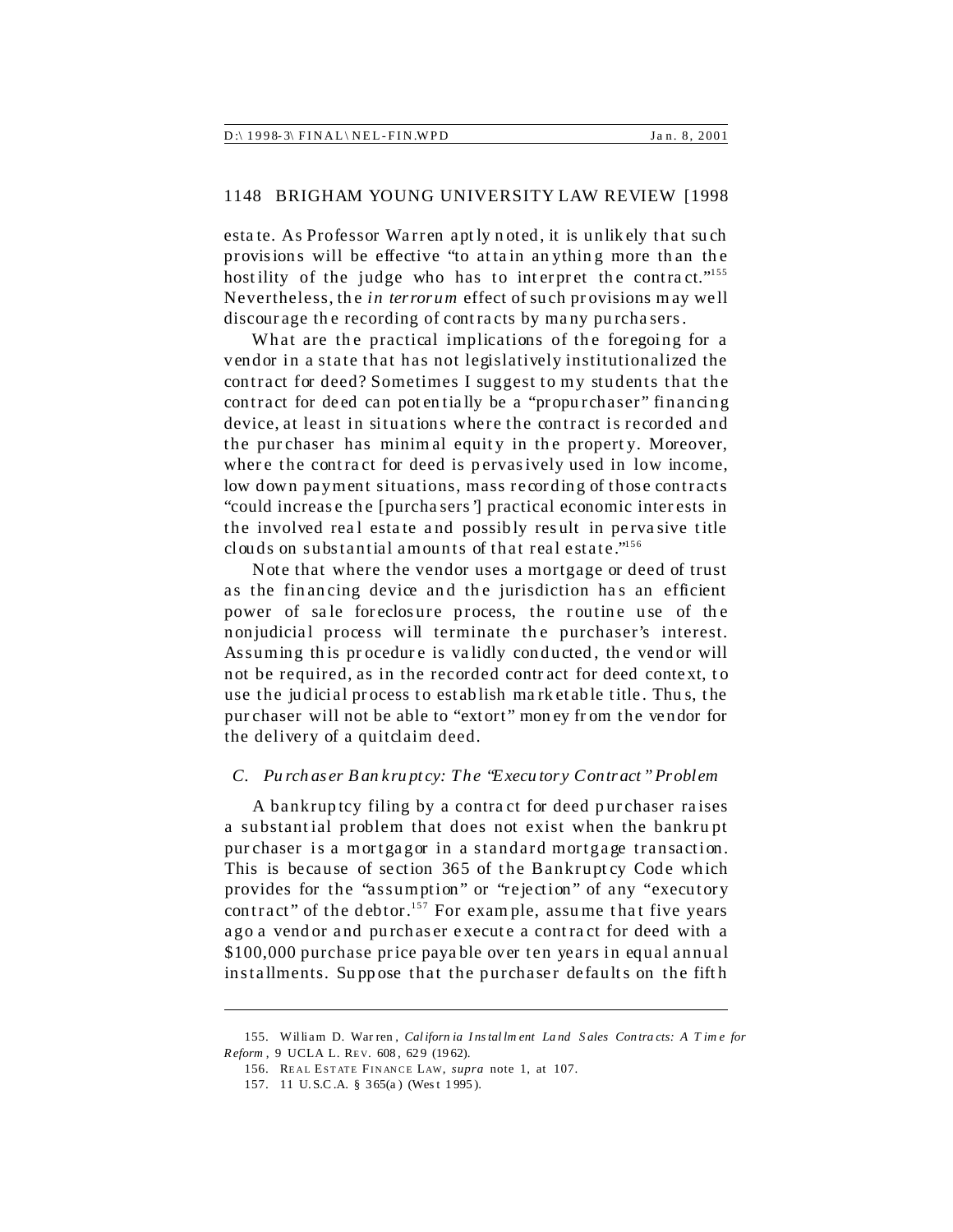estate. As Professor Warren aptly noted, it is unlikely that such provisions will be effective "to attain anything more than the hostility of the judge who has to interpret the contract."[155] Nevertheless, the *in terrorum* effect of such provisions may well discourage the recording of contracts by many purchasers.

What are the practical implications of the foregoing for a vendor in a state that has not legislatively institutionalized the contract for deed? Sometimes I suggest to my students that the contract for deed can potentially be a "propurchaser" financing device, at least in situations where the contract is recorded and the purchaser has minimal equity in the property. Moreover, where the contract for deed is pervasively used in low income, low down payment situations, mass recording of those contracts "could increase the [purchasers'] practical economic interests in the involved real estate and possibly result in pervasive title clouds on substantial amounts of that real estate."[156]

Note that where the vendor uses a mortgage or deed of trust as the financing device and the jurisdiction has an efficient power of sale foreclosure process, the routine use of the nonjudicial process will terminate the purchaser's interest. Assuming this procedure is validly conducted, the vendor will not be required, as in the recorded contract for deed context, to use the judicial process to establish marketable title. Thus, the purchaser will not be able to "extort" money from the vendor for the delivery of a quitclaim deed.

### *C. Purchaser Bankruptcy: The "Executory Contract" Problem*

A bankruptcy filing by a contract for deed purchaser raises a substantial problem that does not exist when the bankrupt purchaser is a mortgagor in a standard mortgage transaction. This is because of section 365 of the Bankruptcy Code which provides for the "assumption" or "rejection" of any "executory contract" of the debtor.[157] For example, assume that five years ago a vendor and purchaser execute a contract for deed with a $100,000 purchase price payable over ten years in equal annual installments. Suppose that the purchaser defaults on the fifth

---

155. William D. Warren, *California Installment Land Sales Contracts: A Time for Reform*, 9 UCLA L. REV. 608, 629 (1962).

156. REAL ESTATE FINANCE LAW, *supra* note 1, at 107.

157. 11 U.S.C.A. § 365(a) (West 1995).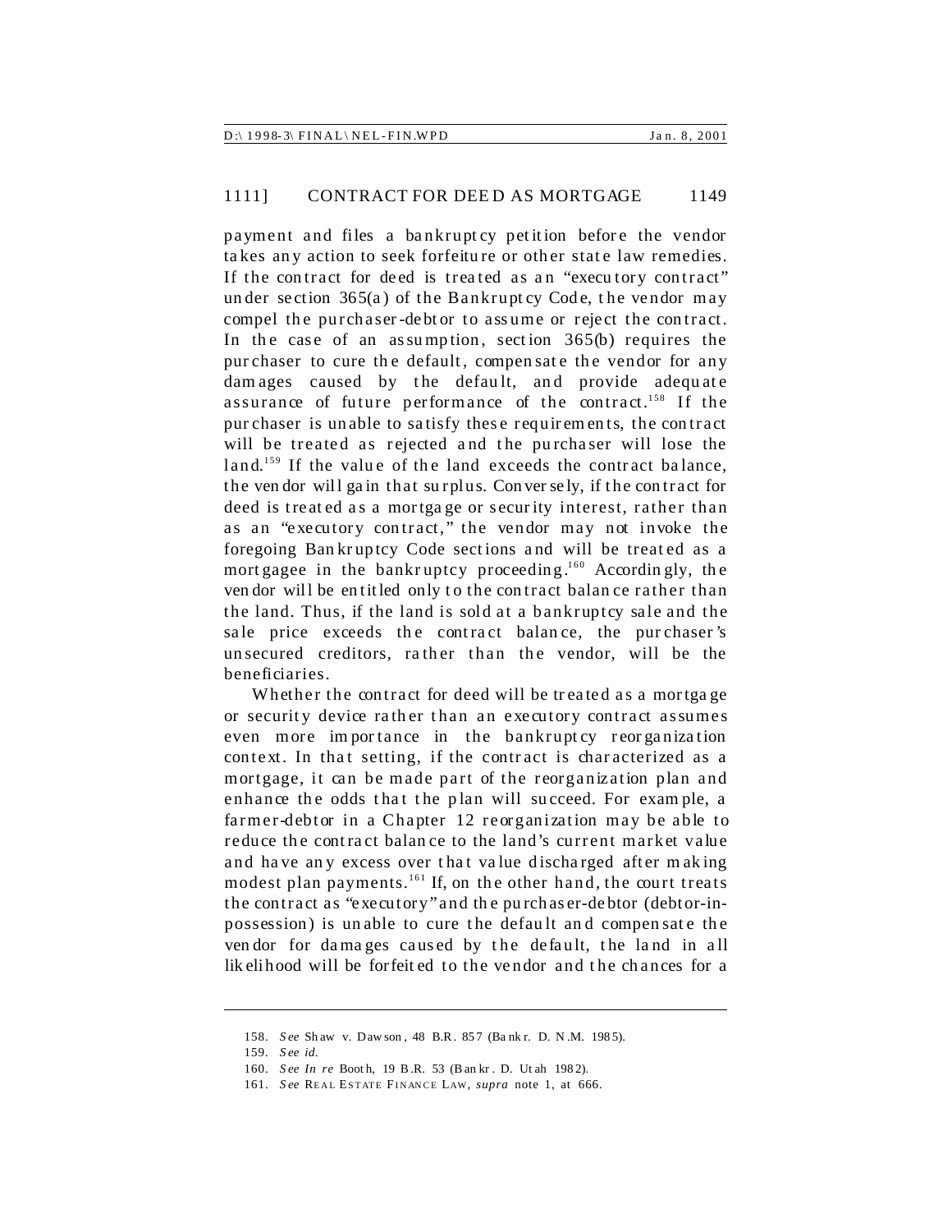payment and files a bankruptcy petition before the vendor takes any action to seek forfeiture or other state law remedies. If the contract for deed is treated as an "executory contract" under section 365(a) of the Bankruptcy Code, the vendor may compel the purchaser-debtor to assume or reject the contract. In the case of an assumption, section 365(b) requires the purchaser to cure the default, compensate the vendor for any damages caused by the default, and provide adequate assurance of future performance of the contract.[158] If the purchaser is unable to satisfy these requirements, the contract will be treated as rejected and the purchaser will lose the land.[159] If the value of the land exceeds the contract balance, the vendor will gain that surplus. Conversely, if the contract for deed is treated as a mortgage or security interest, rather than as an "executory contract," the vendor may not invoke the foregoing Bankruptcy Code sections and will be treated as a mortgagee in the bankruptcy proceeding.[160] Accordingly, the vendor will be entitled only to the contract balance rather than the land. Thus, if the land is sold at a bankruptcy sale and the sale price exceeds the contract balance, the purchaser's unsecured creditors, rather than the vendor, will be the beneficiaries.

Whether the contract for deed will be treated as a mortgage or security device rather than an executory contract assumes even more importance in the bankruptcy reorganization context. In that setting, if the contract is characterized as a mortgage, it can be made part of the reorganization plan and enhance the odds that the plan will succeed. For example, a farmer-debtor in a Chapter 12 reorganization may be able to reduce the contract balance to the land's current market value and have any excess over that value discharged after making modest plan payments.[161] If, on the other hand, the court treats the contract as "executory" and the purchaser-debtor (debtor-in-possession) is unable to cure the default and compensate the vendor for damages caused by the default, the land in all likelihood will be forfeited to the vendor and the chances for a

---

158. *See* Shaw v. Dawson, 48 B.R. 857 (Bankr. D. N.M. 1985).

159. *See id.*

160. *See In re* Booth, 19 B.R. 53 (Bankr. D. Utah 1982).

161. *See* REAL ESTATE FINANCE LAW, *supra* note 1, at 666.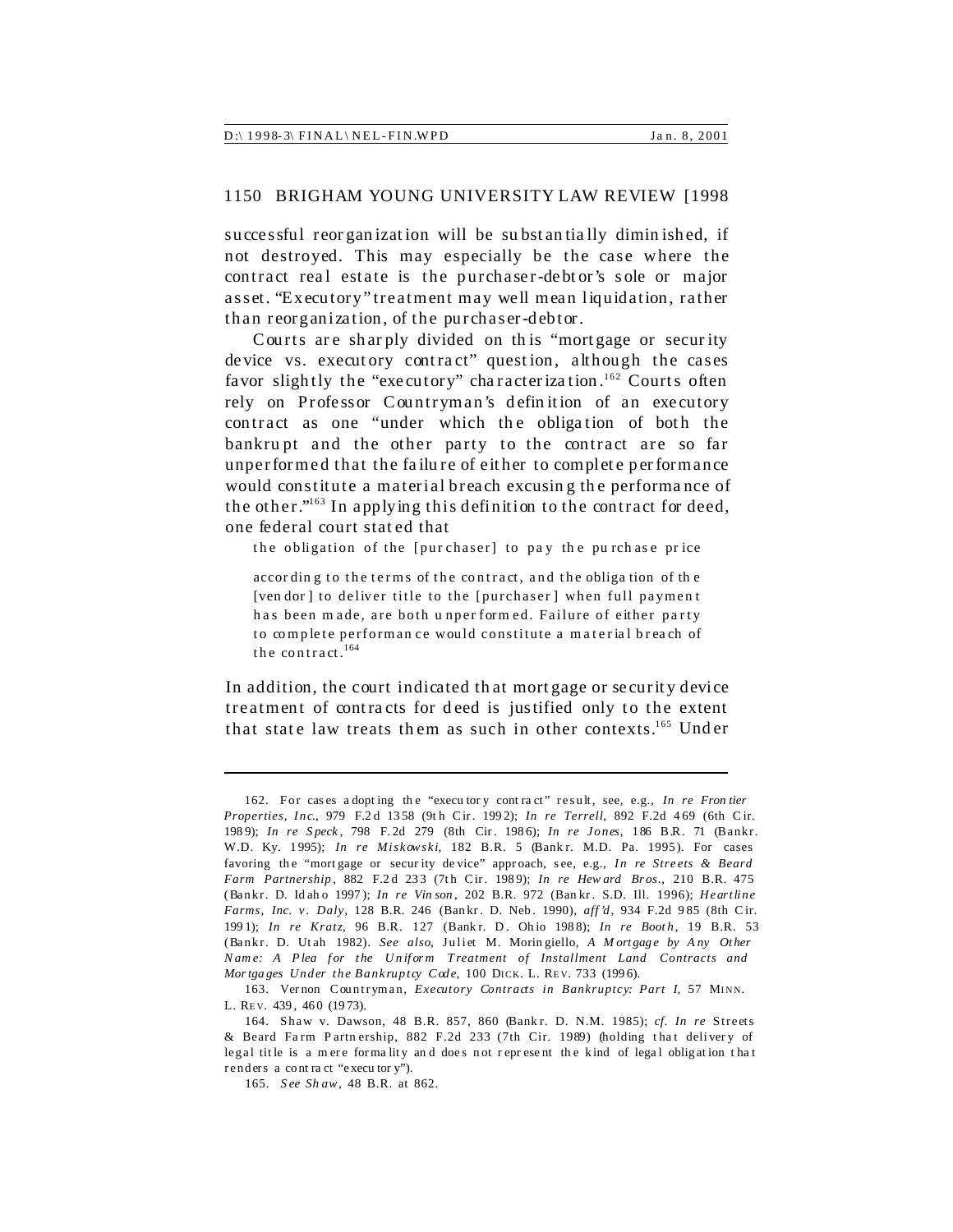successful reorganization will be substantially diminished, if not destroyed. This may especially be the case where the contract real estate is the purchaser-debtor's sole or major asset. "Executory" treatment may well mean liquidation, rather than reorganization, of the purchaser-debtor.

Courts are sharply divided on this "mortgage or security device vs. executory contract" question, although the cases favor slightly the "executory" characterization.[162] Courts often rely on Professor Countryman's definition of an executory contract as one "under which the obligation of both the bankrupt and the other party to the contract are so far unperformed that the failure of either to complete performance would constitute a material breach excusing the performance of the other."[163] In applying this definition to the contract for deed, one federal court stated that

> the obligation of the [purchaser] to pay the purchase price according to the terms of the contract, and the obligation of the [vendor] to deliver title to the [purchaser] when full payment has been made, are both unperformed. Failure of either party to complete performance would constitute a material breach of the contract.[164]

In addition, the court indicated that mortgage or security device treatment of contracts for deed is justified only to the extent that state law treats them as such in other contexts.[165] Under

---

162. For cases adopting the "executory contract" result, see, e.g., *In re Frontier Properties, Inc.*, 979 F.2d 1358 (9th Cir. 1992); *In re Terrell*, 892 F.2d 469 (6th Cir. 1989); *In re Speck*, 798 F.2d 279 (8th Cir. 1986); *In re Jones*, 186 B.R. 71 (Bankr. W.D. Ky. 1995); *In re Miskowski*, 182 B.R. 5 (Bankr. M.D. Pa. 1995). For cases favoring the "mortgage or security device" approach, see, e.g., *In re Streets & Beard Farm Partnership*, 882 F.2d 233 (7th Cir. 1989); *In re Heward Bros.*, 210 B.R. 475 (Bankr. D. Idaho 1997); *In re Vinson*, 202 B.R. 972 (Bankr. S.D. Ill. 1996); *Heartline Farms, Inc. v. Daly*, 128 B.R. 246 (Bankr. D. Neb. 1990), *aff'd*, 934 F.2d 985 (8th Cir. 1991); *In re Kratz*, 96 B.R. 127 (Bankr. D. Ohio 1988); *In re Booth*, 19 B.R. 53 (Bankr. D. Utah 1982). *See also*, Juliet M. Moringiello, *A Mortgage by Any Other Name: A Plea for the Uniform Treatment of Installment Land Contracts and Mortgages Under the Bankruptcy Code*, 100 DICK. L. REV. 733 (1996).

163. Vernon Countryman, *Executory Contracts in Bankruptcy: Part I*, 57 MINN. L. REV. 439, 460 (1973).

164. Shaw v. Dawson, 48 B.R. 857, 860 (Bankr. D. N.M. 1985); *cf. In re* Streets & Beard Farm Partnership, 882 F.2d 233 (7th Cir. 1989) (holding that delivery of legal title is a mere formality and does not represent the kind of legal obligation that renders a contract "executory").

165. *See Shaw*, 48 B.R. at 862.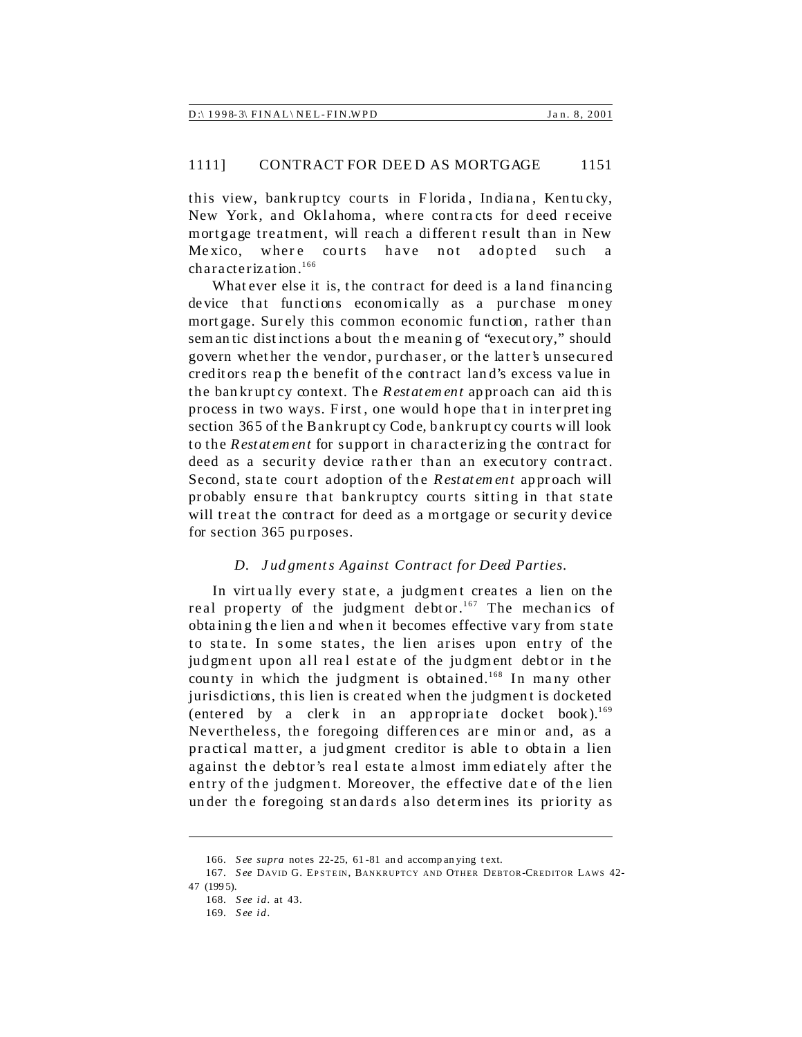this view, bankruptcy courts in Florida, Indiana, Kentucky, New York, and Oklahoma, where contracts for deed receive mortgage treatment, will reach a different result than in New Mexico, where courts have not adopted such a characterization.[166]

Whatever else it is, the contract for deed is a land financing device that functions economically as a purchase money mortgage. Surely this common economic function, rather than semantic distinctions about the meaning of "executory," should govern whether the vendor, purchaser, or the latter's unsecured creditors reap the benefit of the contract land's excess value in the bankruptcy context. The *Restatement* approach can aid this process in two ways. First, one would hope that in interpreting section 365 of the Bankruptcy Code, bankruptcy courts will look to the *Restatement* for support in characterizing the contract for deed as a security device rather than an executory contract. Second, state court adoption of the *Restatement* approach will probably ensure that bankruptcy courts sitting in that state will treat the contract for deed as a mortgage or security device for section 365 purposes.

### *D. Judgments Against Contract for Deed Parties.*

In virtually every state, a judgment creates a lien on the real property of the judgment debtor.[167] The mechanics of obtaining the lien and when it becomes effective vary from state to state. In some states, the lien arises upon entry of the judgment upon all real estate of the judgment debtor in the county in which the judgment is obtained.[168] In many other jurisdictions, this lien is created when the judgment is docketed (entered by a clerk in an appropriate docket book).[169] Nevertheless, the foregoing differences are minor and, as a practical matter, a judgment creditor is able to obtain a lien against the debtor's real estate almost immediately after the entry of the judgment. Moreover, the effective date of the lien under the foregoing standards also determines its priority as

---

166. *See supra* notes 22-25, 61-81 and accompanying text.

167. *See* DAVID G. EPSTEIN, BANKRUPTCY AND OTHER DEBTOR-CREDITOR LAWS 42-47 (1995).

168. *See id.* at 43.

169. *See id.*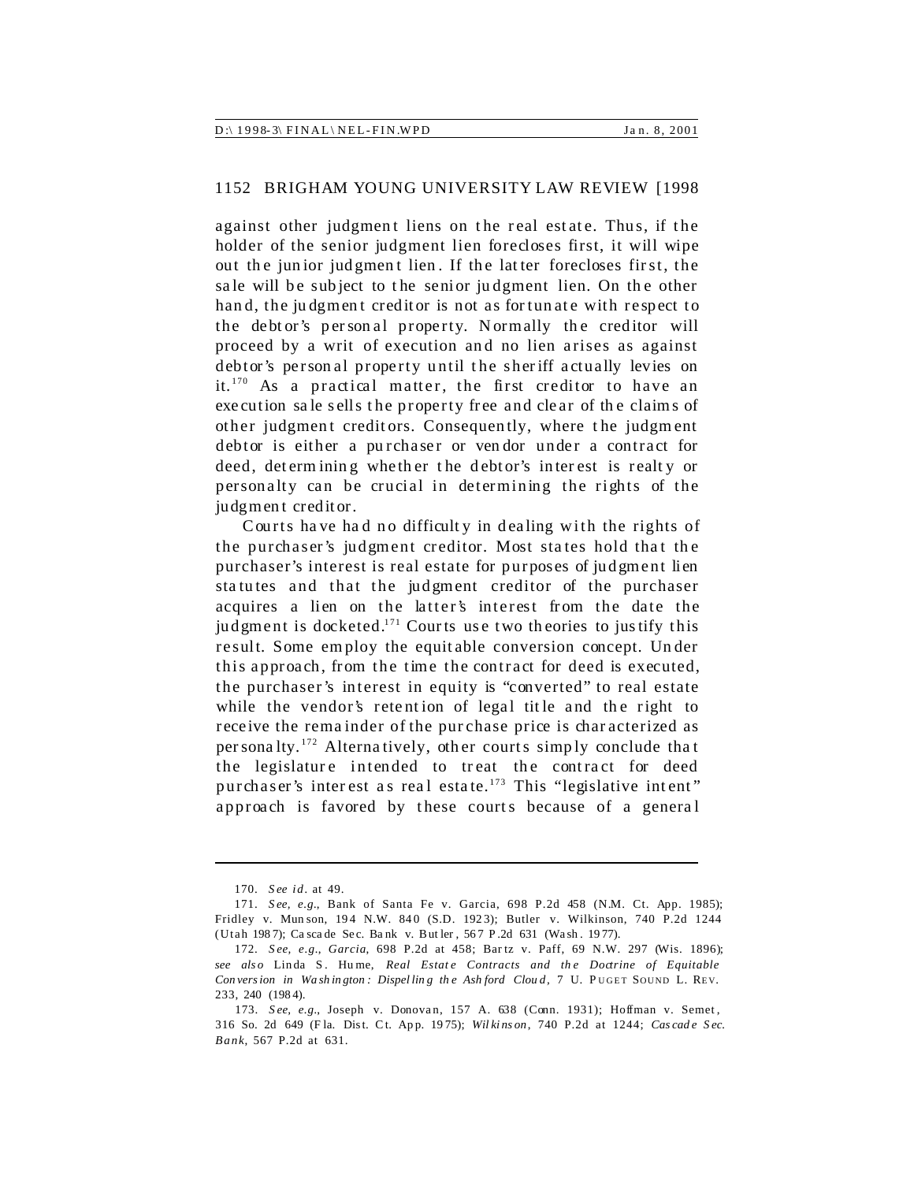against other judgment liens on the real estate. Thus, if the holder of the senior judgment lien forecloses first, it will wipe out the junior judgment lien. If the latter forecloses first, the sale will be subject to the senior judgment lien. On the other hand, the judgment creditor is not as fortunate with respect to the debtor's personal property. Normally the creditor will proceed by a writ of execution and no lien arises as against debtor's personal property until the sheriff actually levies on it.[170] As a practical matter, the first creditor to have an execution sale sells the property free and clear of the claims of other judgment creditors. Consequently, where the judgment debtor is either a purchaser or vendor under a contract for deed, determining whether the debtor's interest is realty or personalty can be crucial in determining the rights of the judgment creditor.

Courts have had no difficulty in dealing with the rights of the purchaser's judgment creditor. Most states hold that the purchaser's interest is real estate for purposes of judgment lien statutes and that the judgment creditor of the purchaser acquires a lien on the latter's interest from the date the judgment is docketed.[171] Courts use two theories to justify this result. Some employ the equitable conversion concept. Under this approach, from the time the contract for deed is executed, the purchaser's interest in equity is "converted" to real estate while the vendor's retention of legal title and the right to receive the remainder of the purchase price is characterized as personalty.[172] Alternatively, other courts simply conclude that the legislature intended to treat the contract for deed purchaser's interest as real estate.[173] This "legislative intent" approach is favored by these courts because of a general

---

170. *See id.* at 49.

171. *See, e.g.*, Bank of Santa Fe v. Garcia, 698 P.2d 458 (N.M. Ct. App. 1985); Fridley v. Munson, 194 N.W. 840 (S.D. 1923); Butler v. Wilkinson, 740 P.2d 1244 (Utah 1987); Cascade Sec. Bank v. Butler, 567 P.2d 631 (Wash. 1977).

172. *See, e.g.*, *Garcia*, 698 P.2d at 458; Bartz v. Paff, 69 N.W. 297 (Wis. 1896); *see also* Linda S. Hume, *Real Estate Contracts and the Doctrine of Equitable Conversion in Washington: Dispelling the Ashford Cloud*, 7 U. PUGET SOUND L. REV. 233, 240 (1984).

173. *See, e.g.*, Joseph v. Donovan, 157 A. 638 (Conn. 1931); Hoffman v. Semet, 316 So. 2d 649 (Fla. Dist. Ct. App. 1975); *Wilkinson*, 740 P.2d at 1244; *Cascade Sec. Bank*, 567 P.2d at 631.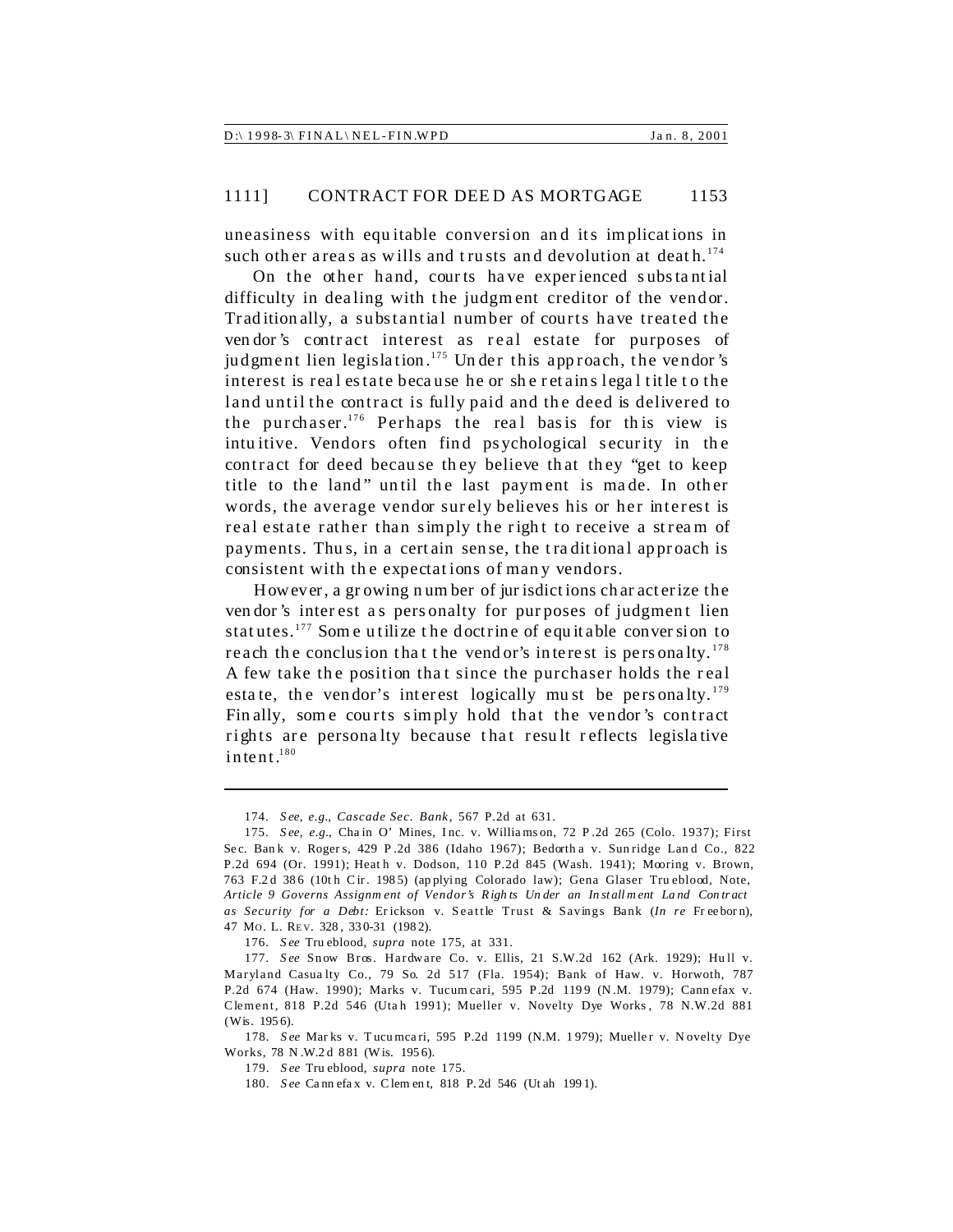uneasiness with equitable conversion and its implications in such other areas as wills and trusts and devolution at death.[174]

On the other hand, courts have experienced substantial difficulty in dealing with the judgment creditor of the vendor. Traditionally, a substantial number of courts have treated the vendor's contract interest as real estate for purposes of judgment lien legislation.[175] Under this approach, the vendor's interest is real estate because he or she retains legal title to the land until the contract is fully paid and the deed is delivered to the purchaser.[176] Perhaps the real basis for this view is intuitive. Vendors often find psychological security in the contract for deed because they believe that they "get to keep title to the land" until the last payment is made. In other words, the average vendor surely believes his or her interest is real estate rather than simply the right to receive a stream of payments. Thus, in a certain sense, the traditional approach is consistent with the expectations of many vendors.

However, a growing number of jurisdictions characterize the vendor's interest as personalty for purposes of judgment lien statutes.[177] Some utilize the doctrine of equitable conversion to reach the conclusion that the vendor's interest is personalty.[178] A few take the position that since the purchaser holds the real estate, the vendor's interest logically must be personalty.[179] Finally, some courts simply hold that the vendor's contract rights are personalty because that result reflects legislative intent.[180]

---

174. *See, e.g.*, *Cascade Sec. Bank*, 567 P.2d at 631.

175. *See, e.g.*, Chain O' Mines, Inc. v. Williamson, 72 P.2d 265 (Colo. 1937); First Sec. Bank v. Rogers, 429 P.2d 386 (Idaho 1967); Bedortha v. Sunridge Land Co., 822 P.2d 694 (Or. 1991); Heath v. Dodson, 110 P.2d 845 (Wash. 1941); Mooring v. Brown, 763 F.2d 386 (10th Cir. 1985) (applying Colorado law); Gena Glaser Trueblood, Note, *Article 9 Governs Assignment of Vendor's Rights Under an Installment Land Contract as Security for a Debt:* Erickson v. Seattle Trust & Savings Bank (*In re* Freeborn), 47 MO. L. REV. 328, 330-31 (1982).

176. *See* Trueblood, *supra* note 175, at 331.

177. *See* Snow Bros. Hardware Co. v. Ellis, 21 S.W.2d 162 (Ark. 1929); Hull v. Maryland Casualty Co., 79 So. 2d 517 (Fla. 1954); Bank of Haw. v. Horwoth, 787 P.2d 674 (Haw. 1990); Marks v. Tucumcari, 595 P.2d 1199 (N.M. 1979); Cannefax v. Clement, 818 P.2d 546 (Utah 1991); Mueller v. Novelty Dye Works, 78 N.W.2d 881 (Wis. 1956).

178. *See* Marks v. Tucumcari, 595 P.2d 1199 (N.M. 1979); Mueller v. Novelty Dye Works, 78 N.W.2d 881 (Wis. 1956).

179. *See* Trueblood, *supra* note 175.

180. *See* Cannefax v. Clement, 818 P.2d 546 (Utah 1991).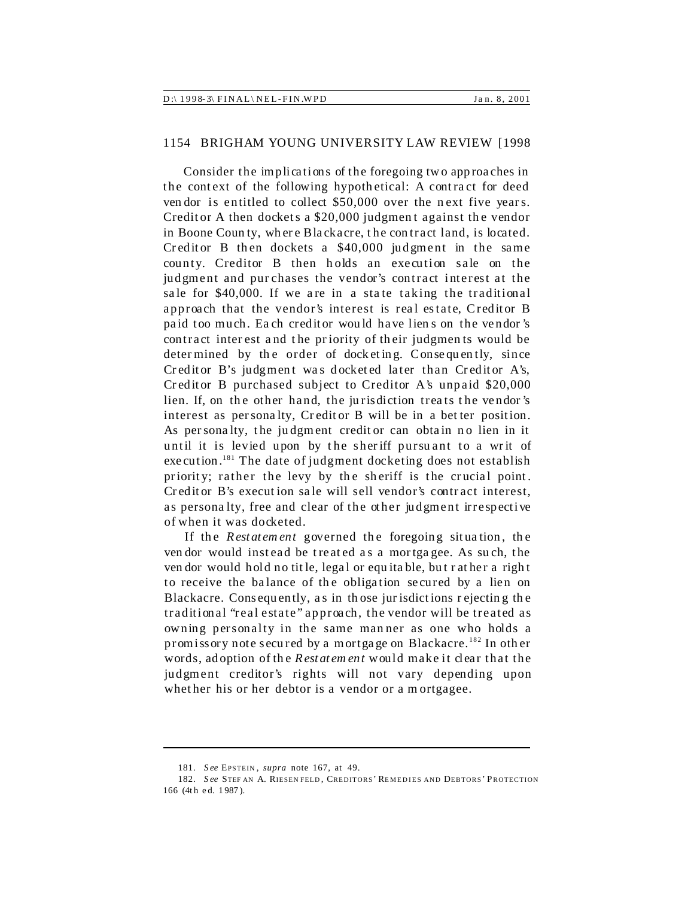Consider the implications of the foregoing two approaches in the context of the following hypothetical: A contract for deed vendor is entitled to collect $50,000 over the next five years. Creditor A then dockets a $20,000 judgment against the vendor in Boone County, where Blackacre, the contract land, is located. Creditor B then dockets a $40,000 judgment in the same county. Creditor B then holds an execution sale on the judgment and purchases the vendor's contract interest at the sale for $40,000. If we are in a state taking the traditional approach that the vendor's interest is real estate, Creditor B paid too much. Each creditor would have liens on the vendor's contract interest and the priority of their judgments would be determined by the order of docketing. Consequently, since Creditor B's judgment was docketed later than Creditor A's, Creditor B purchased subject to Creditor A's unpaid $20,000 lien. If, on the other hand, the jurisdiction treats the vendor's interest as personalty, Creditor B will be in a better position. As personalty, the judgment creditor can obtain no lien in it until it is levied upon by the sheriff pursuant to a writ of execution.[181] The date of judgment docketing does not establish priority; rather the levy by the sheriff is the crucial point. Creditor B's execution sale will sell vendor's contract interest, as personalty, free and clear of the other judgment irrespective of when it was docketed.

If the *Restatement* governed the foregoing situation, the vendor would instead be treated as a mortgagee. As such, the vendor would hold no title, legal or equitable, but rather a right to receive the balance of the obligation secured by a lien on Blackacre. Consequently, as in those jurisdictions rejecting the traditional "real estate" approach, the vendor will be treated as owning personalty in the same manner as one who holds a promissory note secured by a mortgage on Blackacre.[182] In other words, adoption of the *Restatement* would make it clear that the judgment creditor's rights will not vary depending upon whether his or her debtor is a vendor or a mortgagee.

---

181. *See* EPSTEIN, *supra* note 167, at 49.

182. *See* STEFAN A. RIESENFELD, CREDITORS' REMEDIES AND DEBTORS' PROTECTION 166 (4th ed. 1987).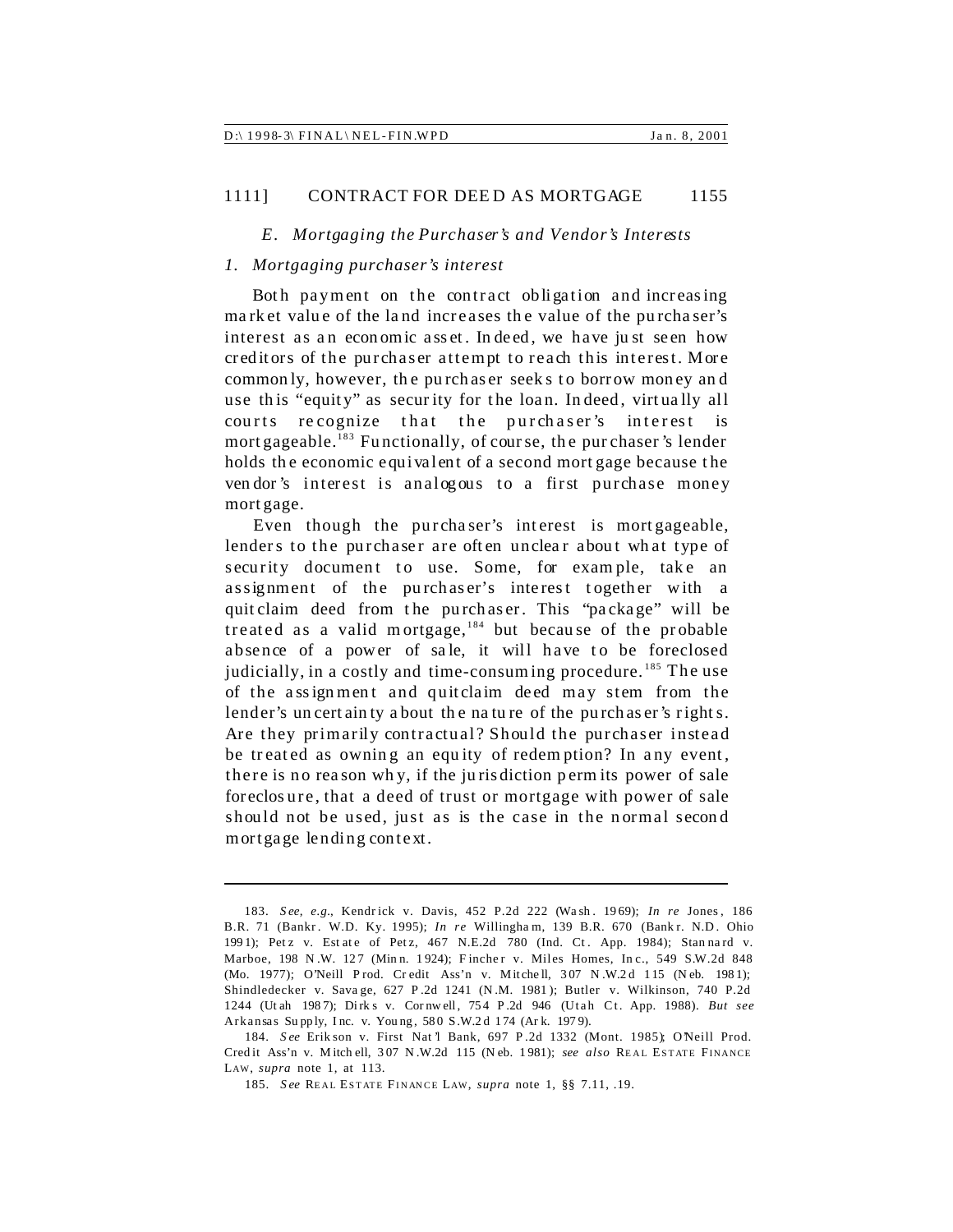### *E. Mortgaging the Purchaser's and Vendor's Interests*

#### *1. Mortgaging purchaser's interest*

Both payment on the contract obligation and increasing market value of the land increases the value of the purchaser's interest as an economic asset. Indeed, we have just seen how creditors of the purchaser attempt to reach this interest. More commonly, however, the purchaser seeks to borrow money and use this "equity" as security for the loan. Indeed, virtually all courts recognize that the purchaser's interest is mortgageable.[183] Functionally, of course, the purchaser's lender holds the economic equivalent of a second mortgage because the vendor's interest is analogous to a first purchase money mortgage.

Even though the purchaser's interest is mortgageable, lenders to the purchaser are often unclear about what type of security document to use. Some, for example, take an assignment of the purchaser's interest together with a quitclaim deed from the purchaser. This "package" will be treated as a valid mortgage,[184] but because of the probable absence of a power of sale, it will have to be foreclosed judicially, in a costly and time-consuming procedure.[185] The use of the assignment and quitclaim deed may stem from the lender's uncertainty about the nature of the purchaser's rights. Are they primarily contractual? Should the purchaser instead be treated as owning an equity of redemption? In any event, there is no reason why, if the jurisdiction permits power of sale foreclosure, that a deed of trust or mortgage with power of sale should not be used, just as is the case in the normal second mortgage lending context.

---

183. *See, e.g.*, Kendrick v. Davis, 452 P.2d 222 (Wash. 1969); *In re* Jones, 186 B.R. 71 (Bankr. W.D. Ky. 1995); *In re* Willingham, 139 B.R. 670 (Bankr. N.D. Ohio 1991); Petz v. Estate of Petz, 467 N.E.2d 780 (Ind. Ct. App. 1984); Stannard v. Marboe, 198 N.W. 127 (Minn. 1924); Fincher v. Miles Homes, Inc., 549 S.W.2d 848 (Mo. 1977); O'Neill Prod. Credit Ass'n v. Mitchell, 307 N.W.2d 115 (Neb. 1981); Shindledecker v. Savage, 627 P.2d 1241 (N.M. 1981); Butler v. Wilkinson, 740 P.2d 1244 (Utah 1987); Dirks v. Cornwell, 754 P.2d 946 (Utah Ct. App. 1988). *But see* Arkansas Supply, Inc. v. Young, 580 S.W.2d 174 (Ark. 1979).

184. *See* Erikson v. First Nat'l Bank, 697 P.2d 1332 (Mont. 1985); O'Neill Prod. Credit Ass'n v. Mitchell, 307 N.W.2d 115 (Neb. 1981); *see also* REAL ESTATE FINANCE LAW, *supra* note 1, at 113.

185. *See* REAL ESTATE FINANCE LAW, *supra* note 1, §§ 7.11, .19.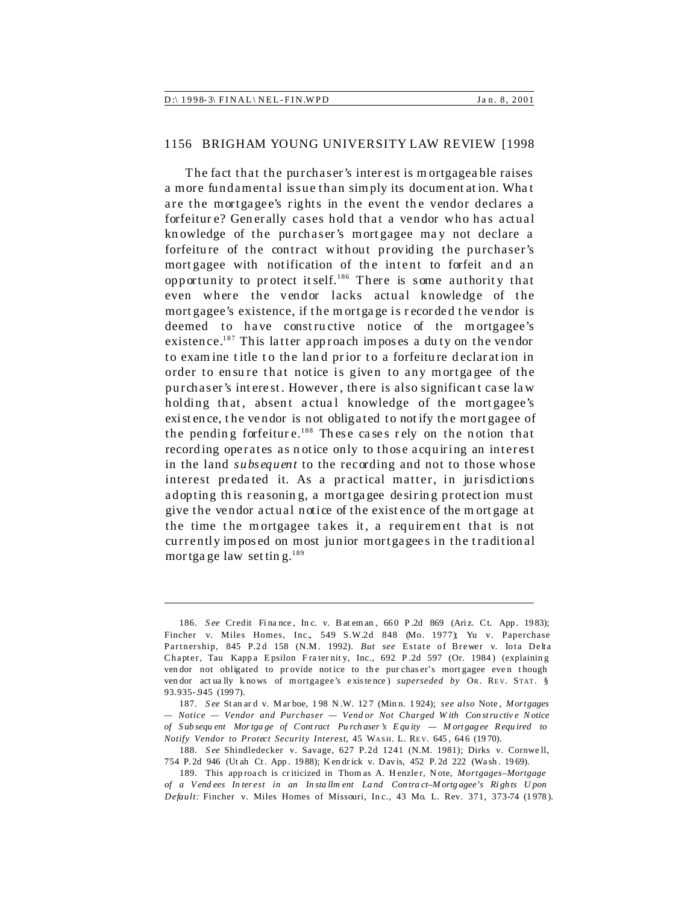The fact that the purchaser's interest is mortgageable raises a more fundamental issue than simply its documentation. What are the mortgagee's rights in the event the vendor declares a forfeiture? Generally cases hold that a vendor who has actual knowledge of the purchaser's mortgagee may not declare a forfeiture of the contract without providing the purchaser's mortgagee with notification of the intent to forfeit and an opportunity to protect itself.[186] There is some authority that even where the vendor lacks actual knowledge of the mortgagee's existence, if the mortgage is recorded the vendor is deemed to have constructive notice of the mortgagee's existence.[187] This latter approach imposes a duty on the vendor to examine title to the land prior to a forfeiture declaration in order to ensure that notice is given to any mortgagee of the purchaser's interest. However, there is also significant case law holding that, absent actual knowledge of the mortgagee's existence, the vendor is not obligated to notify the mortgagee of the pending forfeiture.[188] These cases rely on the notion that recording operates as notice only to those acquiring an interest in the land *subsequent* to the recording and not to those whose interest predated it. As a practical matter, in jurisdictions adopting this reasoning, a mortgagee desiring protection must give the vendor actual notice of the existence of the mortgage at the time the mortgagee takes it, a requirement that is not currently imposed on most junior mortgagees in the traditional mortgage law setting.[189]

---

186. *See* Credit Finance, Inc. v. Bateman, 660 P.2d 869 (Ariz. Ct. App. 1983); Fincher v. Miles Homes, Inc., 549 S.W.2d 848 (Mo. 1977); Yu v. Paperchase Partnership, 845 P.2d 158 (N.M. 1992). *But see* Estate of Brewer v. Iota Delta Chapter, Tau Kappa Epsilon Fraternity, Inc., 692 P.2d 597 (Or. 1984) (explaining vendor not obligated to provide notice to the purchaser's mortgagee even though vendor actually knows of mortgagee's existence) *superseded by* OR. REV. STAT. § 93.935-.945 (1997).

187. *See* Stanard v. Marboe, 198 N.W. 127 (Minn. 1924); *see also* Note, *Mortgages — Notice — Vendor and Purchaser — Vendor Not Charged With Constructive Notice of Subsequent Mortgage of Contract Purchaser's Equity — Mortgagee Required to Notify Vendor to Protect Security Interest*, 45 WASH. L. REV. 645, 646 (1970).

188. *See* Shindledecker v. Savage, 627 P.2d 1241 (N.M. 1981); Dirks v. Cornwell, 754 P.2d 946 (Utah Ct. App. 1988); Kendrick v. Davis, 452 P.2d 222 (Wash. 1969).

189. This approach is criticized in Thomas A. Henzler, Note, *Mortgages–Mortgage of a Vendees Interest in an Installment Land Contract–Mortgagee's Rights Upon Default:* Fincher v. Miles Homes of Missouri, Inc., 43 Mo. L. Rev. 371, 373-74 (1978).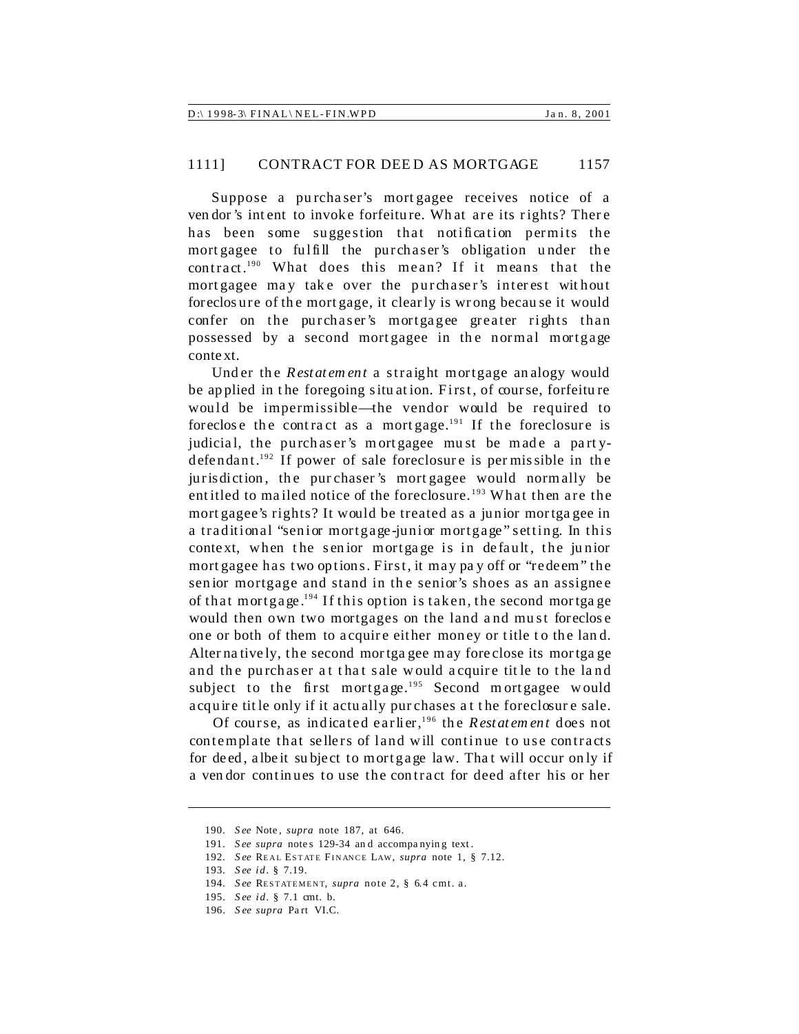Suppose a purchaser's mortgagee receives notice of a vendor's intent to invoke forfeiture. What are its rights? There has been some suggestion that notification permits the mortgagee to fulfill the purchaser's obligation under the contract.[190] What does this mean? If it means that the mortgagee may take over the purchaser's interest without foreclosure of the mortgage, it clearly is wrong because it would confer on the purchaser's mortgagee greater rights than possessed by a second mortgagee in the normal mortgage context.

Under the *Restatement* a straight mortgage analogy would be applied in the foregoing situation. First, of course, forfeiture would be impermissible—the vendor would be required to foreclose the contract as a mortgage.[191] If the foreclosure is judicial, the purchaser's mortgagee must be made a party-defendant.[192] If power of sale foreclosure is permissible in the jurisdiction, the purchaser's mortgagee would normally be entitled to mailed notice of the foreclosure.[193] What then are the mortgagee's rights? It would be treated as a junior mortgagee in a traditional "senior mortgage-junior mortgage" setting. In this context, when the senior mortgage is in default, the junior mortgagee has two options. First, it may pay off or "redeem" the senior mortgage and stand in the senior's shoes as an assignee of that mortgage.[194] If this option is taken, the second mortgage would then own two mortgages on the land and must foreclose one or both of them to acquire either money or title to the land. Alternatively, the second mortgagee may foreclose its mortgage and the purchaser at that sale would acquire title to the land subject to the first mortgage.[195] Second mortgagee would acquire title only if it actually purchases at the foreclosure sale.

Of course, as indicated earlier,[196] the *Restatement* does not contemplate that sellers of land will continue to use contracts for deed, albeit subject to mortgage law. That will occur only if a vendor continues to use the contract for deed after his or her

---

190. *See* Note, *supra* note 187, at 646.

191. *See supra* notes 129-34 and accompanying text.

192. *See* REAL ESTATE FINANCE LAW, *supra* note 1, § 7.12.

193. *See id.* § 7.19.

194. *See* RESTATEMENT, *supra* note 2, § 6.4 cmt. a.

195. *See id.* § 7.1 cmt. b.

196. *See supra* Part VI.C.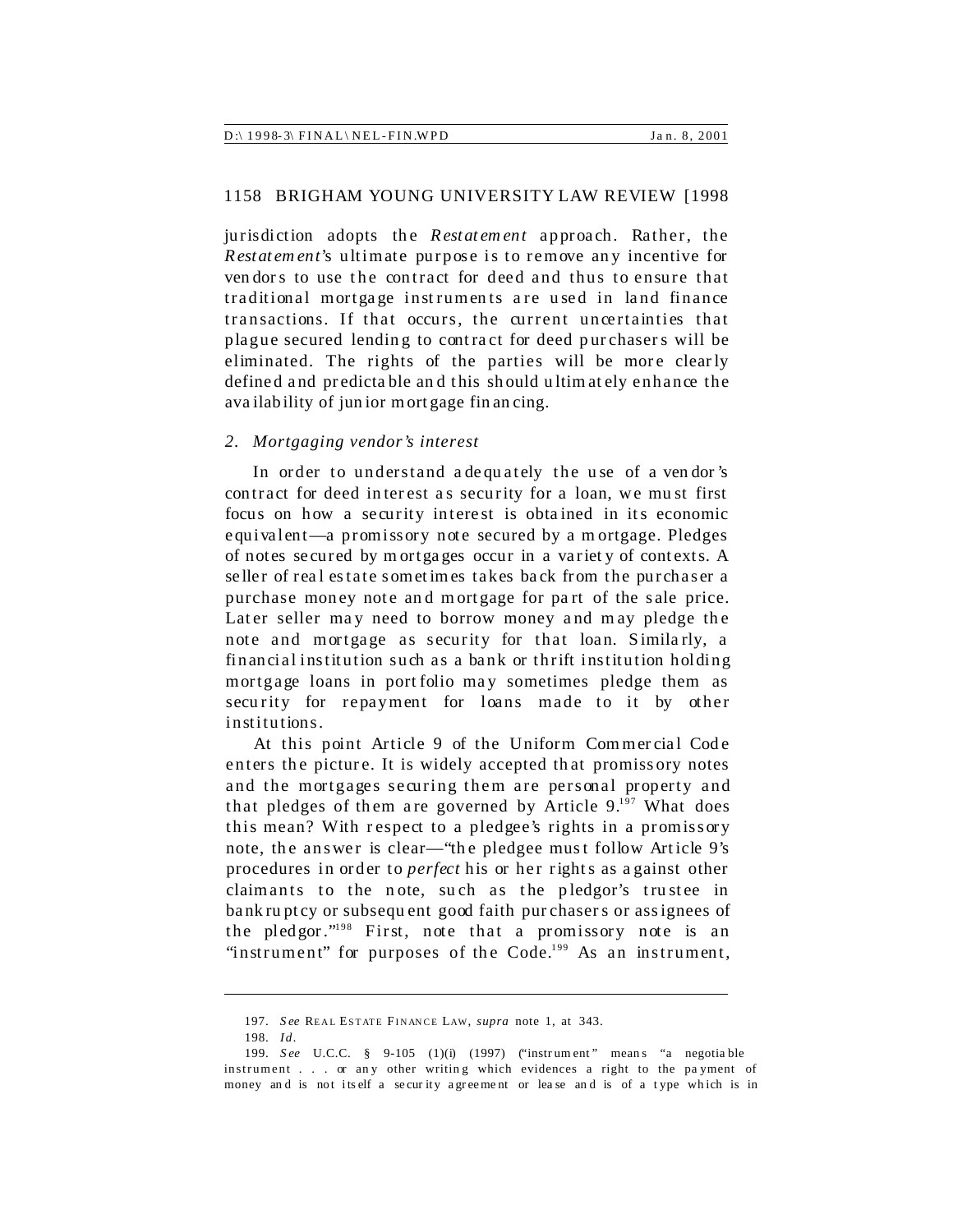jurisdiction adopts the *Restatement* approach. Rather, the *Restatement*'s ultimate purpose is to remove any incentive for vendors to use the contract for deed and thus to ensure that traditional mortgage instruments are used in land finance transactions. If that occurs, the current uncertainties that plague secured lending to contract for deed purchasers will be eliminated. The rights of the parties will be more clearly defined and predictable and this should ultimately enhance the availability of junior mortgage financing.

### *2. Mortgaging vendor's interest*

In order to understand adequately the use of a vendor's contract for deed interest as security for a loan, we must first focus on how a security interest is obtained in its economic equivalent—a promissory note secured by a mortgage. Pledges of notes secured by mortgages occur in a variety of contexts. A seller of real estate sometimes takes back from the purchaser a purchase money note and mortgage for part of the sale price. Later seller may need to borrow money and may pledge the note and mortgage as security for that loan. Similarly, a financial institution such as a bank or thrift institution holding mortgage loans in portfolio may sometimes pledge them as security for repayment for loans made to it by other institutions.

At this point Article 9 of the Uniform Commercial Code enters the picture. It is widely accepted that promissory notes and the mortgages securing them are personal property and that pledges of them are governed by Article 9.[197] What does this mean? With respect to a pledgee's rights in a promissory note, the answer is clear—"the pledgee must follow Article 9's procedures in order to *perfect* his or her rights as against other claimants to the note, such as the pledgor's trustee in bankruptcy or subsequent good faith purchasers or assignees of the pledgor."[198] First, note that a promissory note is an "instrument" for purposes of the Code.[199] As an instrument,

---

197. *See* REAL ESTATE FINANCE LAW, *supra* note 1, at 343.

198. *Id.*

199. *See* U.C.C. § 9-105 (1)(i) (1997) ("instrument" means "a negotiable instrument . . . or any other writing which evidences a right to the payment of money and is not itself a security agreement or lease and is of a type which is in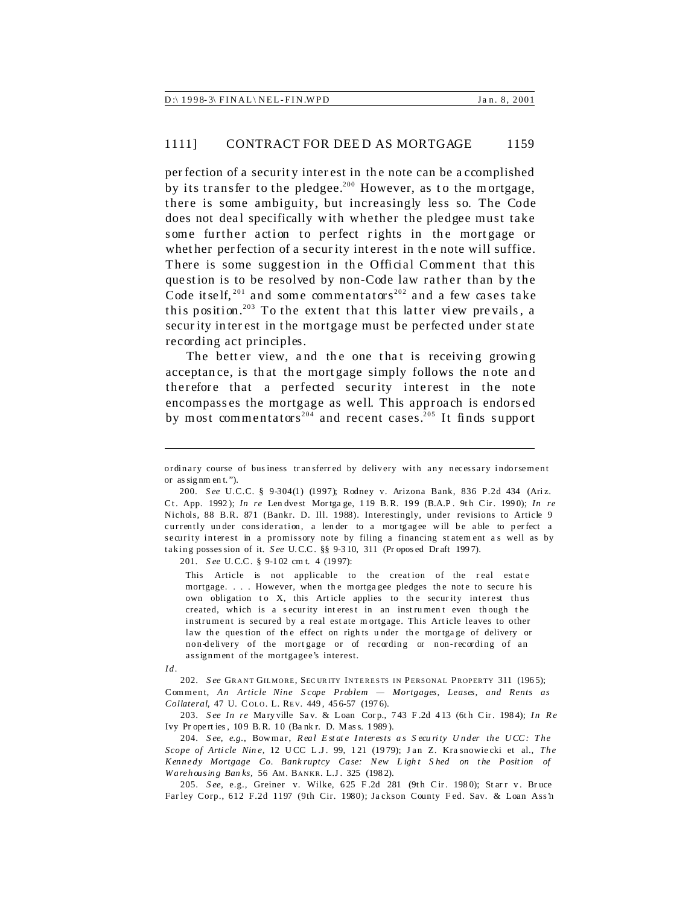perfection of a security interest in the note can be accomplished by its transfer to the pledgee.[200] However, as to the mortgage, there is some ambiguity, but increasingly less so. The Code does not deal specifically with whether the pledgee must take some further action to perfect rights in the mortgage or whether perfection of a security interest in the note will suffice. There is some suggestion in the Official Comment that this question is to be resolved by non-Code law rather than by the Code itself,[201] and some commentators[202] and a few cases take this position.[203] To the extent that this latter view prevails, a security interest in the mortgage must be perfected under state recording act principles.

The better view, and the one that is receiving growing acceptance, is that the mortgage simply follows the note and therefore that a perfected security interest in the note encompasses the mortgage as well. This approach is endorsed by most commentators[204] and recent cases.[205] It finds support

---

ordinary course of business transferred by delivery with any necessary indorsement or assignment.").

200. *See* U.C.C. § 9-304(1) (1997); Rodney v. Arizona Bank, 836 P.2d 434 (Ariz. Ct. App. 1992); *In re* Lendvest Mortgage, 119 B.R. 199 (B.A.P. 9th Cir. 1990); *In re* Nichols, 88 B.R. 871 (Bankr. D. Ill. 1988). Interestingly, under revisions to Article 9 currently under consideration, a lender to a mortgagee will be able to perfect a security interest in a promissory note by filing a financing statement as well as by taking possession of it. *See* U.C.C. §§ 9-310, 311 (Proposed Draft 1997).

201. *See* U.C.C. § 9-102 cmt. 4 (1997):

> This Article is not applicable to the creation of the real estate mortgage. . . . However, when the mortgagee pledges the note to secure his own obligation to X, this Article applies to the security interest thus created, which is a security interest in an instrument even though the instrument is secured by a real estate mortgage. This Article leaves to other law the question of the effect on rights under the mortgage of delivery or non-delivery of the mortgage or of recording or non-recording of an assignment of the mortgagee's interest.

*Id.*

202. *See* GRANT GILMORE, SECURITY INTERESTS IN PERSONAL PROPERTY 311 (1965); Comment, *An Article Nine Scope Problem — Mortgages, Leases, and Rents as Collateral*, 47 U. COLO. L. REV. 449, 456-57 (1976).

203. *See In re* Maryville Sav. & Loan Corp., 743 F.2d 413 (6th Cir. 1984); *In Re* Ivy Properties, 109 B.R. 10 (Bankr. D. Mass. 1989).

204. *See, e.g.*, Bowmar, *Real Estate Interests as Security Under the UCC: The Scope of Article Nine*, 12 UCC L.J. 99, 121 (1979); Jan Z. Krasnowiecki et al., *The Kennedy Mortgage Co. Bankruptcy Case: New Light Shed on the Position of Warehousing Banks*, 56 AM. BANKR. L.J. 325 (1982).

205. *See*, e.g., Greiner v. Wilke, 625 F.2d 281 (9th Cir. 1980); Starr v. Bruce Farley Corp., 612 F.2d 1197 (9th Cir. 1980); Jackson County Fed. Sav. & Loan Ass'n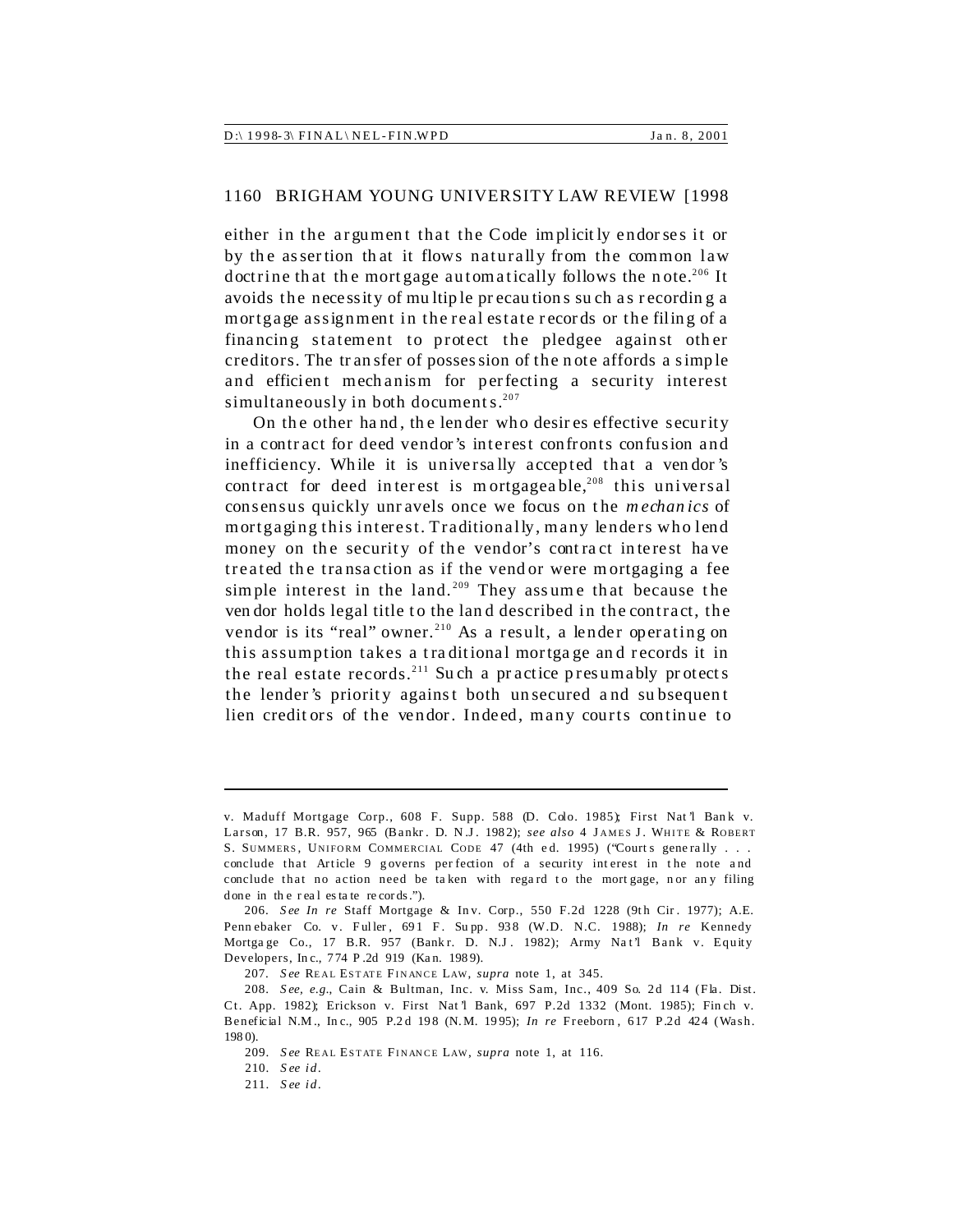either in the argument that the Code implicitly endorses it or by the assertion that it flows naturally from the common law doctrine that the mortgage automatically follows the note.[206] It avoids the necessity of multiple precautions such as recording a mortgage assignment in the real estate records or the filing of a financing statement to protect the pledgee against other creditors. The transfer of possession of the note affords a simple and efficient mechanism for perfecting a security interest simultaneously in both documents.[207]

On the other hand, the lender who desires effective security in a contract for deed vendor's interest confronts confusion and inefficiency. While it is universally accepted that a vendor's contract for deed interest is mortgageable,[208] this universal consensus quickly unravels once we focus on the *mechanics* of mortgaging this interest. Traditionally, many lenders who lend money on the security of the vendor's contract interest have treated the transaction as if the vendor were mortgaging a fee simple interest in the land.[209] They assume that because the vendor holds legal title to the land described in the contract, the vendor is its "real" owner.[210] As a result, a lender operating on this assumption takes a traditional mortgage and records it in the real estate records.[211] Such a practice presumably protects the lender's priority against both unsecured and subsequent lien creditors of the vendor. Indeed, many courts continue to

---

v. Maduff Mortgage Corp., 608 F. Supp. 588 (D. Colo. 1985); First Nat'l Bank v. Larson, 17 B.R. 957, 965 (Bankr. D. N.J. 1982); *see also* 4 JAMES J. WHITE & ROBERT S. SUMMERS, UNIFORM COMMERCIAL CODE 47 (4th ed. 1995) ("Courts generally . . . conclude that Article 9 governs perfection of a security interest in the note and conclude that no action need be taken with regard to the mortgage, nor any filing done in the real estate records.").

206. *See In re* Staff Mortgage & Inv. Corp., 550 F.2d 1228 (9th Cir. 1977); A.E. Pennebaker Co. v. Fuller, 691 F. Supp. 938 (W.D. N.C. 1988); *In re* Kennedy Mortgage Co., 17 B.R. 957 (Bankr. D. N.J. 1982); Army Nat'l Bank v. Equity Developers, Inc., 774 P.2d 919 (Kan. 1989).

207. *See* REAL ESTATE FINANCE LAW, *supra* note 1, at 345.

208. *See, e.g.*, Cain & Bultman, Inc. v. Miss Sam, Inc., 409 So. 2d 114 (Fla. Dist. Ct. App. 1982); Erickson v. First Nat'l Bank, 697 P.2d 1332 (Mont. 1985); Finch v. Beneficial N.M., Inc., 905 P.2d 198 (N.M. 1995); *In re* Freeborn, 617 P.2d 424 (Wash. 1980).

209. *See* REAL ESTATE FINANCE LAW, *supra* note 1, at 116.

210. *See id.*

211. *See id.*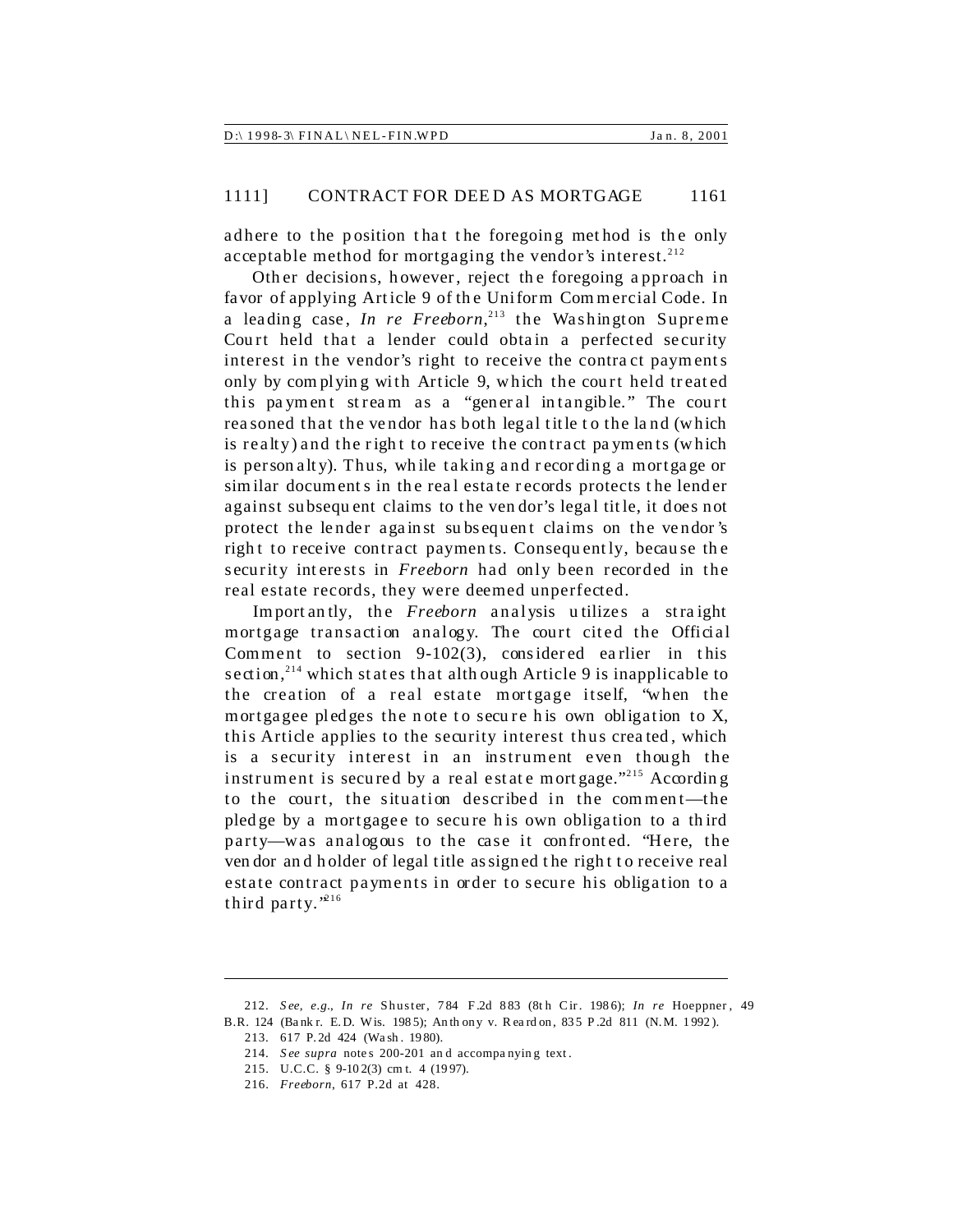adhere to the position that the foregoing method is the only acceptable method for mortgaging the vendor's interest.[212]

Other decisions, however, reject the foregoing approach in favor of applying Article 9 of the Uniform Commercial Code. In a leading case, *In re Freeborn*,[213] the Washington Supreme Court held that a lender could obtain a perfected security interest in the vendor's right to receive the contract payments only by complying with Article 9, which the court held treated this payment stream as a "general intangible." The court reasoned that the vendor has both legal title to the land (which is realty) and the right to receive the contract payments (which is personalty). Thus, while taking and recording a mortgage or similar documents in the real estate records protects the lender against subsequent claims to the vendor's legal title, it does not protect the lender against subsequent claims on the vendor's right to receive contract payments. Consequently, because the security interests in *Freeborn* had only been recorded in the real estate records, they were deemed unperfected.

Importantly, the *Freeborn* analysis utilizes a straight mortgage transaction analogy. The court cited the Official Comment to section 9-102(3), considered earlier in this section,[214] which states that although Article 9 is inapplicable to the creation of a real estate mortgage itself, "when the mortgagee pledges the note to secure his own obligation to X, this Article applies to the security interest thus created, which is a security interest in an instrument even though the instrument is secured by a real estate mortgage."[215] According to the court, the situation described in the comment—the pledge by a mortgagee to secure his own obligation to a third party—was analogous to the case it confronted. "Here, the vendor and holder of legal title assigned the right to receive real estate contract payments in order to secure his obligation to a third party."[216]

---

212. *See, e.g.*, *In re* Shuster, 784 F.2d 883 (8th Cir. 1986); *In re* Hoeppner, 49 B.R. 124 (Bankr. E.D. Wis. 1985); Anthony v. Reardon, 835 P.2d 811 (N.M. 1992).

213. 617 P.2d 424 (Wash. 1980).

214. *See supra* notes 200-201 and accompanying text.

215. U.C.C. § 9-102(3) cmt. 4 (1997).

216. *Freeborn*, 617 P.2d at 428.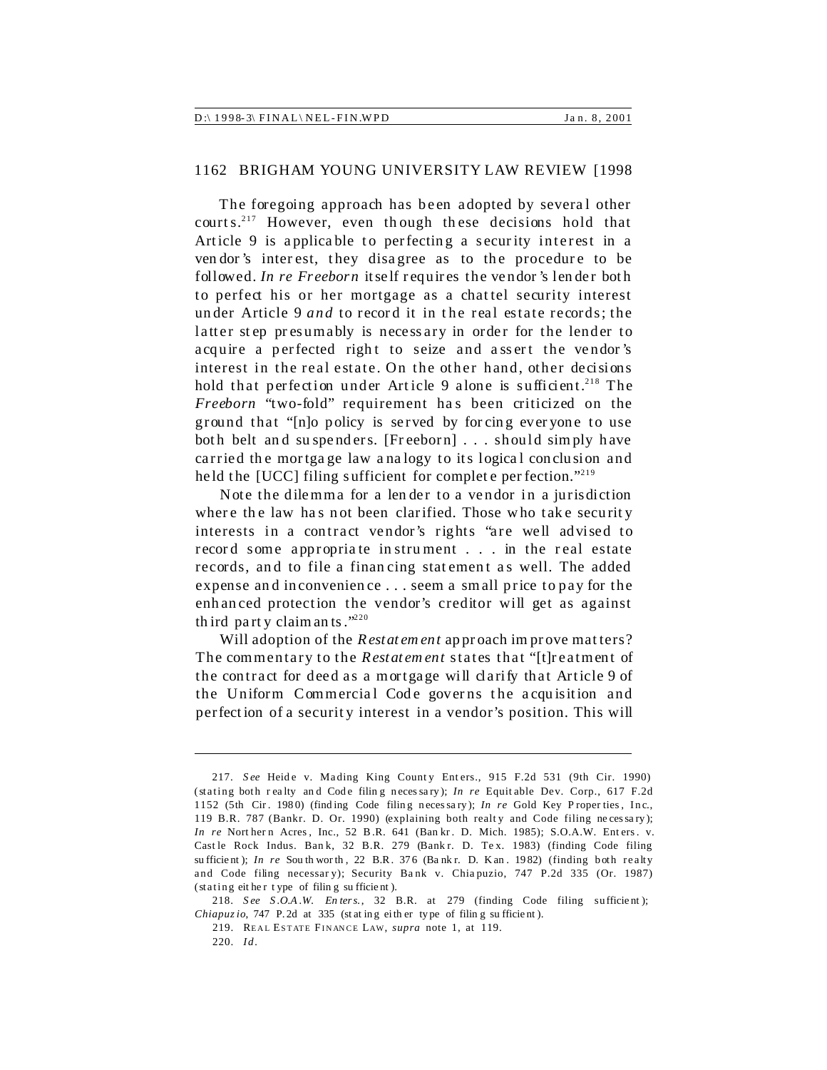The foregoing approach has been adopted by several other courts.[217] However, even though these decisions hold that Article 9 is applicable to perfecting a security interest in a vendor's interest, they disagree as to the procedure to be followed. *In re Freeborn* itself requires the vendor's lender both to perfect his or her mortgage as a chattel security interest under Article 9 *and* to record it in the real estate records; the latter step presumably is necessary in order for the lender to acquire a perfected right to seize and assert the vendor's interest in the real estate. On the other hand, other decisions hold that perfection under Article 9 alone is sufficient.[218] The *Freeborn* "two-fold" requirement has been criticized on the ground that "[n]o policy is served by forcing everyone to use both belt and suspenders. [Freeborn] . . . should simply have carried the mortgage law analogy to its logical conclusion and held the [UCC] filing sufficient for complete perfection."[219]

Note the dilemma for a lender to a vendor in a jurisdiction where the law has not been clarified. Those who take security interests in a contract vendor's rights "are well advised to record some appropriate instrument . . . in the real estate records, and to file a financing statement as well. The added expense and inconvenience . . . seem a small price to pay for the enhanced protection the vendor's creditor will get as against third party claimants."[220]

Will adoption of the *Restatement* approach improve matters? The commentary to the *Restatement* states that "[t]reatment of the contract for deed as a mortgage will clarify that Article 9 of the Uniform Commercial Code governs the acquisition and perfection of a security interest in a vendor's position. This will

---

217. *See* Heide v. Mading King County Enters., 915 F.2d 531 (9th Cir. 1990) (stating both realty and Code filing necessary); *In re* Equitable Dev. Corp., 617 F.2d 1152 (5th Cir. 1980) (finding Code filing necessary); *In re* Gold Key Properties, Inc., 119 B.R. 787 (Bankr. D. Or. 1990) (explaining both realty and Code filing necessary); *In re* Northern Acres, Inc., 52 B.R. 641 (Bankr. D. Mich. 1985); S.O.A.W. Enters. v. Castle Rock Indus. Bank, 32 B.R. 279 (Bankr. D. Tex. 1983) (finding Code filing sufficient); *In re* Southworth, 22 B.R. 376 (Bankr. D. Kan. 1982) (finding both realty and Code filing necessary); Security Bank v. Chiapuzio, 747 P.2d 335 (Or. 1987) (stating either type of filing sufficient).

218. *See S.O.A.W. Enters.*, 32 B.R. at 279 (finding Code filing sufficient); *Chiapuzio*, 747 P.2d at 335 (stating either type of filing sufficient).

219. REAL ESTATE FINANCE LAW, *supra* note 1, at 119.

220. *Id.*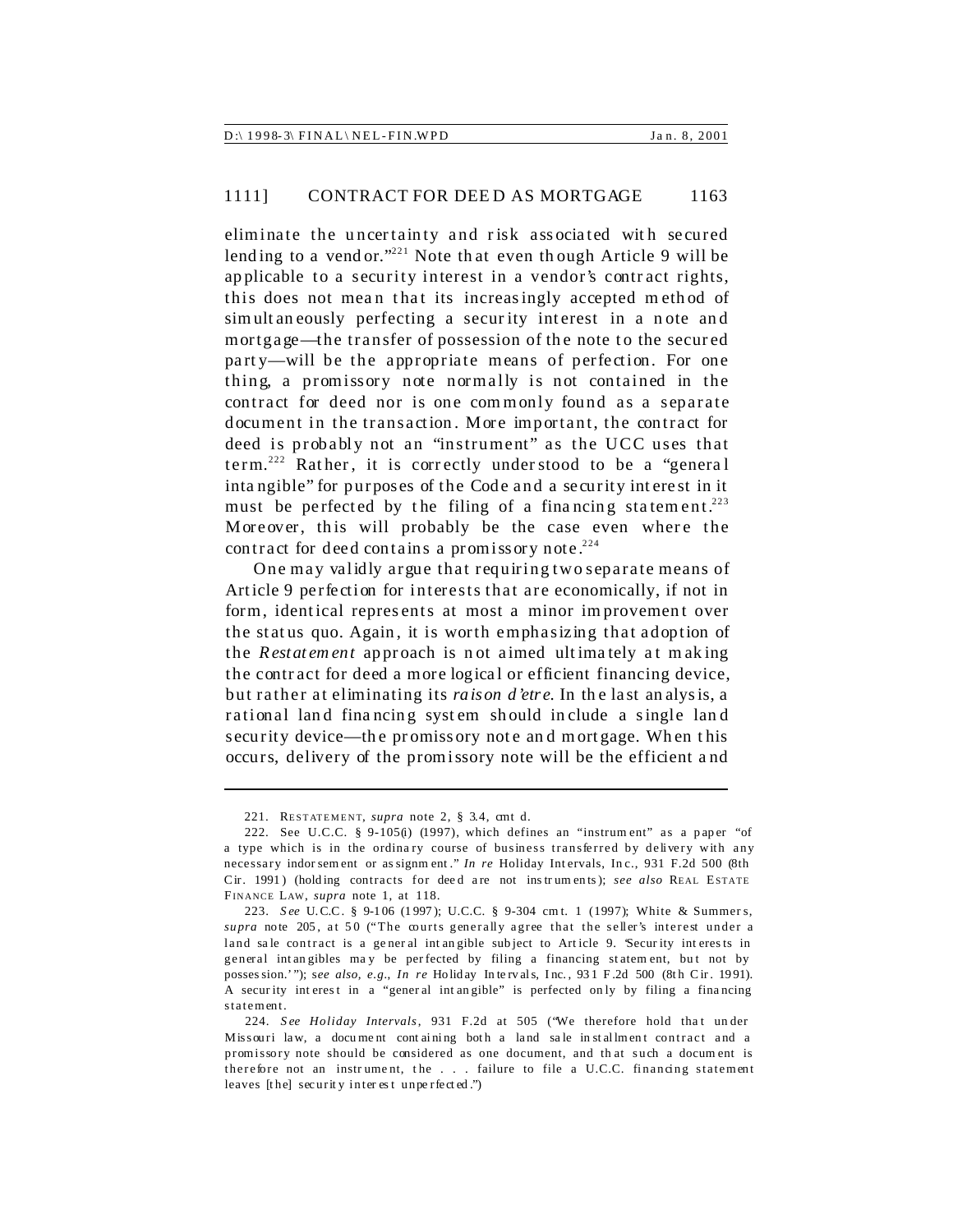eliminate the uncertainty and risk associated with secured lending to a vendor."[221] Note that even though Article 9 will be applicable to a security interest in a vendor's contract rights, this does not mean that its increasingly accepted method of simultaneously perfecting a security interest in a note and mortgage—the transfer of possession of the note to the secured party—will be the appropriate means of perfection. For one thing, a promissory note normally is not contained in the contract for deed nor is one commonly found as a separate document in the transaction. More important, the contract for deed is probably not an "instrument" as the UCC uses that term.[222] Rather, it is correctly understood to be a "general intangible" for purposes of the Code and a security interest in it must be perfected by the filing of a financing statement.[223] Moreover, this will probably be the case even where the contract for deed contains a promissory note.[224]

One may validly argue that requiring two separate means of Article 9 perfection for interests that are economically, if not in form, identical represents at most a minor improvement over the status quo. Again, it is worth emphasizing that adoption of the *Restatement* approach is not aimed ultimately at making the contract for deed a more logical or efficient financing device, but rather at eliminating its *raison d'etre*. In the last analysis, a rational land financing system should include a single land security device—the promissory note and mortgage. When this occurs, delivery of the promissory note will be the efficient and

---

221. RESTATEMENT, *supra* note 2, § 3.4, cmt d.

222. See U.C.C. § 9-105(i) (1997), which defines an "instrument" as a paper "of a type which is in the ordinary course of business transferred by delivery with any necessary indorsement or assignment." *In re* Holiday Intervals, Inc., 931 F.2d 500 (8th Cir. 1991) (holding contracts for deed are not instruments); *see also* REAL ESTATE FINANCE LAW, *supra* note 1, at 118.

223. *See* U.C.C. § 9-106 (1997); U.C.C. § 9-304 cmt. 1 (1997); White & Summers, *supra* note 205, at 50 ("The courts generally agree that the seller's interest under a land sale contract is a general intangible subject to Article 9. 'Security interests in general intangibles may be perfected by filing a financing statement, but not by possession.'"); *see also, e.g.*, *In re* Holiday Intervals, Inc., 931 F.2d 500 (8th Cir. 1991). A security interest in a "general intangible" is perfected only by filing a financing statement.

224. *See Holiday Intervals*, 931 F.2d at 505 ("We therefore hold that under Missouri law, a document containing both a land sale installment contract and a promissory note should be considered as one document, and that such a document is therefore not an instrument, the . . . failure to file a U.C.C. financing statement leaves [the] security interest unperfected.")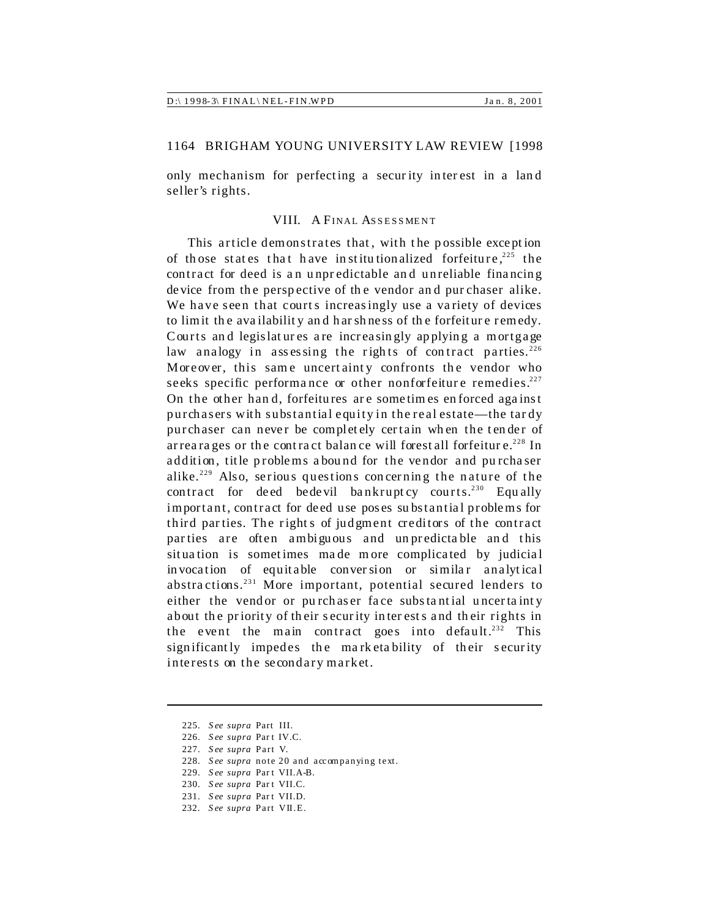only mechanism for perfecting a security interest in a land seller's rights.

## VIII. A FINAL ASSESSMENT

This article demonstrates that, with the possible exception of those states that have institutionalized forfeiture,[225] the contract for deed is an unpredictable and unreliable financing device from the perspective of the vendor and purchaser alike. We have seen that courts increasingly use a variety of devices to limit the availability and harshness of the forfeiture remedy. Courts and legislatures are increasingly applying a mortgage law analogy in assessing the rights of contract parties.[226] Moreover, this same uncertainty confronts the vendor who seeks specific performance or other nonforfeiture remedies.[227] On the other hand, forfeitures are sometimes enforced against purchasers with substantial equity in the real estate—the tardy purchaser can never be completely certain when the tender of arrearages or the contract balance will forestall forfeiture.[228] In addition, title problems abound for the vendor and purchaser alike.[229] Also, serious questions concerning the nature of the contract for deed bedevil bankruptcy courts.[230] Equally important, contract for deed use poses substantial problems for third parties. The rights of judgment creditors of the contract parties are often ambiguous and unpredictable and this situation is sometimes made more complicated by judicial invocation of equitable conversion or similar analytical abstractions.[231] More important, potential secured lenders to either the vendor or purchaser face substantial uncertainty about the priority of their security interests and their rights in the event the main contract goes into default.[232] This significantly impedes the marketability of their security interests on the secondary market.

---

225. *See supra* Part III.
226. *See supra* Part IV.C.
227. *See supra* Part V.
228. *See supra* note 20 and accompanying text.
229. *See supra* Part VII.A-B.
230. *See supra* Part VII.C.
231. *See supra* Part VII.D.
232. *See supra* Part VII.E.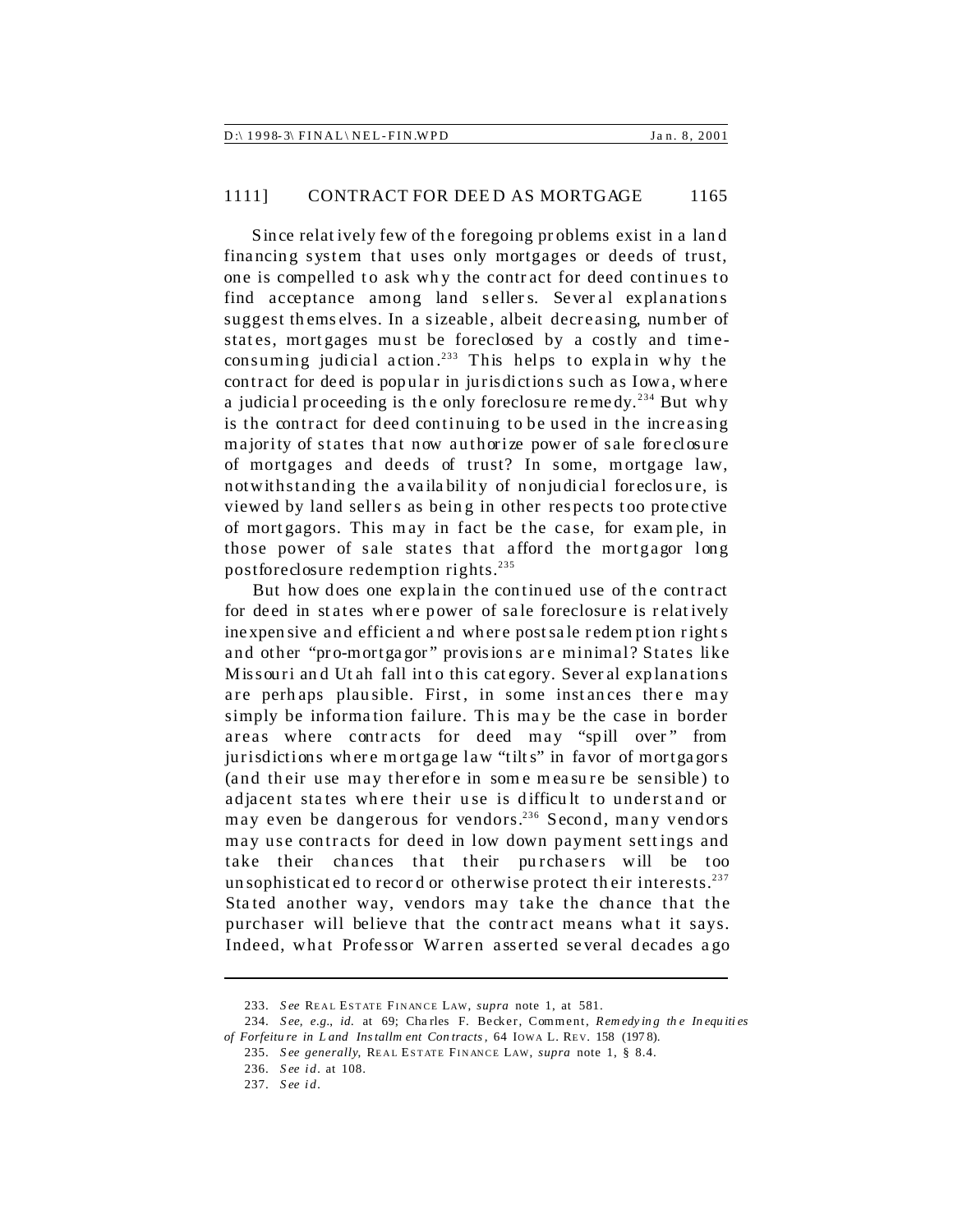Since relatively few of the foregoing problems exist in a land financing system that uses only mortgages or deeds of trust, one is compelled to ask why the contract for deed continues to find acceptance among land sellers. Several explanations suggest themselves. In a sizeable, albeit decreasing, number of states, mortgages must be foreclosed by a costly and time-consuming judicial action.[233] This helps to explain why the contract for deed is popular in jurisdictions such as Iowa, where a judicial proceeding is the only foreclosure remedy.[234] But why is the contract for deed continuing to be used in the increasing majority of states that now authorize power of sale foreclosure of mortgages and deeds of trust? In some, mortgage law, notwithstanding the availability of nonjudicial foreclosure, is viewed by land sellers as being in other respects too protective of mortgagors. This may in fact be the case, for example, in those power of sale states that afford the mortgagor long postforeclosure redemption rights.[235]

But how does one explain the continued use of the contract for deed in states where power of sale foreclosure is relatively inexpensive and efficient and where postsale redemption rights and other "pro-mortgagor" provisions are minimal? States like Missouri and Utah fall into this category. Several explanations are perhaps plausible. First, in some instances there may simply be information failure. This may be the case in border areas where contracts for deed may "spill over" from jurisdictions where mortgage law "tilts" in favor of mortgagors (and their use may therefore in some measure be sensible) to adjacent states where their use is difficult to understand or may even be dangerous for vendors.[236] Second, many vendors may use contracts for deed in low down payment settings and take their chances that their purchasers will be too unsophisticated to record or otherwise protect their interests.[237] Stated another way, vendors may take the chance that the purchaser will believe that the contract means what it says. Indeed, what Professor Warren asserted several decades ago

---

233. *See* REAL ESTATE FINANCE LAW, *supra* note 1, at 581.

234. *See, e.g.*, *id.* at 69; Charles F. Becker, Comment, *Remedying the Inequities of Forfeiture in Land Installment Contracts*, 64 IOWA L. REV. 158 (1978).

235. *See generally*, REAL ESTATE FINANCE LAW, *supra* note 1, § 8.4.

236. *See id.* at 108.

237. *See id.*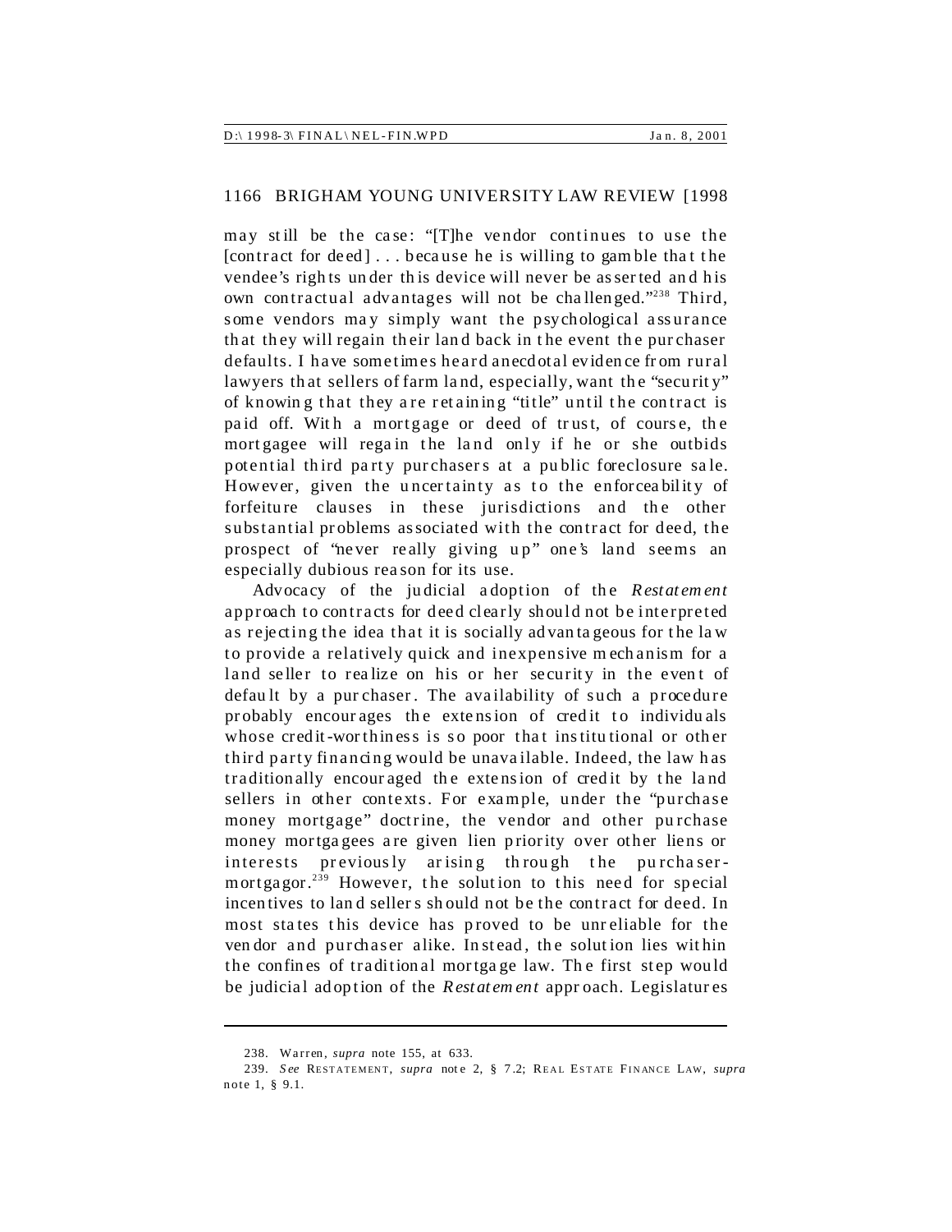may still be the case: "[T]he vendor continues to use the [contract for deed] . . . because he is willing to gamble that the vendee's rights under this device will never be asserted and his own contractual advantages will not be challenged."[238] Third, some vendors may simply want the psychological assurance that they will regain their land back in the event the purchaser defaults. I have sometimes heard anecdotal evidence from rural lawyers that sellers of farm land, especially, want the "security" of knowing that they are retaining "title" until the contract is paid off. With a mortgage or deed of trust, of course, the mortgagee will regain the land only if he or she outbids potential third party purchasers at a public foreclosure sale. However, given the uncertainty as to the enforceability of forfeiture clauses in these jurisdictions and the other substantial problems associated with the contract for deed, the prospect of "never really giving up" one's land seems an especially dubious reason for its use.

Advocacy of the judicial adoption of the *Restatement* approach to contracts for deed clearly should not be interpreted as rejecting the idea that it is socially advantageous for the law to provide a relatively quick and inexpensive mechanism for a land seller to realize on his or her security in the event of default by a purchaser. The availability of such a procedure probably encourages the extension of credit to individuals whose credit-worthiness is so poor that institutional or other third party financing would be unavailable. Indeed, the law has traditionally encouraged the extension of credit by the land sellers in other contexts. For example, under the "purchase money mortgage" doctrine, the vendor and other purchase money mortgagees are given lien priority over other liens or interests previously arising through the purchaser-mortgagor.[239] However, the solution to this need for special incentives to land sellers should not be the contract for deed. In most states this device has proved to be unreliable for the vendor and purchaser alike. Instead, the solution lies within the confines of traditional mortgage law. The first step would be judicial adoption of the *Restatement* approach. Legislatures

---

238. Warren, *supra* note 155, at 633.

239. *See* RESTATEMENT, *supra* note 2, § 7.2; REAL ESTATE FINANCE LAW, *supra* note 1, § 9.1.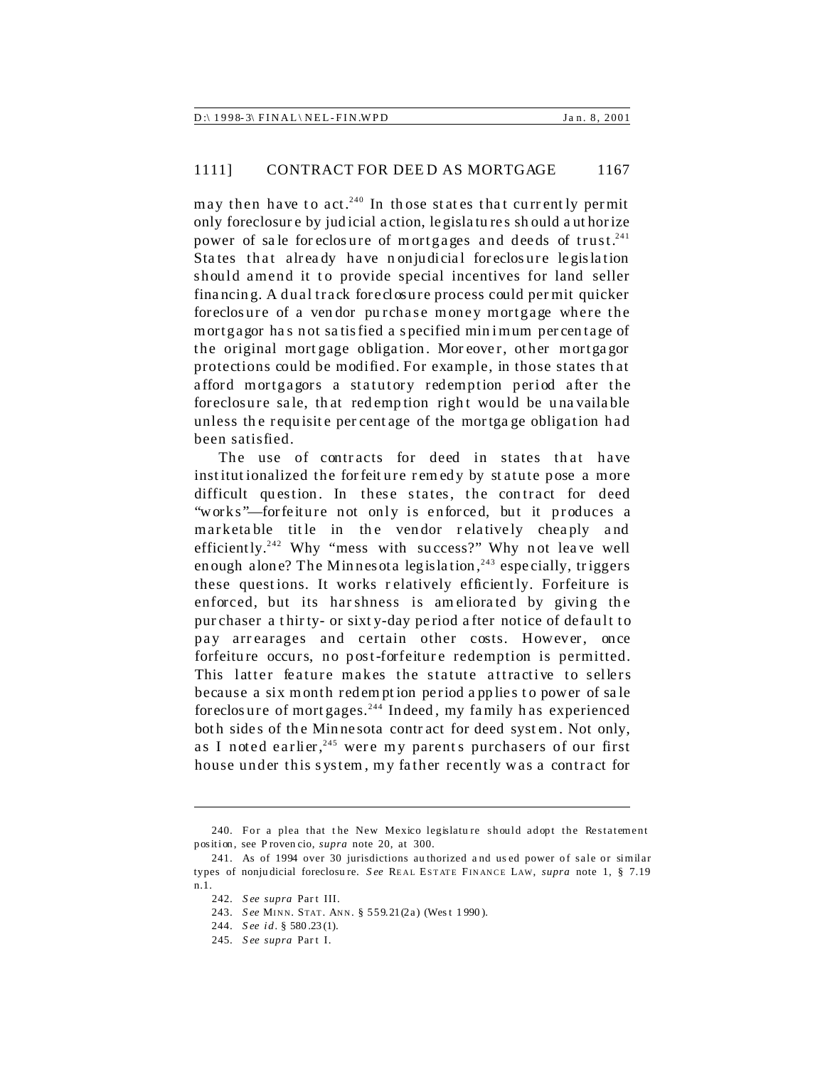may then have to act.[240] In those states that currently permit only foreclosure by judicial action, legislatures should authorize power of sale foreclosure of mortgages and deeds of trust.[241] States that already have nonjudicial foreclosure legislation should amend it to provide special incentives for land seller financing. A dual track foreclosure process could permit quicker foreclosure of a vendor purchase money mortgage where the mortgagor has not satisfied a specified minimum percentage of the original mortgage obligation. Moreover, other mortgagor protections could be modified. For example, in those states that afford mortgagors a statutory redemption period after the foreclosure sale, that redemption right would be unavailable unless the requisite percentage of the mortgage obligation had been satisfied.

The use of contracts for deed in states that have institutionalized the forfeiture remedy by statute pose a more difficult question. In these states, the contract for deed "works"—forfeiture not only is enforced, but it produces a marketable title in the vendor relatively cheaply and efficiently.[242] Why "mess with success?" Why not leave well enough alone? The Minnesota legislation,[243] especially, triggers these questions. It works relatively efficiently. Forfeiture is enforced, but its harshness is ameliorated by giving the purchaser a thirty- or sixty-day period after notice of default to pay arrearages and certain other costs. However, once forfeiture occurs, no post-forfeiture redemption is permitted. This latter feature makes the statute attractive to sellers because a six month redemption period applies to power of sale foreclosure of mortgages.[244] Indeed, my family has experienced both sides of the Minnesota contract for deed system. Not only, as I noted earlier,[245] were my parents purchasers of our first house under this system, my father recently was a contract for

---

240. For a plea that the New Mexico legislature should adopt the Restatement position, see Provencio, *supra* note 20, at 300.

241. As of 1994 over 30 jurisdictions authorized and used power of sale or similar types of nonjudicial foreclosure. *See* REAL ESTATE FINANCE LAW, *supra* note 1, § 7.19 n.1.

242. *See supra* Part III.

243. *See* MINN. STAT. ANN. § 559.21(2a) (West 1990).

244. *See id.* § 580.23(1).

245. *See supra* Part I.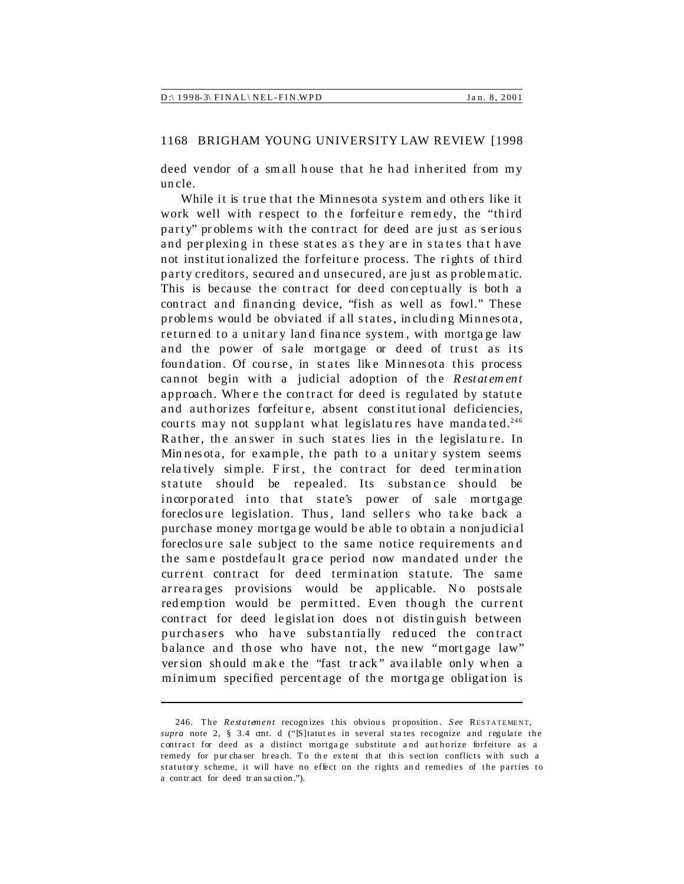deed vendor of a small house that he had inherited from my uncle.

While it is true that the Minnesota system and others like it work well with respect to the forfeiture remedy, the "third party" problems with the contract for deed are just as serious and perplexing in these states as they are in states that have not institutionalized the forfeiture process. The rights of third party creditors, secured and unsecured, are just as problematic. This is because the contract for deed conceptually is both a contract and financing device, "fish as well as fowl." These problems would be obviated if all states, including Minnesota, returned to a unitary land finance system, with mortgage law and the power of sale mortgage or deed of trust as its foundation. Of course, in states like Minnesota this process cannot begin with a judicial adoption of the *Restatement* approach. Where the contract for deed is regulated by statute and authorizes forfeiture, absent constitutional deficiencies, courts may not supplant what legislatures have mandated.[246] Rather, the answer in such states lies in the legislature. In Minnesota, for example, the path to a unitary system seems relatively simple. First, the contract for deed termination statute should be repealed. Its substance should be incorporated into that state's power of sale mortgage foreclosure legislation. Thus, land sellers who take back a purchase money mortgage would be able to obtain a nonjudicial foreclosure sale subject to the same notice requirements and the same postdefault grace period now mandated under the current contract for deed termination statute. The same arrearages provisions would be applicable. No postsale redemption would be permitted. Even though the current contract for deed legislation does not distinguish between purchasers who have substantially reduced the contract balance and those who have not, the new "mortgage law" version should make the "fast track" available only when a minimum specified percentage of the mortgage obligation is

---

246. The *Restatement* recognizes this obvious proposition. *See* RESTATEMENT, *supra* note 2, § 3.4 cmt. d ("[S]tatutes in several states recognize and regulate the contract for deed as a distinct mortgage substitute and authorize forfeiture as a remedy for purchaser breach. To the extent that this section conflicts with such a statutory scheme, it will have no effect on the rights and remedies of the parties to a contract for deed transaction.").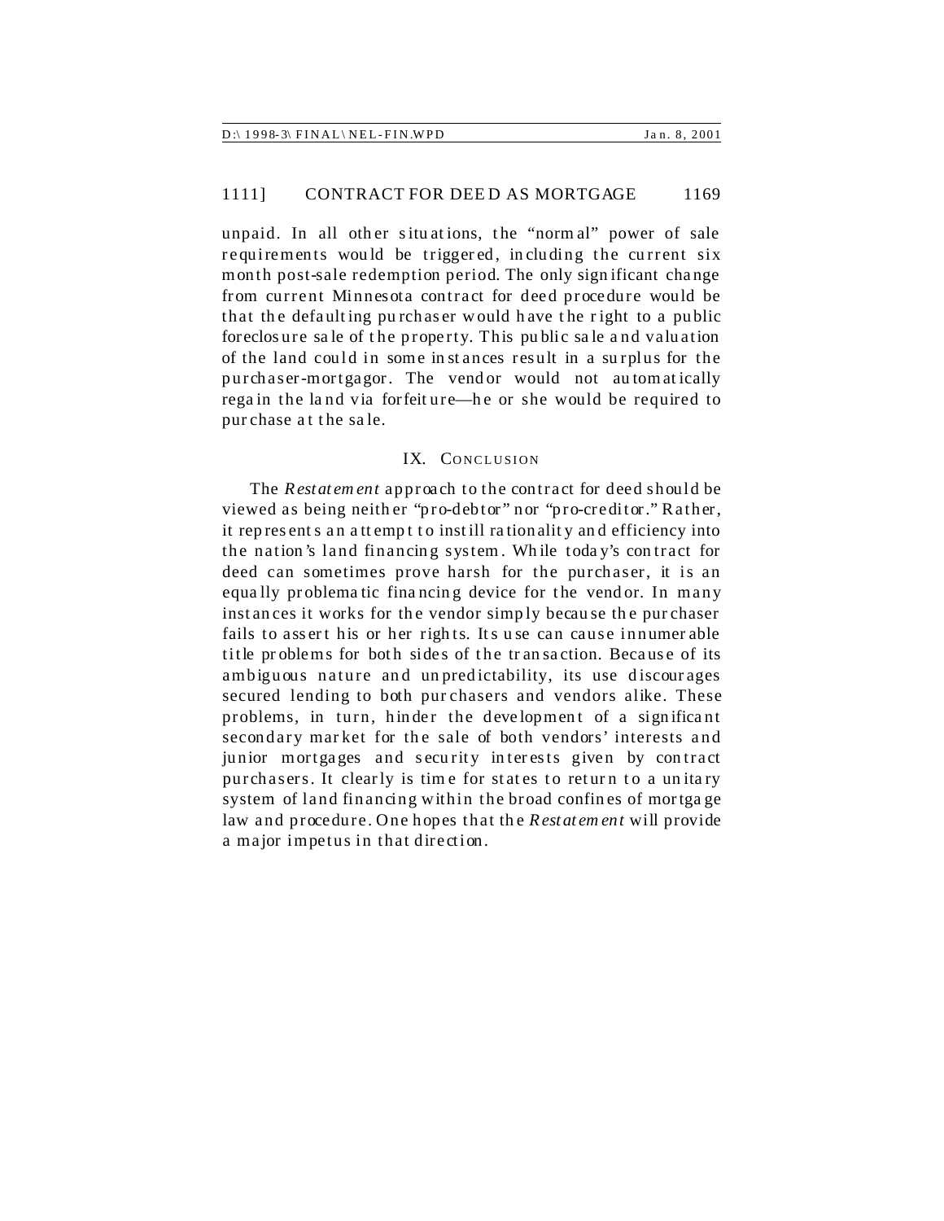unpaid. In all other situations, the "normal" power of sale requirements would be triggered, including the current six month post-sale redemption period. The only significant change from current Minnesota contract for deed procedure would be that the defaulting purchaser would have the right to a public foreclosure sale of the property. This public sale and valuation of the land could in some instances result in a surplus for the purchaser-mortgagor. The vendor would not automatically regain the land via forfeiture—he or she would be required to purchase at the sale.

## IX. CONCLUSION

The *Restatement* approach to the contract for deed should be viewed as being neither "pro-debtor" nor "pro-creditor." Rather, it represents an attempt to instill rationality and efficiency into the nation's land financing system. While today's contract for deed can sometimes prove harsh for the purchaser, it is an equally problematic financing device for the vendor. In many instances it works for the vendor simply because the purchaser fails to assert his or her rights. Its use can cause innumerable title problems for both sides of the transaction. Because of its ambiguous nature and unpredictability, its use discourages secured lending to both purchasers and vendors alike. These problems, in turn, hinder the development of a significant secondary market for the sale of both vendors' interests and junior mortgages and security interests given by contract purchasers. It clearly is time for states to return to a unitary system of land financing within the broad confines of mortgage law and procedure. One hopes that the *Restatement* will provide a major impetus in that direction.